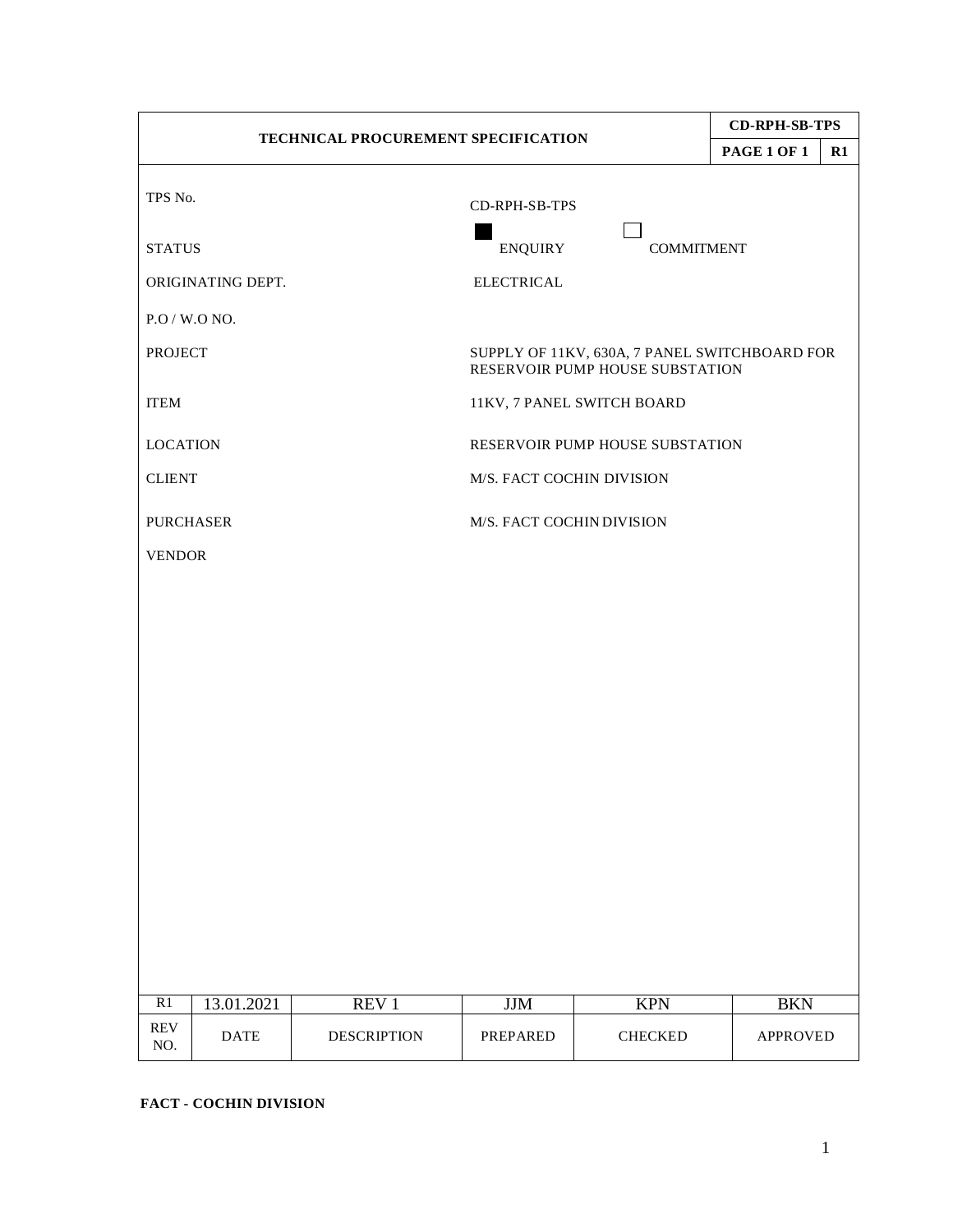| TECHNICAL PROCUREMENT SPECIFICATION | CD-RPH-SB-TPS | |
|---|---|---|
| | PAGE 1 OF 1 | R1 |

| | |
|---|---|
| TPS No. | CD-RPH-SB-TPS |
| STATUS | ■ ENQUIRY ☐ COMMITMENT |
| ORIGINATING DEPT. | ELECTRICAL |
| P.O / W.O NO. | |
| PROJECT | SUPPLY OF 11KV, 630A, 7 PANEL SWITCHBOARD FOR RESERVOIR PUMP HOUSE SUBSTATION |
| ITEM | 11KV, 7 PANEL SWITCH BOARD |
| LOCATION | RESERVOIR PUMP HOUSE SUBSTATION |
| CLIENT | M/S. FACT COCHIN DIVISION |
| PURCHASER | M/S. FACT COCHIN DIVISION |
| VENDOR | |

| R1 | 13.01.2021 | REV 1 | JJM | KPN | BKN |
|---|---|---|---|---|---|
| REV NO. | DATE | DESCRIPTION | PREPARED | CHECKED | APPROVED |

**FACT - COCHIN DIVISION**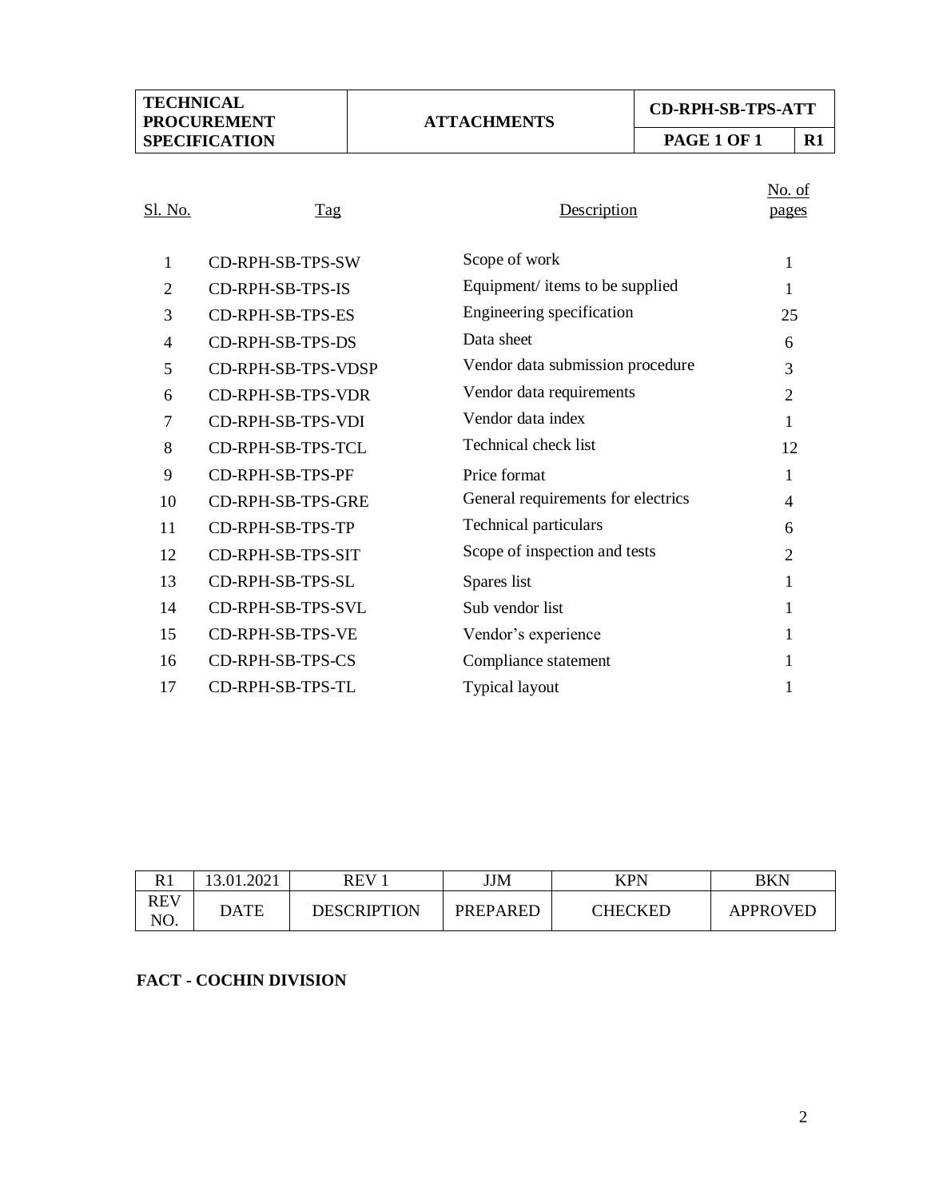| TECHNICAL PROCUREMENT SPECIFICATION | ATTACHMENTS | CD-RPH-SB-TPS-ATT | |
|---|---|---|---|
| | | PAGE 1 OF 1 | R1 |

| Sl. No. | Tag | Description | No. of pages |
|---|---|---|---|
| 1 | CD-RPH-SB-TPS-SW | Scope of work | 1 |
| 2 | CD-RPH-SB-TPS-IS | Equipment/ items to be supplied | 1 |
| 3 | CD-RPH-SB-TPS-ES | Engineering specification | 25 |
| 4 | CD-RPH-SB-TPS-DS | Data sheet | 6 |
| 5 | CD-RPH-SB-TPS-VDSP | Vendor data submission procedure | 3 |
| 6 | CD-RPH-SB-TPS-VDR | Vendor data requirements | 2 |
| 7 | CD-RPH-SB-TPS-VDI | Vendor data index | 1 |
| 8 | CD-RPH-SB-TPS-TCL | Technical check list | 12 |
| 9 | CD-RPH-SB-TPS-PF | Price format | 1 |
| 10 | CD-RPH-SB-TPS-GRE | General requirements for electrics | 4 |
| 11 | CD-RPH-SB-TPS-TP | Technical particulars | 6 |
| 12 | CD-RPH-SB-TPS-SIT | Scope of inspection and tests | 2 |
| 13 | CD-RPH-SB-TPS-SL | Spares list | 1 |
| 14 | CD-RPH-SB-TPS-SVL | Sub vendor list | 1 |
| 15 | CD-RPH-SB-TPS-VE | Vendor's experience | 1 |
| 16 | CD-RPH-SB-TPS-CS | Compliance statement | 1 |
| 17 | CD-RPH-SB-TPS-TL | Typical layout | 1 |

| R1 | 13.01.2021 | REV 1 | JJM | KPN | BKN |
|---|---|---|---|---|---|
| REV NO. | DATE | DESCRIPTION | PREPARED | CHECKED | APPROVED |

**FACT - COCHIN DIVISION**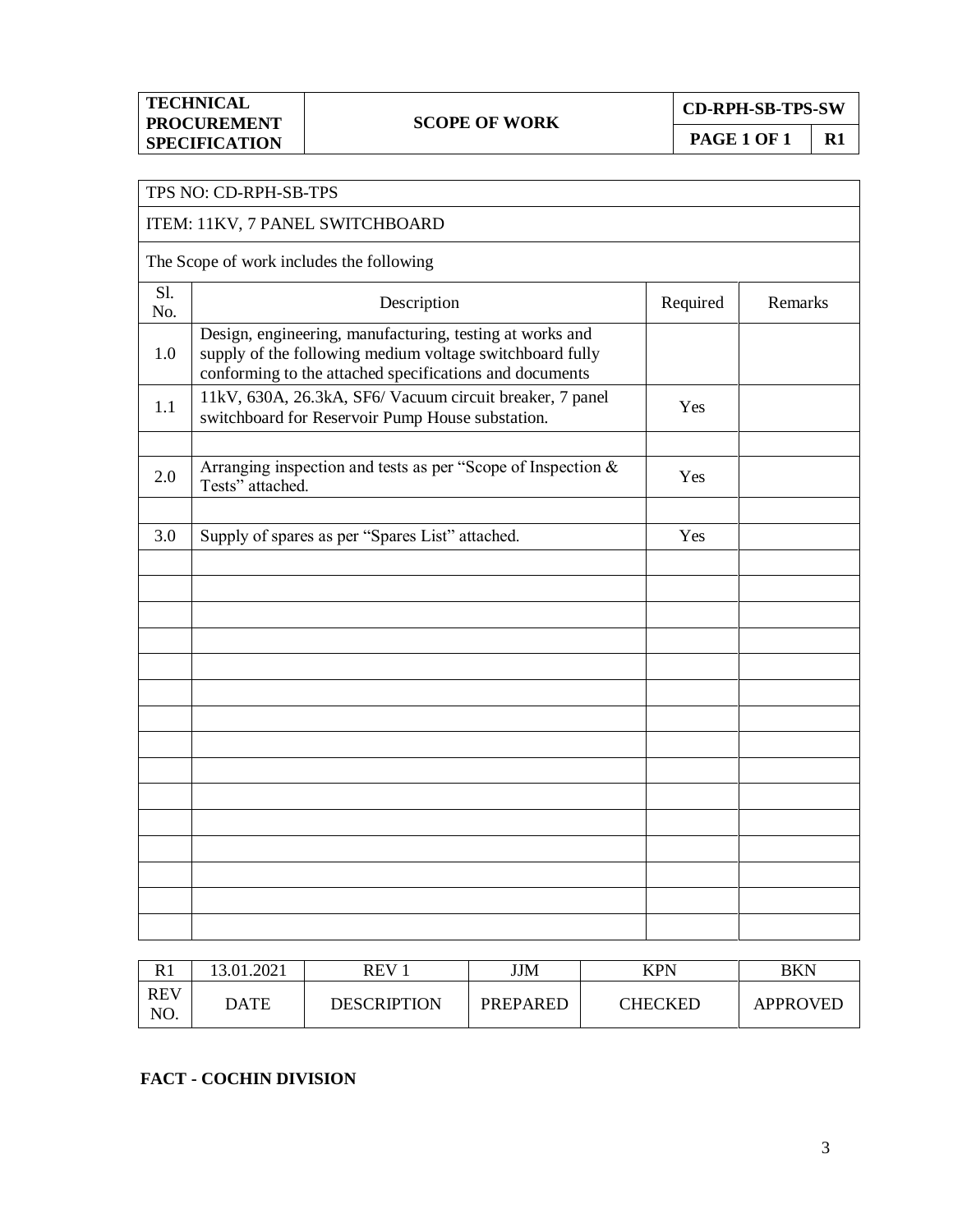| TECHNICAL PROCUREMENT SPECIFICATION | SCOPE OF WORK | CD-RPH-SB-TPS-SW | |
|---|---|---|---|
| | | PAGE 1 OF 1 | R1 |

| TPS NO: CD-RPH-SB-TPS | | | |
|---|---|---|---|
| ITEM: 11KV, 7 PANEL SWITCHBOARD | | | |
| The Scope of work includes the following | | | |
| Sl. No. | Description | Required | Remarks |
| 1.0 | Design, engineering, manufacturing, testing at works and supply of the following medium voltage switchboard fully conforming to the attached specifications and documents | | |
| 1.1 | 11kV, 630A, 26.3kA, SF6/ Vacuum circuit breaker, 7 panel switchboard for Reservoir Pump House substation. | Yes | |
| | | | |
| 2.0 | Arranging inspection and tests as per "Scope of Inspection & Tests" attached. | Yes | |
| | | | |
| 3.0 | Supply of spares as per "Spares List" attached. | Yes | |

| R1 | 13.01.2021 | REV 1 | JJM | KPN | BKN |
|---|---|---|---|---|---|
| REV NO. | DATE | DESCRIPTION | PREPARED | CHECKED | APPROVED |

**FACT - COCHIN DIVISION**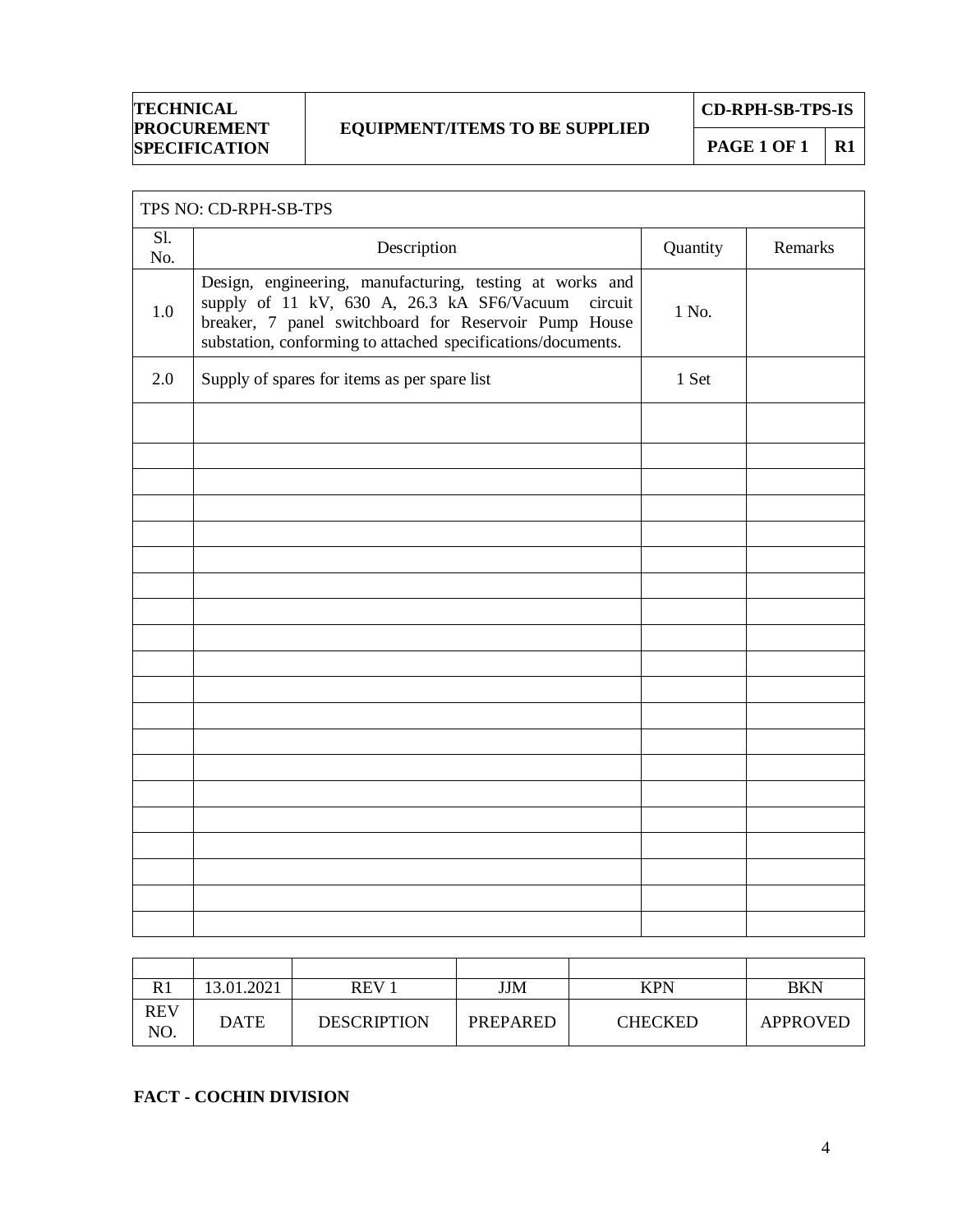| TECHNICAL PROCUREMENT SPECIFICATION | EQUIPMENT/ITEMS TO BE SUPPLIED | CD-RPH-SB-TPS-IS | |
|---|---|---|---|
| | | PAGE 1 OF 1 | R1 |

| TPS NO: CD-RPH-SB-TPS | | | |
|---|---|---|---|
| Sl. No. | Description | Quantity | Remarks |
| 1.0 | Design, engineering, manufacturing, testing at works and supply of 11 kV, 630 A, 26.3 kA SF6/Vacuum circuit breaker, 7 panel switchboard for Reservoir Pump House substation, conforming to attached specifications/documents. | 1 No. | |
| 2.0 | Supply of spares for items as per spare list | 1 Set | |

| | | | | | |
|---|---|---|---|---|---|
| R1 | 13.01.2021 | REV 1 | JJM | KPN | BKN |
| REV NO. | DATE | DESCRIPTION | PREPARED | CHECKED | APPROVED |

**FACT - COCHIN DIVISION**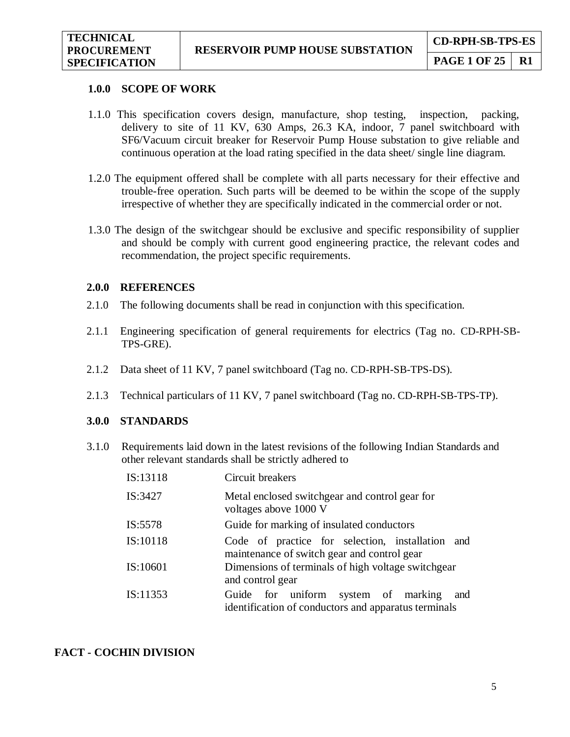## 1.0.0 SCOPE OF WORK

1.1.0 This specification covers design, manufacture, shop testing, inspection, packing, delivery to site of 11 KV, 630 Amps, 26.3 KA, indoor, 7 panel switchboard with SF6/Vacuum circuit breaker for Reservoir Pump House substation to give reliable and continuous operation at the load rating specified in the data sheet/ single line diagram.

1.2.0 The equipment offered shall be complete with all parts necessary for their effective and trouble-free operation. Such parts will be deemed to be within the scope of the supply irrespective of whether they are specifically indicated in the commercial order or not.

1.3.0 The design of the switchgear should be exclusive and specific responsibility of supplier and should be comply with current good engineering practice, the relevant codes and recommendation, the project specific requirements.

## 2.0.0 REFERENCES

2.1.0 The following documents shall be read in conjunction with this specification.

2.1.1 Engineering specification of general requirements for electrics (Tag no. CD-RPH-SB-TPS-GRE).

2.1.2 Data sheet of 11 KV, 7 panel switchboard (Tag no. CD-RPH-SB-TPS-DS).

2.1.3 Technical particulars of 11 KV, 7 panel switchboard (Tag no. CD-RPH-SB-TPS-TP).

## 3.0.0 STANDARDS

3.1.0 Requirements laid down in the latest revisions of the following Indian Standards and other relevant standards shall be strictly adhered to

| | |
|---|---|
| IS:13118 | Circuit breakers |
| IS:3427 | Metal enclosed switchgear and control gear for voltages above 1000 V |
| IS:5578 | Guide for marking of insulated conductors |
| IS:10118 | Code of practice for selection, installation and maintenance of switch gear and control gear |
| IS:10601 | Dimensions of terminals of high voltage switchgear and control gear |
| IS:11353 | Guide for uniform system of marking and identification of conductors and apparatus terminals |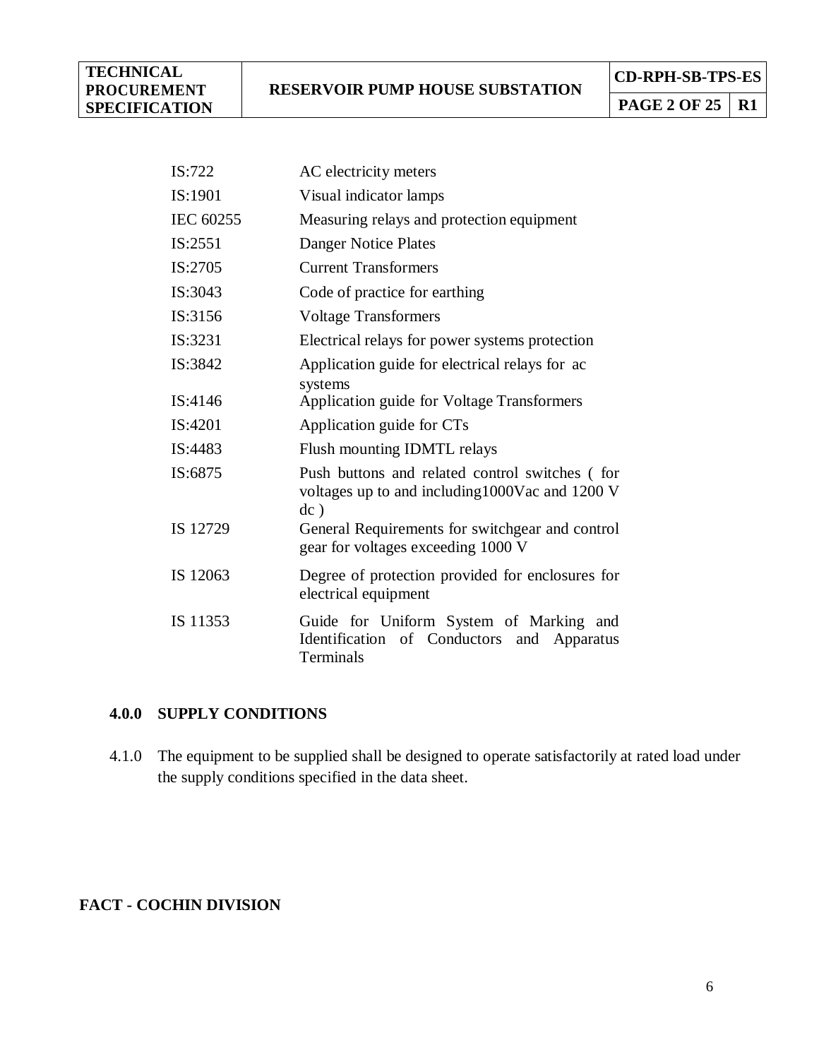| | |
|---|---|
| IS:722 | AC electricity meters |
| IS:1901 | Visual indicator lamps |
| IEC 60255 | Measuring relays and protection equipment |
| IS:2551 | Danger Notice Plates |
| IS:2705 | Current Transformers |
| IS:3043 | Code of practice for earthing |
| IS:3156 | Voltage Transformers |
| IS:3231 | Electrical relays for power systems protection |
| IS:3842 | Application guide for electrical relays for ac systems |
| IS:4146 | Application guide for Voltage Transformers |
| IS:4201 | Application guide for CTs |
| IS:4483 | Flush mounting IDMTL relays |
| IS:6875 | Push buttons and related control switches ( for voltages up to and including1000Vac and 1200 V dc ) |
| IS 12729 | General Requirements for switchgear and control gear for voltages exceeding 1000 V |
| IS 12063 | Degree of protection provided for enclosures for electrical equipment |
| IS 11353 | Guide for Uniform System of Marking and Identification of Conductors and Apparatus Terminals |

## 4.0.0 SUPPLY CONDITIONS

4.1.0 The equipment to be supplied shall be designed to operate satisfactorily at rated load under the supply conditions specified in the data sheet.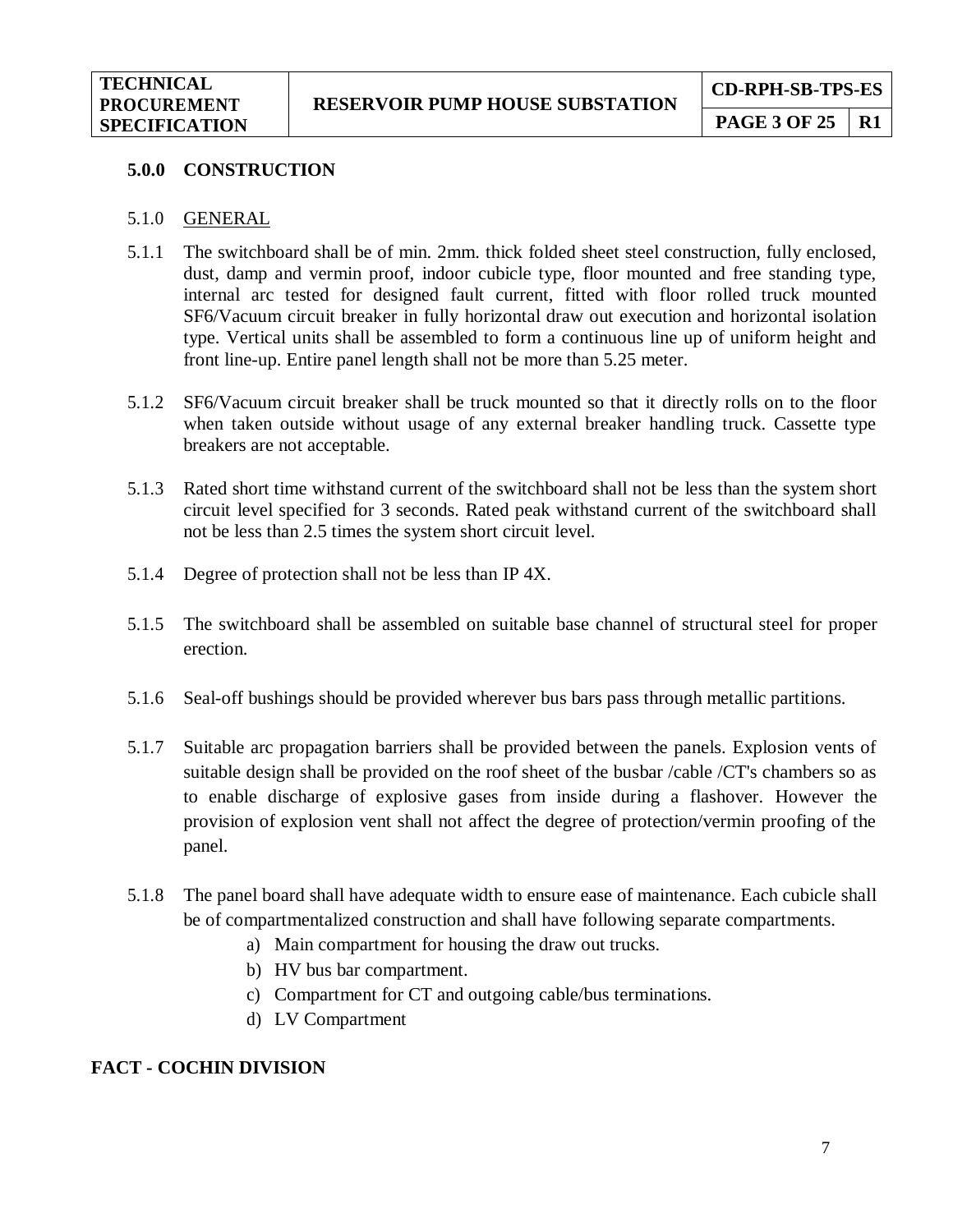## 5.0.0 CONSTRUCTION

### 5.1.0 GENERAL

5.1.1 The switchboard shall be of min. 2mm. thick folded sheet steel construction, fully enclosed, dust, damp and vermin proof, indoor cubicle type, floor mounted and free standing type, internal arc tested for designed fault current, fitted with floor rolled truck mounted SF6/Vacuum circuit breaker in fully horizontal draw out execution and horizontal isolation type. Vertical units shall be assembled to form a continuous line up of uniform height and front line-up. Entire panel length shall not be more than 5.25 meter.

5.1.2 SF6/Vacuum circuit breaker shall be truck mounted so that it directly rolls on to the floor when taken outside without usage of any external breaker handling truck. Cassette type breakers are not acceptable.

5.1.3 Rated short time withstand current of the switchboard shall not be less than the system short circuit level specified for 3 seconds. Rated peak withstand current of the switchboard shall not be less than 2.5 times the system short circuit level.

5.1.4 Degree of protection shall not be less than IP 4X.

5.1.5 The switchboard shall be assembled on suitable base channel of structural steel for proper erection.

5.1.6 Seal-off bushings should be provided wherever bus bars pass through metallic partitions.

5.1.7 Suitable arc propagation barriers shall be provided between the panels. Explosion vents of suitable design shall be provided on the roof sheet of the busbar /cable /CT's chambers so as to enable discharge of explosive gases from inside during a flashover. However the provision of explosion vent shall not affect the degree of protection/vermin proofing of the panel.

5.1.8 The panel board shall have adequate width to ensure ease of maintenance. Each cubicle shall be of compartmentalized construction and shall have following separate compartments.

a) Main compartment for housing the draw out trucks.
b) HV bus bar compartment.
c) Compartment for CT and outgoing cable/bus terminations.
d) LV Compartment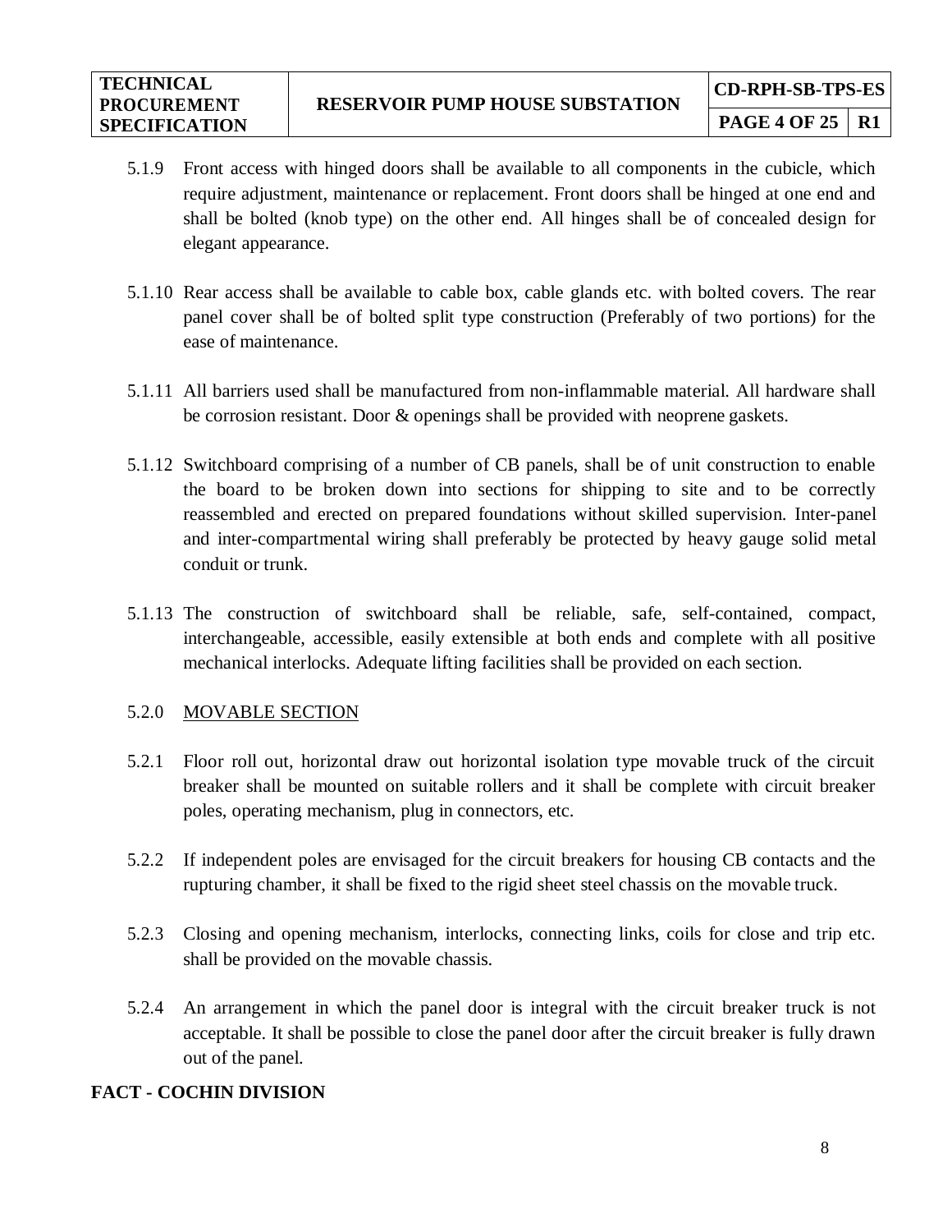5.1.9 Front access with hinged doors shall be available to all components in the cubicle, which require adjustment, maintenance or replacement. Front doors shall be hinged at one end and shall be bolted (knob type) on the other end. All hinges shall be of concealed design for elegant appearance.

5.1.10 Rear access shall be available to cable box, cable glands etc. with bolted covers. The rear panel cover shall be of bolted split type construction (Preferably of two portions) for the ease of maintenance.

5.1.11 All barriers used shall be manufactured from non-inflammable material. All hardware shall be corrosion resistant. Door & openings shall be provided with neoprene gaskets.

5.1.12 Switchboard comprising of a number of CB panels, shall be of unit construction to enable the board to be broken down into sections for shipping to site and to be correctly reassembled and erected on prepared foundations without skilled supervision. Inter-panel and inter-compartmental wiring shall preferably be protected by heavy gauge solid metal conduit or trunk.

5.1.13 The construction of switchboard shall be reliable, safe, self-contained, compact, interchangeable, accessible, easily extensible at both ends and complete with all positive mechanical interlocks. Adequate lifting facilities shall be provided on each section.

5.2.0 MOVABLE SECTION

5.2.1 Floor roll out, horizontal draw out horizontal isolation type movable truck of the circuit breaker shall be mounted on suitable rollers and it shall be complete with circuit breaker poles, operating mechanism, plug in connectors, etc.

5.2.2 If independent poles are envisaged for the circuit breakers for housing CB contacts and the rupturing chamber, it shall be fixed to the rigid sheet steel chassis on the movable truck.

5.2.3 Closing and opening mechanism, interlocks, connecting links, coils for close and trip etc. shall be provided on the movable chassis.

5.2.4 An arrangement in which the panel door is integral with the circuit breaker truck is not acceptable. It shall be possible to close the panel door after the circuit breaker is fully drawn out of the panel.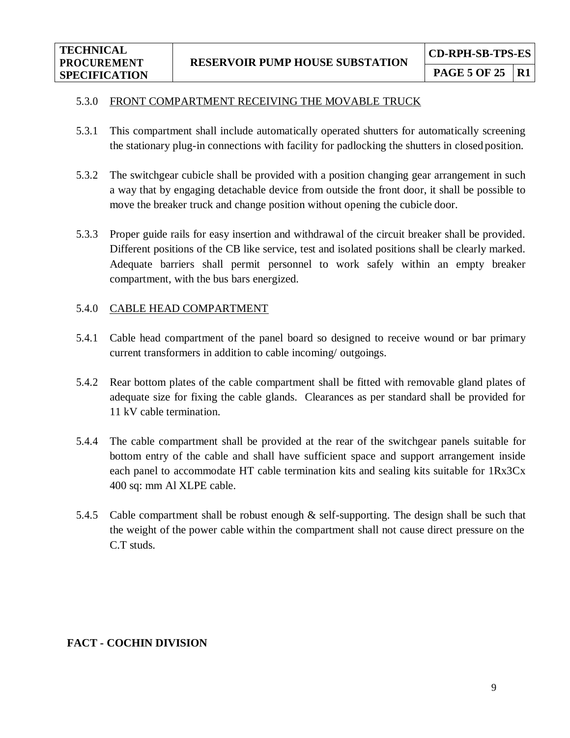5.3.0 <u>FRONT COMPARTMENT RECEIVING THE MOVABLE TRUCK</u>

5.3.1 This compartment shall include automatically operated shutters for automatically screening the stationary plug-in connections with facility for padlocking the shutters in closed position.

5.3.2 The switchgear cubicle shall be provided with a position changing gear arrangement in such a way that by engaging detachable device from outside the front door, it shall be possible to move the breaker truck and change position without opening the cubicle door.

5.3.3 Proper guide rails for easy insertion and withdrawal of the circuit breaker shall be provided. Different positions of the CB like service, test and isolated positions shall be clearly marked. Adequate barriers shall permit personnel to work safely within an empty breaker compartment, with the bus bars energized.

5.4.0 <u>CABLE HEAD COMPARTMENT</u>

5.4.1 Cable head compartment of the panel board so designed to receive wound or bar primary current transformers in addition to cable incoming/ outgoings.

5.4.2 Rear bottom plates of the cable compartment shall be fitted with removable gland plates of adequate size for fixing the cable glands. Clearances as per standard shall be provided for 11 kV cable termination.

5.4.4 The cable compartment shall be provided at the rear of the switchgear panels suitable for bottom entry of the cable and shall have sufficient space and support arrangement inside each panel to accommodate HT cable termination kits and sealing kits suitable for 1Rx3Cx 400 sq: mm Al XLPE cable.

5.4.5 Cable compartment shall be robust enough & self-supporting. The design shall be such that the weight of the power cable within the compartment shall not cause direct pressure on the C.T studs.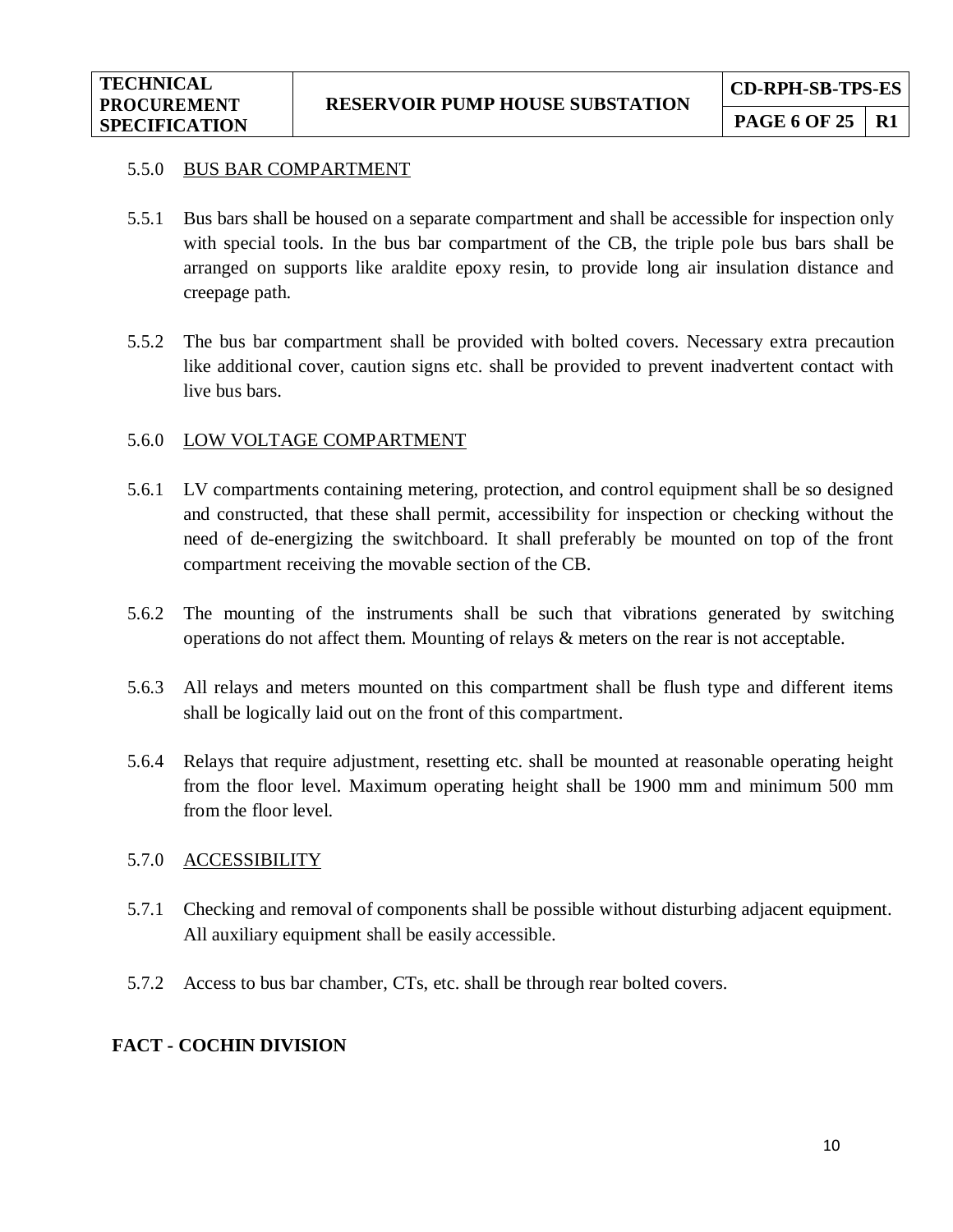5.5.0 BUS BAR COMPARTMENT

5.5.1 Bus bars shall be housed on a separate compartment and shall be accessible for inspection only with special tools. In the bus bar compartment of the CB, the triple pole bus bars shall be arranged on supports like araldite epoxy resin, to provide long air insulation distance and creepage path.

5.5.2 The bus bar compartment shall be provided with bolted covers. Necessary extra precaution like additional cover, caution signs etc. shall be provided to prevent inadvertent contact with live bus bars.

5.6.0 LOW VOLTAGE COMPARTMENT

5.6.1 LV compartments containing metering, protection, and control equipment shall be so designed and constructed, that these shall permit, accessibility for inspection or checking without the need of de-energizing the switchboard. It shall preferably be mounted on top of the front compartment receiving the movable section of the CB.

5.6.2 The mounting of the instruments shall be such that vibrations generated by switching operations do not affect them. Mounting of relays & meters on the rear is not acceptable.

5.6.3 All relays and meters mounted on this compartment shall be flush type and different items shall be logically laid out on the front of this compartment.

5.6.4 Relays that require adjustment, resetting etc. shall be mounted at reasonable operating height from the floor level. Maximum operating height shall be 1900 mm and minimum 500 mm from the floor level.

5.7.0 ACCESSIBILITY

5.7.1 Checking and removal of components shall be possible without disturbing adjacent equipment. All auxiliary equipment shall be easily accessible.

5.7.2 Access to bus bar chamber, CTs, etc. shall be through rear bolted covers.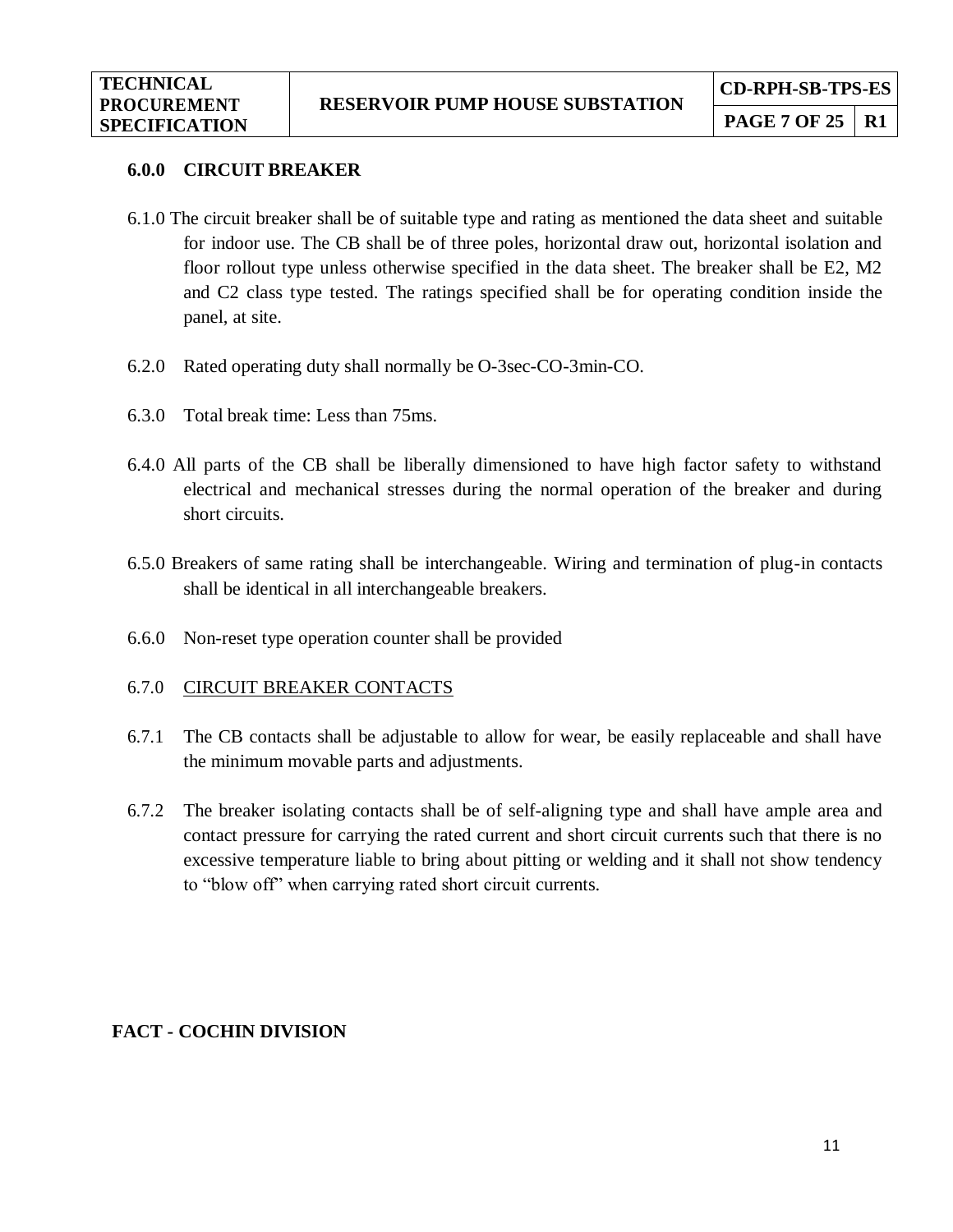## 6.0.0 CIRCUIT BREAKER

6.1.0 The circuit breaker shall be of suitable type and rating as mentioned the data sheet and suitable for indoor use. The CB shall be of three poles, horizontal draw out, horizontal isolation and floor rollout type unless otherwise specified in the data sheet. The breaker shall be E2, M2 and C2 class type tested. The ratings specified shall be for operating condition inside the panel, at site.

6.2.0 Rated operating duty shall normally be O-3sec-CO-3min-CO.

6.3.0 Total break time: Less than 75ms.

6.4.0 All parts of the CB shall be liberally dimensioned to have high factor safety to withstand electrical and mechanical stresses during the normal operation of the breaker and during short circuits.

6.5.0 Breakers of same rating shall be interchangeable. Wiring and termination of plug-in contacts shall be identical in all interchangeable breakers.

6.6.0 Non-reset type operation counter shall be provided

6.7.0 <u>CIRCUIT BREAKER CONTACTS</u>

6.7.1 The CB contacts shall be adjustable to allow for wear, be easily replaceable and shall have the minimum movable parts and adjustments.

6.7.2 The breaker isolating contacts shall be of self-aligning type and shall have ample area and contact pressure for carrying the rated current and short circuit currents such that there is no excessive temperature liable to bring about pitting or welding and it shall not show tendency to "blow off" when carrying rated short circuit currents.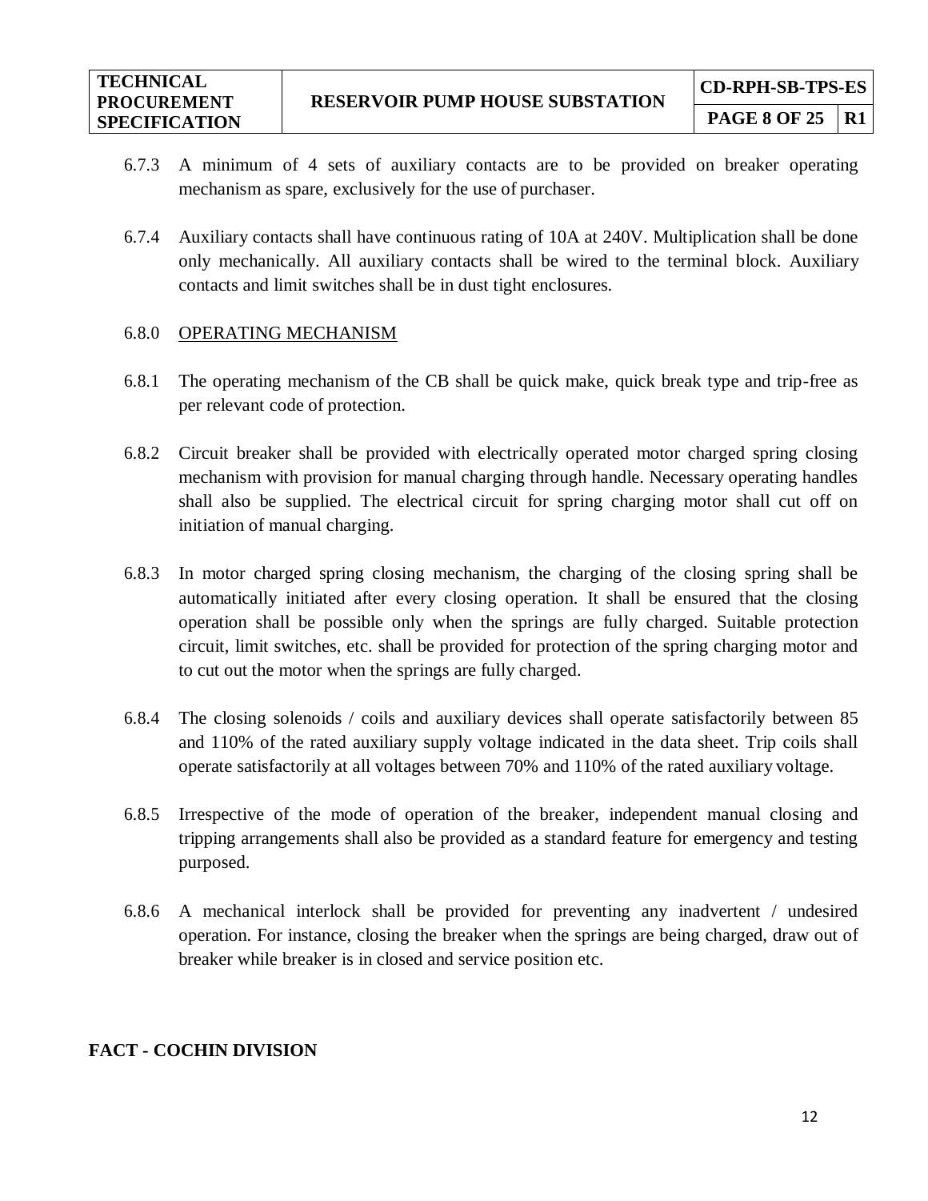6.7.3 A minimum of 4 sets of auxiliary contacts are to be provided on breaker operating mechanism as spare, exclusively for the use of purchaser.

6.7.4 Auxiliary contacts shall have continuous rating of 10A at 240V. Multiplication shall be done only mechanically. All auxiliary contacts shall be wired to the terminal block. Auxiliary contacts and limit switches shall be in dust tight enclosures.

6.8.0 <u>OPERATING MECHANISM</u>

6.8.1 The operating mechanism of the CB shall be quick make, quick break type and trip-free as per relevant code of protection.

6.8.2 Circuit breaker shall be provided with electrically operated motor charged spring closing mechanism with provision for manual charging through handle. Necessary operating handles shall also be supplied. The electrical circuit for spring charging motor shall cut off on initiation of manual charging.

6.8.3 In motor charged spring closing mechanism, the charging of the closing spring shall be automatically initiated after every closing operation. It shall be ensured that the closing operation shall be possible only when the springs are fully charged. Suitable protection circuit, limit switches, etc. shall be provided for protection of the spring charging motor and to cut out the motor when the springs are fully charged.

6.8.4 The closing solenoids / coils and auxiliary devices shall operate satisfactorily between 85 and 110% of the rated auxiliary supply voltage indicated in the data sheet. Trip coils shall operate satisfactorily at all voltages between 70% and 110% of the rated auxiliary voltage.

6.8.5 Irrespective of the mode of operation of the breaker, independent manual closing and tripping arrangements shall also be provided as a standard feature for emergency and testing purposed.

6.8.6 A mechanical interlock shall be provided for preventing any inadvertent / undesired operation. For instance, closing the breaker when the springs are being charged, draw out of breaker while breaker is in closed and service position etc.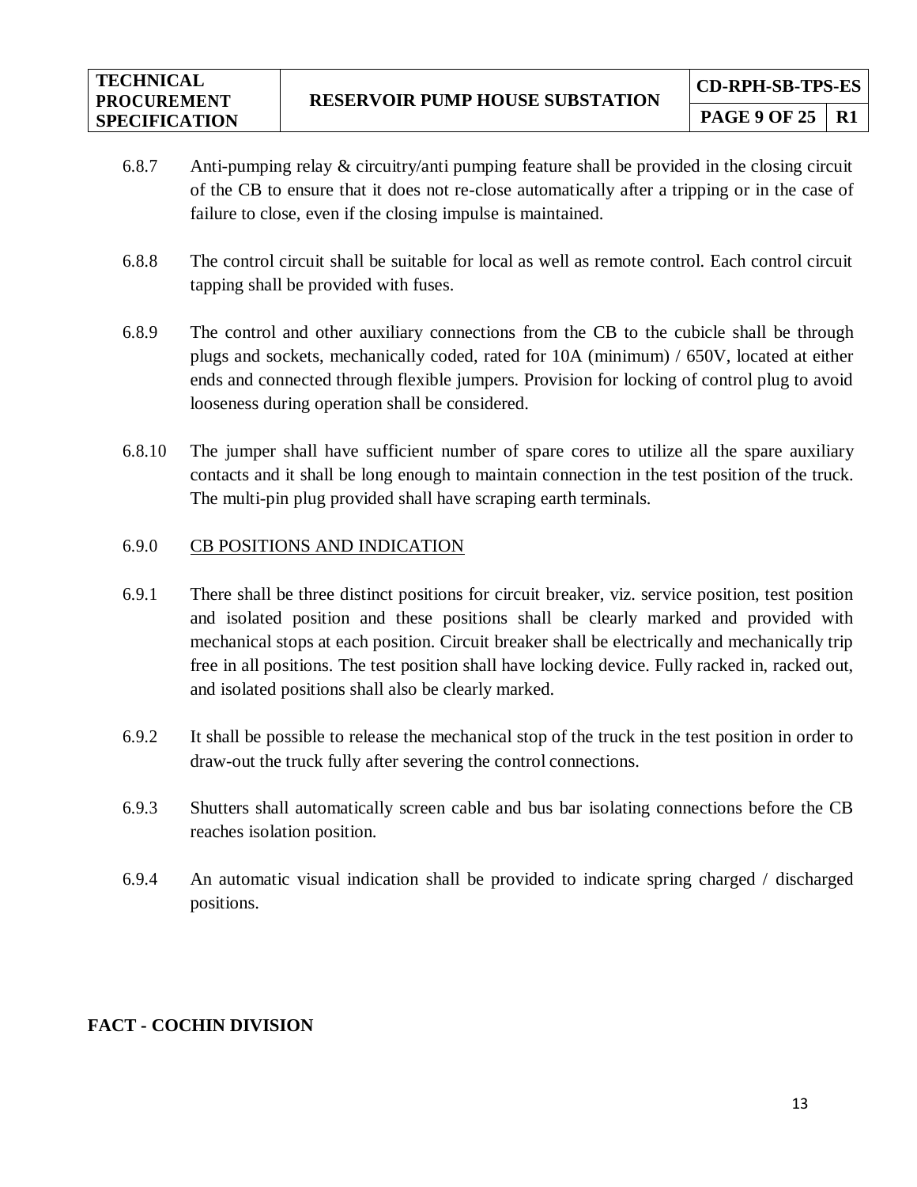6.8.7 Anti-pumping relay & circuitry/anti pumping feature shall be provided in the closing circuit of the CB to ensure that it does not re-close automatically after a tripping or in the case of failure to close, even if the closing impulse is maintained.

6.8.8 The control circuit shall be suitable for local as well as remote control. Each control circuit tapping shall be provided with fuses.

6.8.9 The control and other auxiliary connections from the CB to the cubicle shall be through plugs and sockets, mechanically coded, rated for 10A (minimum) / 650V, located at either ends and connected through flexible jumpers. Provision for locking of control plug to avoid looseness during operation shall be considered.

6.8.10 The jumper shall have sufficient number of spare cores to utilize all the spare auxiliary contacts and it shall be long enough to maintain connection in the test position of the truck. The multi-pin plug provided shall have scraping earth terminals.

6.9.0 CB POSITIONS AND INDICATION

6.9.1 There shall be three distinct positions for circuit breaker, viz. service position, test position and isolated position and these positions shall be clearly marked and provided with mechanical stops at each position. Circuit breaker shall be electrically and mechanically trip free in all positions. The test position shall have locking device. Fully racked in, racked out, and isolated positions shall also be clearly marked.

6.9.2 It shall be possible to release the mechanical stop of the truck in the test position in order to draw-out the truck fully after severing the control connections.

6.9.3 Shutters shall automatically screen cable and bus bar isolating connections before the CB reaches isolation position.

6.9.4 An automatic visual indication shall be provided to indicate spring charged / discharged positions.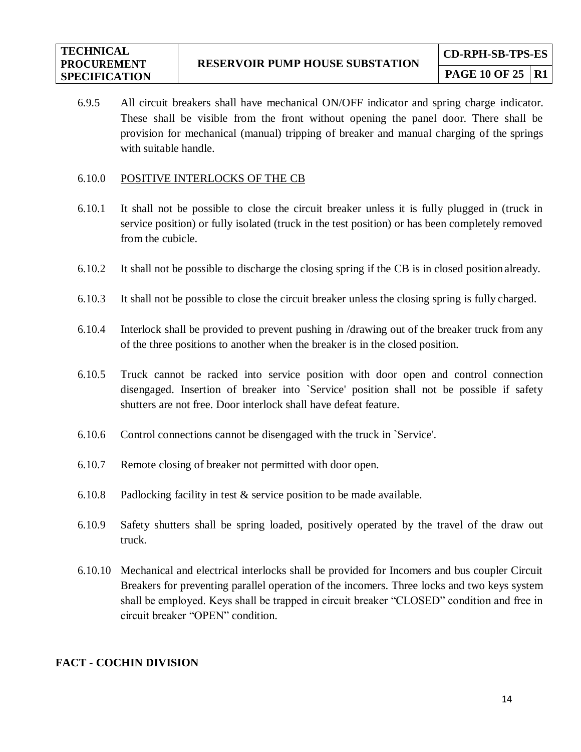6.9.5 All circuit breakers shall have mechanical ON/OFF indicator and spring charge indicator. These shall be visible from the front without opening the panel door. There shall be provision for mechanical (manual) tripping of breaker and manual charging of the springs with suitable handle.

6.10.0 POSITIVE INTERLOCKS OF THE CB

6.10.1 It shall not be possible to close the circuit breaker unless it is fully plugged in (truck in service position) or fully isolated (truck in the test position) or has been completely removed from the cubicle.

6.10.2 It shall not be possible to discharge the closing spring if the CB is in closed position already.

6.10.3 It shall not be possible to close the circuit breaker unless the closing spring is fully charged.

6.10.4 Interlock shall be provided to prevent pushing in /drawing out of the breaker truck from any of the three positions to another when the breaker is in the closed position.

6.10.5 Truck cannot be racked into service position with door open and control connection disengaged. Insertion of breaker into `Service' position shall not be possible if safety shutters are not free. Door interlock shall have defeat feature.

6.10.6 Control connections cannot be disengaged with the truck in `Service'.

6.10.7 Remote closing of breaker not permitted with door open.

6.10.8 Padlocking facility in test & service position to be made available.

6.10.9 Safety shutters shall be spring loaded, positively operated by the travel of the draw out truck.

6.10.10 Mechanical and electrical interlocks shall be provided for Incomers and bus coupler Circuit Breakers for preventing parallel operation of the incomers. Three locks and two keys system shall be employed. Keys shall be trapped in circuit breaker "CLOSED" condition and free in circuit breaker "OPEN" condition.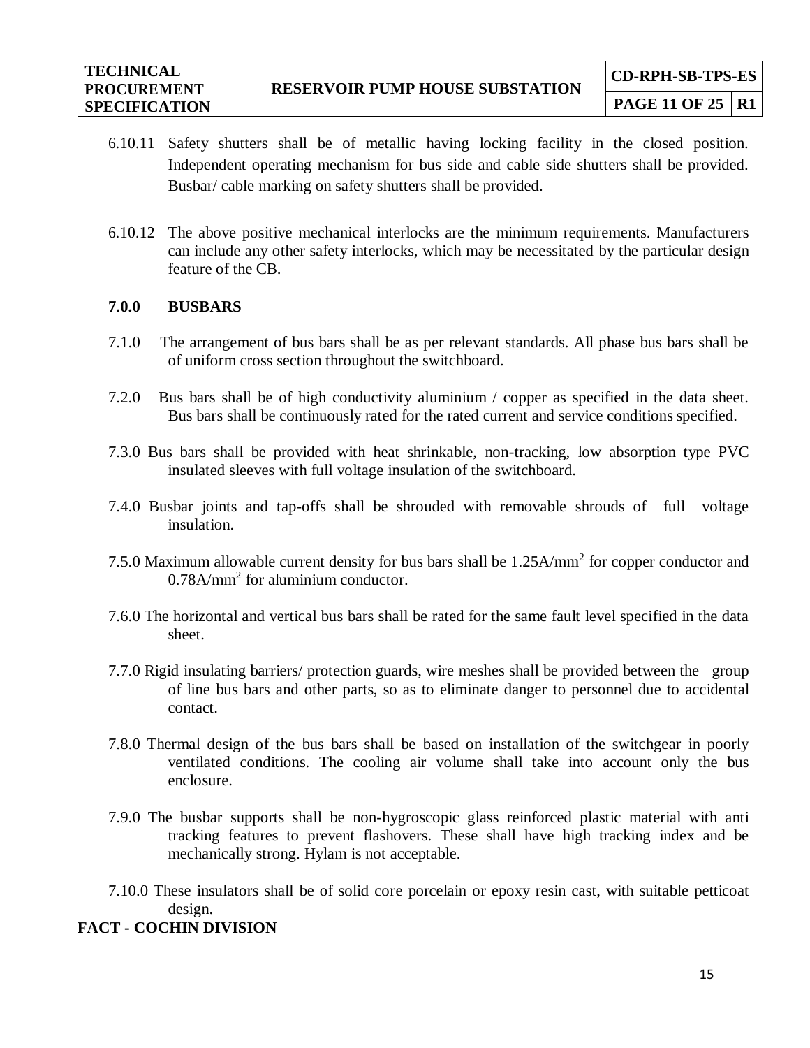6.10.11 Safety shutters shall be of metallic having locking facility in the closed position. Independent operating mechanism for bus side and cable side shutters shall be provided. Busbar/ cable marking on safety shutters shall be provided.

6.10.12 The above positive mechanical interlocks are the minimum requirements. Manufacturers can include any other safety interlocks, which may be necessitated by the particular design feature of the CB.

## 7.0.0 BUSBARS

7.1.0 The arrangement of bus bars shall be as per relevant standards. All phase bus bars shall be of uniform cross section throughout the switchboard.

7.2.0 Bus bars shall be of high conductivity aluminium / copper as specified in the data sheet. Bus bars shall be continuously rated for the rated current and service conditions specified.

7.3.0 Bus bars shall be provided with heat shrinkable, non-tracking, low absorption type PVC insulated sleeves with full voltage insulation of the switchboard.

7.4.0 Busbar joints and tap-offs shall be shrouded with removable shrouds of full voltage insulation.

7.5.0 Maximum allowable current density for bus bars shall be 1.25A/mm$^2$ for copper conductor and 0.78A/mm$^2$ for aluminium conductor.

7.6.0 The horizontal and vertical bus bars shall be rated for the same fault level specified in the data sheet.

7.7.0 Rigid insulating barriers/ protection guards, wire meshes shall be provided between the group of line bus bars and other parts, so as to eliminate danger to personnel due to accidental contact.

7.8.0 Thermal design of the bus bars shall be based on installation of the switchgear in poorly ventilated conditions. The cooling air volume shall take into account only the bus enclosure.

7.9.0 The busbar supports shall be non-hygroscopic glass reinforced plastic material with anti tracking features to prevent flashovers. These shall have high tracking index and be mechanically strong. Hylam is not acceptable.

7.10.0 These insulators shall be of solid core porcelain or epoxy resin cast, with suitable petticoat design.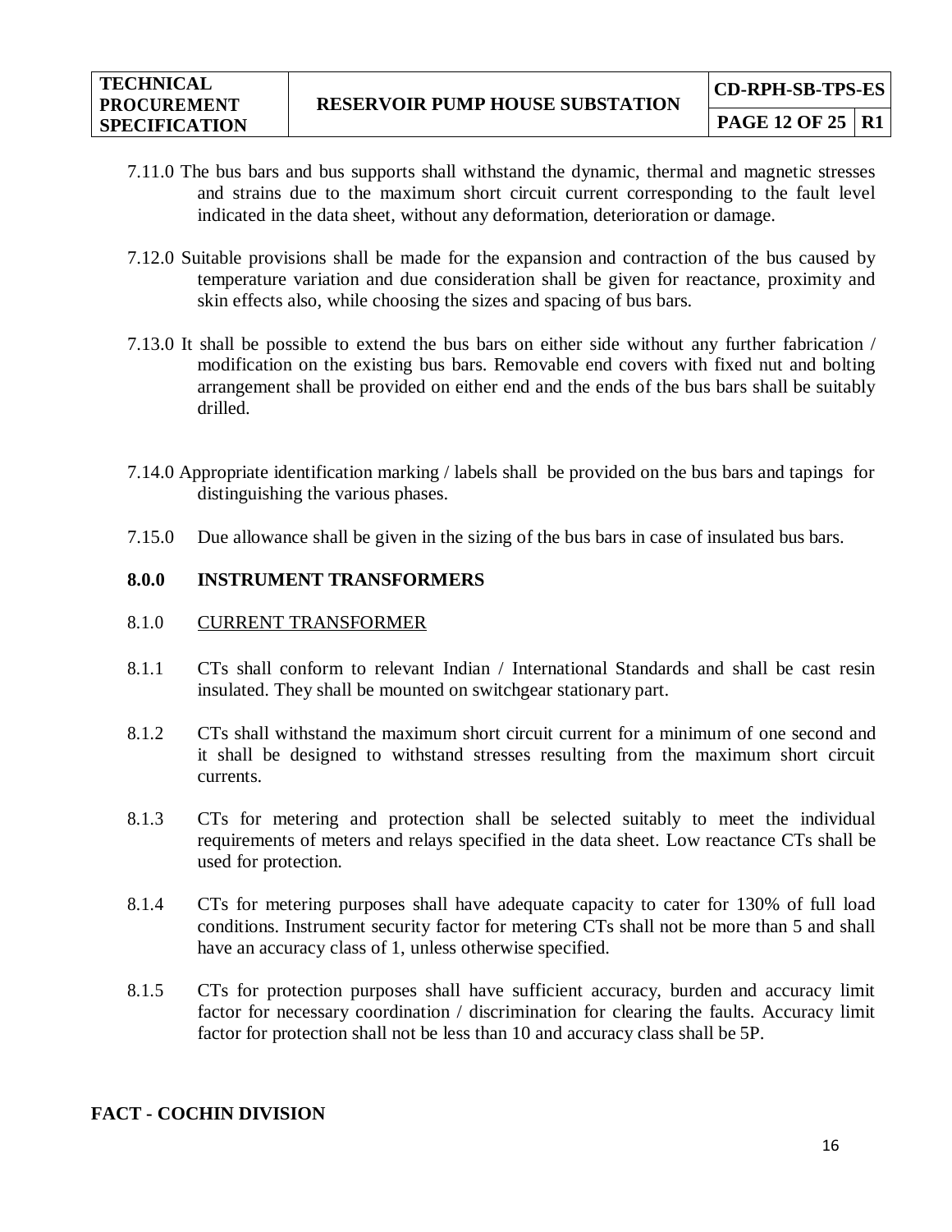7.11.0 The bus bars and bus supports shall withstand the dynamic, thermal and magnetic stresses and strains due to the maximum short circuit current corresponding to the fault level indicated in the data sheet, without any deformation, deterioration or damage.

7.12.0 Suitable provisions shall be made for the expansion and contraction of the bus caused by temperature variation and due consideration shall be given for reactance, proximity and skin effects also, while choosing the sizes and spacing of bus bars.

7.13.0 It shall be possible to extend the bus bars on either side without any further fabrication / modification on the existing bus bars. Removable end covers with fixed nut and bolting arrangement shall be provided on either end and the ends of the bus bars shall be suitably drilled.

7.14.0 Appropriate identification marking / labels shall be provided on the bus bars and tapings for distinguishing the various phases.

7.15.0 Due allowance shall be given in the sizing of the bus bars in case of insulated bus bars.

## 8.0.0 INSTRUMENT TRANSFORMERS

### 8.1.0 CURRENT TRANSFORMER

8.1.1 CTs shall conform to relevant Indian / International Standards and shall be cast resin insulated. They shall be mounted on switchgear stationary part.

8.1.2 CTs shall withstand the maximum short circuit current for a minimum of one second and it shall be designed to withstand stresses resulting from the maximum short circuit currents.

8.1.3 CTs for metering and protection shall be selected suitably to meet the individual requirements of meters and relays specified in the data sheet. Low reactance CTs shall be used for protection.

8.1.4 CTs for metering purposes shall have adequate capacity to cater for 130% of full load conditions. Instrument security factor for metering CTs shall not be more than 5 and shall have an accuracy class of 1, unless otherwise specified.

8.1.5 CTs for protection purposes shall have sufficient accuracy, burden and accuracy limit factor for necessary coordination / discrimination for clearing the faults. Accuracy limit factor for protection shall not be less than 10 and accuracy class shall be 5P.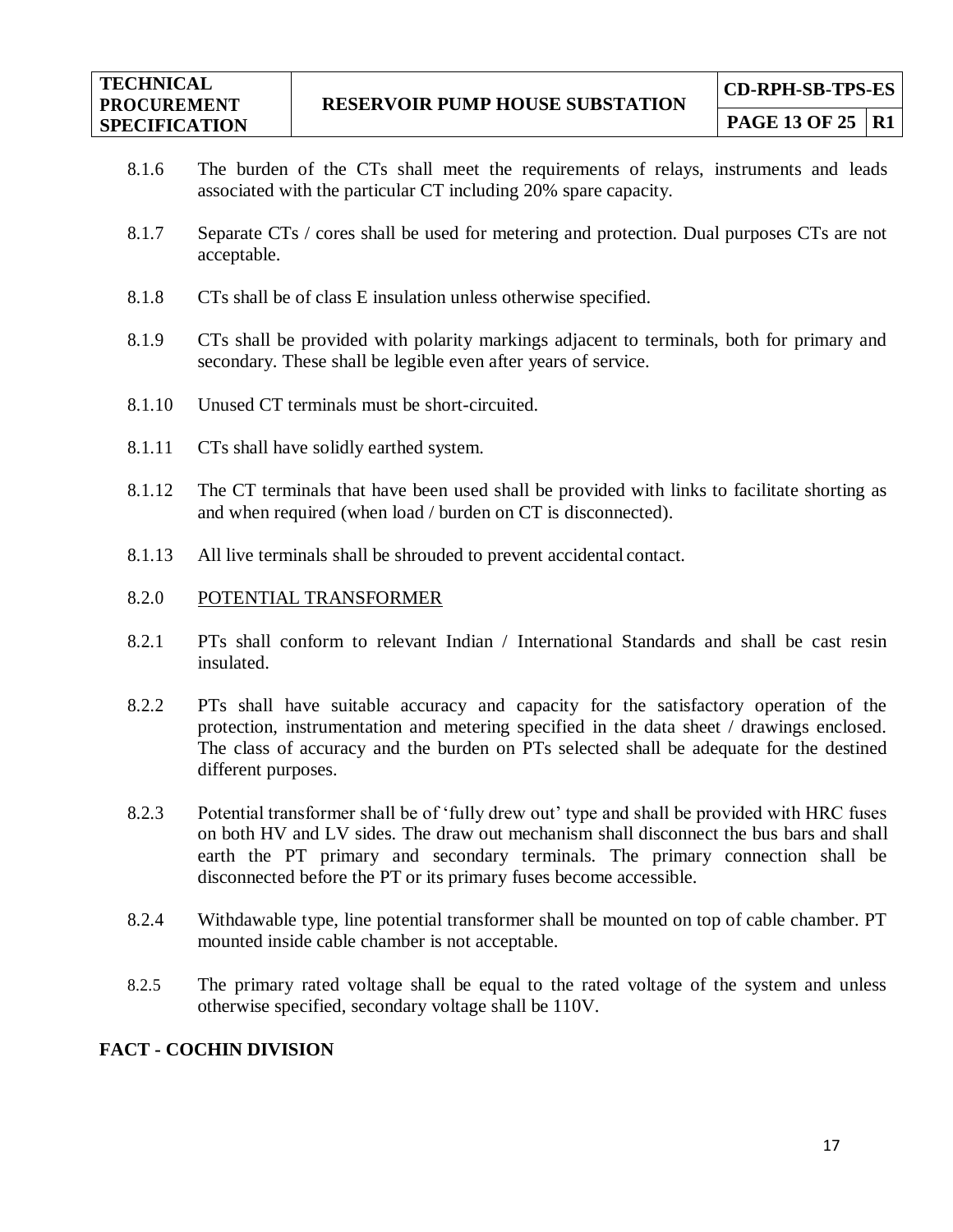8.1.6 The burden of the CTs shall meet the requirements of relays, instruments and leads associated with the particular CT including 20% spare capacity.

8.1.7 Separate CTs / cores shall be used for metering and protection. Dual purposes CTs are not acceptable.

8.1.8 CTs shall be of class E insulation unless otherwise specified.

8.1.9 CTs shall be provided with polarity markings adjacent to terminals, both for primary and secondary. These shall be legible even after years of service.

8.1.10 Unused CT terminals must be short-circuited.

8.1.11 CTs shall have solidly earthed system.

8.1.12 The CT terminals that have been used shall be provided with links to facilitate shorting as and when required (when load / burden on CT is disconnected).

8.1.13 All live terminals shall be shrouded to prevent accidental contact.

8.2.0 POTENTIAL TRANSFORMER

8.2.1 PTs shall conform to relevant Indian / International Standards and shall be cast resin insulated.

8.2.2 PTs shall have suitable accuracy and capacity for the satisfactory operation of the protection, instrumentation and metering specified in the data sheet / drawings enclosed. The class of accuracy and the burden on PTs selected shall be adequate for the destined different purposes.

8.2.3 Potential transformer shall be of 'fully drew out' type and shall be provided with HRC fuses on both HV and LV sides. The draw out mechanism shall disconnect the bus bars and shall earth the PT primary and secondary terminals. The primary connection shall be disconnected before the PT or its primary fuses become accessible.

8.2.4 Withdawable type, line potential transformer shall be mounted on top of cable chamber. PT mounted inside cable chamber is not acceptable.

8.2.5 The primary rated voltage shall be equal to the rated voltage of the system and unless otherwise specified, secondary voltage shall be 110V.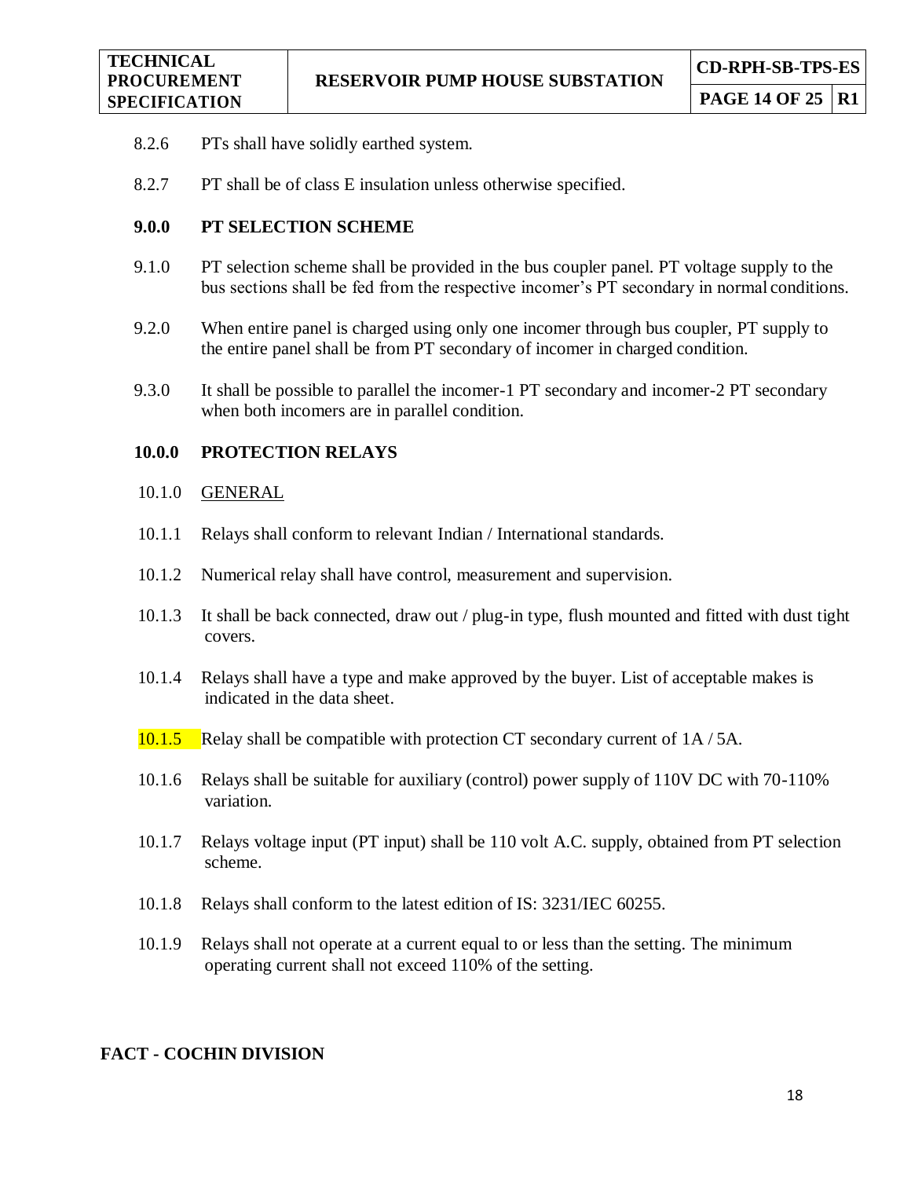8.2.6 PTs shall have solidly earthed system.

8.2.7 PT shall be of class E insulation unless otherwise specified.

## 9.0.0 PT SELECTION SCHEME

9.1.0 PT selection scheme shall be provided in the bus coupler panel. PT voltage supply to the bus sections shall be fed from the respective incomer's PT secondary in normal conditions.

9.2.0 When entire panel is charged using only one incomer through bus coupler, PT supply to the entire panel shall be from PT secondary of incomer in charged condition.

9.3.0 It shall be possible to parallel the incomer-1 PT secondary and incomer-2 PT secondary when both incomers are in parallel condition.

## 10.0.0 PROTECTION RELAYS

10.1.0 GENERAL

10.1.1 Relays shall conform to relevant Indian / International standards.

10.1.2 Numerical relay shall have control, measurement and supervision.

10.1.3 It shall be back connected, draw out / plug-in type, flush mounted and fitted with dust tight covers.

10.1.4 Relays shall have a type and make approved by the buyer. List of acceptable makes is indicated in the data sheet.

10.1.5 Relay shall be compatible with protection CT secondary current of 1A / 5A.

10.1.6 Relays shall be suitable for auxiliary (control) power supply of 110V DC with 70-110% variation.

10.1.7 Relays voltage input (PT input) shall be 110 volt A.C. supply, obtained from PT selection scheme.

10.1.8 Relays shall conform to the latest edition of IS: 3231/IEC 60255.

10.1.9 Relays shall not operate at a current equal to or less than the setting. The minimum operating current shall not exceed 110% of the setting.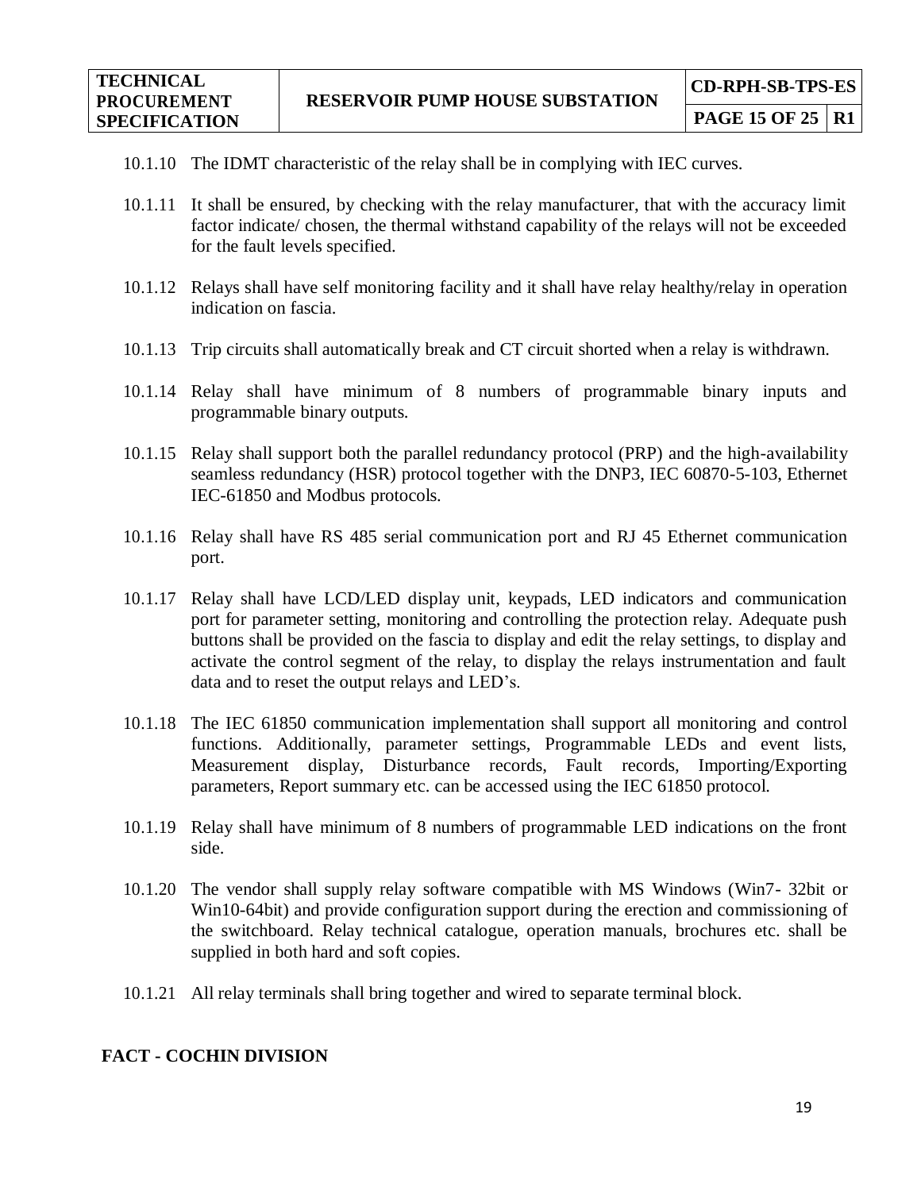10.1.10 The IDMT characteristic of the relay shall be in complying with IEC curves.

10.1.11 It shall be ensured, by checking with the relay manufacturer, that with the accuracy limit factor indicate/ chosen, the thermal withstand capability of the relays will not be exceeded for the fault levels specified.

10.1.12 Relays shall have self monitoring facility and it shall have relay healthy/relay in operation indication on fascia.

10.1.13 Trip circuits shall automatically break and CT circuit shorted when a relay is withdrawn.

10.1.14 Relay shall have minimum of 8 numbers of programmable binary inputs and programmable binary outputs.

10.1.15 Relay shall support both the parallel redundancy protocol (PRP) and the high-availability seamless redundancy (HSR) protocol together with the DNP3, IEC 60870-5-103, Ethernet IEC-61850 and Modbus protocols.

10.1.16 Relay shall have RS 485 serial communication port and RJ 45 Ethernet communication port.

10.1.17 Relay shall have LCD/LED display unit, keypads, LED indicators and communication port for parameter setting, monitoring and controlling the protection relay. Adequate push buttons shall be provided on the fascia to display and edit the relay settings, to display and activate the control segment of the relay, to display the relays instrumentation and fault data and to reset the output relays and LED's.

10.1.18 The IEC 61850 communication implementation shall support all monitoring and control functions. Additionally, parameter settings, Programmable LEDs and event lists, Measurement display, Disturbance records, Fault records, Importing/Exporting parameters, Report summary etc. can be accessed using the IEC 61850 protocol.

10.1.19 Relay shall have minimum of 8 numbers of programmable LED indications on the front side.

10.1.20 The vendor shall supply relay software compatible with MS Windows (Win7- 32bit or Win10-64bit) and provide configuration support during the erection and commissioning of the switchboard. Relay technical catalogue, operation manuals, brochures etc. shall be supplied in both hard and soft copies.

10.1.21 All relay terminals shall bring together and wired to separate terminal block.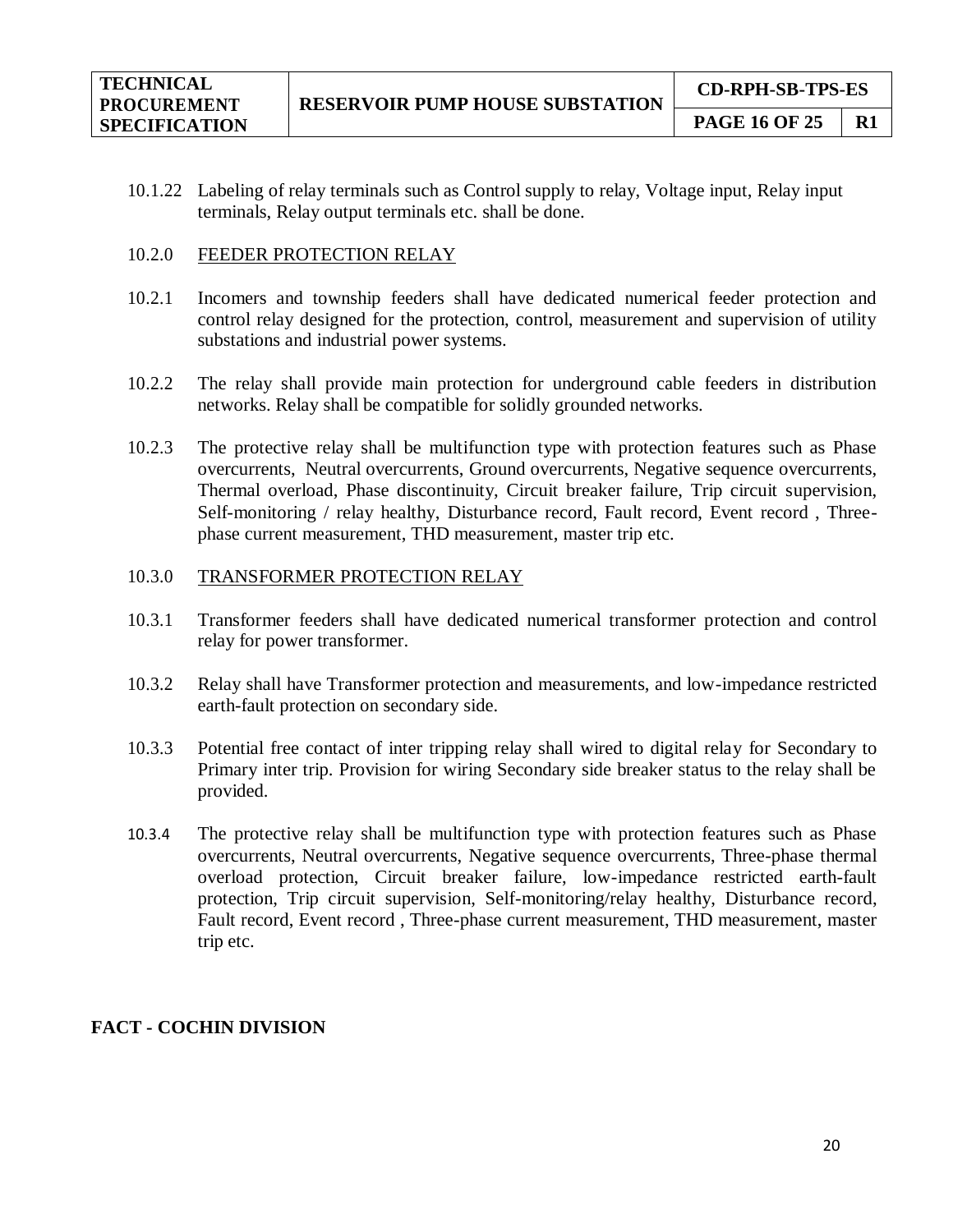10.1.22 Labeling of relay terminals such as Control supply to relay, Voltage input, Relay input terminals, Relay output terminals etc. shall be done.

10.2.0 FEEDER PROTECTION RELAY

10.2.1 Incomers and township feeders shall have dedicated numerical feeder protection and control relay designed for the protection, control, measurement and supervision of utility substations and industrial power systems.

10.2.2 The relay shall provide main protection for underground cable feeders in distribution networks. Relay shall be compatible for solidly grounded networks.

10.2.3 The protective relay shall be multifunction type with protection features such as Phase overcurrents, Neutral overcurrents, Ground overcurrents, Negative sequence overcurrents, Thermal overload, Phase discontinuity, Circuit breaker failure, Trip circuit supervision, Self-monitoring / relay healthy, Disturbance record, Fault record, Event record , Three-phase current measurement, THD measurement, master trip etc.

10.3.0 TRANSFORMER PROTECTION RELAY

10.3.1 Transformer feeders shall have dedicated numerical transformer protection and control relay for power transformer.

10.3.2 Relay shall have Transformer protection and measurements, and low-impedance restricted earth-fault protection on secondary side.

10.3.3 Potential free contact of inter tripping relay shall wired to digital relay for Secondary to Primary inter trip. Provision for wiring Secondary side breaker status to the relay shall be provided.

10.3.4 The protective relay shall be multifunction type with protection features such as Phase overcurrents, Neutral overcurrents, Negative sequence overcurrents, Three-phase thermal overload protection, Circuit breaker failure, low-impedance restricted earth-fault protection, Trip circuit supervision, Self-monitoring/relay healthy, Disturbance record, Fault record, Event record , Three-phase current measurement, THD measurement, master trip etc.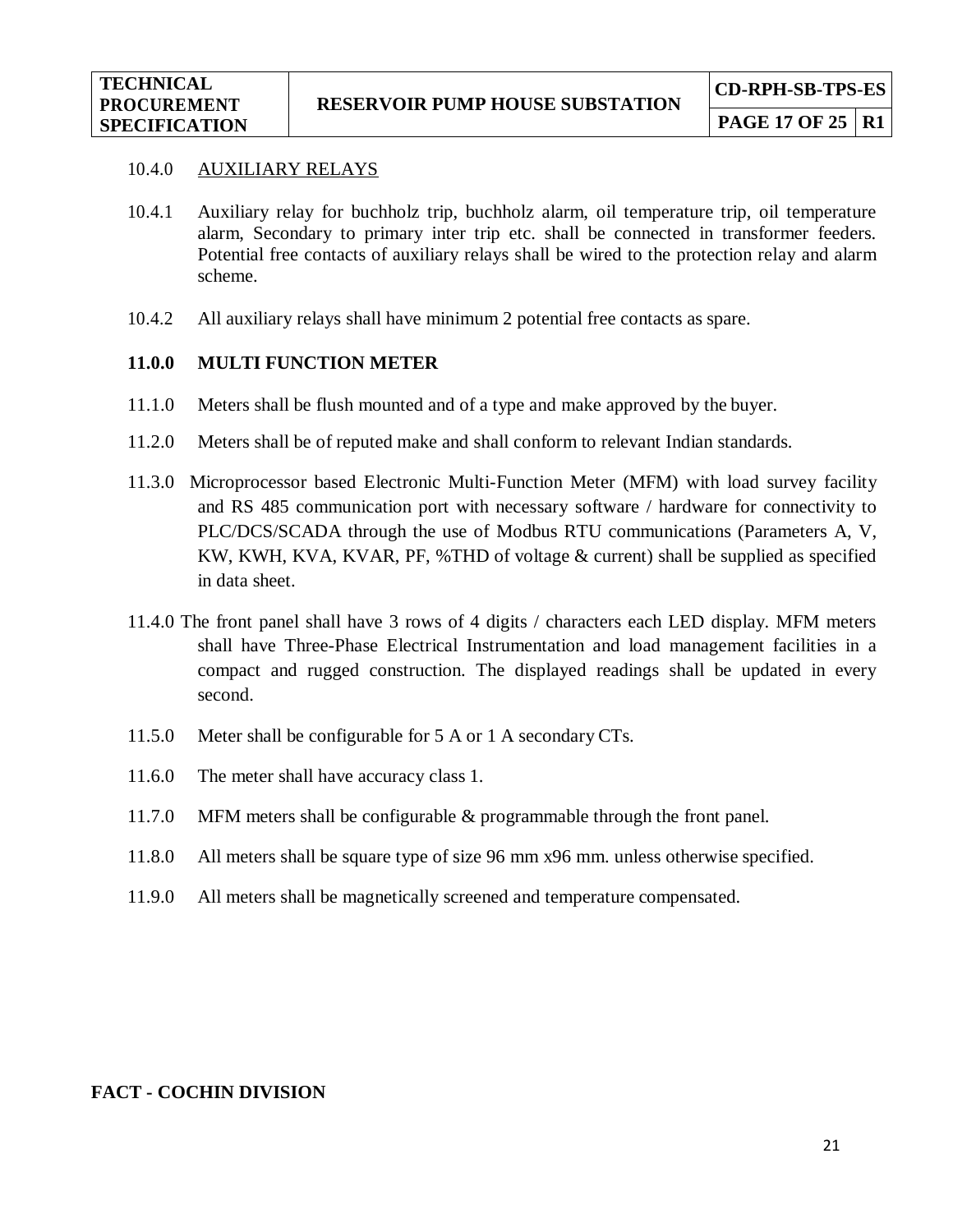10.4.0 AUXILIARY RELAYS

10.4.1 Auxiliary relay for buchholz trip, buchholz alarm, oil temperature trip, oil temperature alarm, Secondary to primary inter trip etc. shall be connected in transformer feeders. Potential free contacts of auxiliary relays shall be wired to the protection relay and alarm scheme.

10.4.2 All auxiliary relays shall have minimum 2 potential free contacts as spare.

## 11.0.0 MULTI FUNCTION METER

11.1.0 Meters shall be flush mounted and of a type and make approved by the buyer.

11.2.0 Meters shall be of reputed make and shall conform to relevant Indian standards.

11.3.0 Microprocessor based Electronic Multi-Function Meter (MFM) with load survey facility and RS 485 communication port with necessary software / hardware for connectivity to PLC/DCS/SCADA through the use of Modbus RTU communications (Parameters A, V, KW, KWH, KVA, KVAR, PF, %THD of voltage & current) shall be supplied as specified in data sheet.

11.4.0 The front panel shall have 3 rows of 4 digits / characters each LED display. MFM meters shall have Three-Phase Electrical Instrumentation and load management facilities in a compact and rugged construction. The displayed readings shall be updated in every second.

11.5.0 Meter shall be configurable for 5 A or 1 A secondary CTs.

11.6.0 The meter shall have accuracy class 1.

11.7.0 MFM meters shall be configurable & programmable through the front panel.

11.8.0 All meters shall be square type of size 96 mm x96 mm. unless otherwise specified.

11.9.0 All meters shall be magnetically screened and temperature compensated.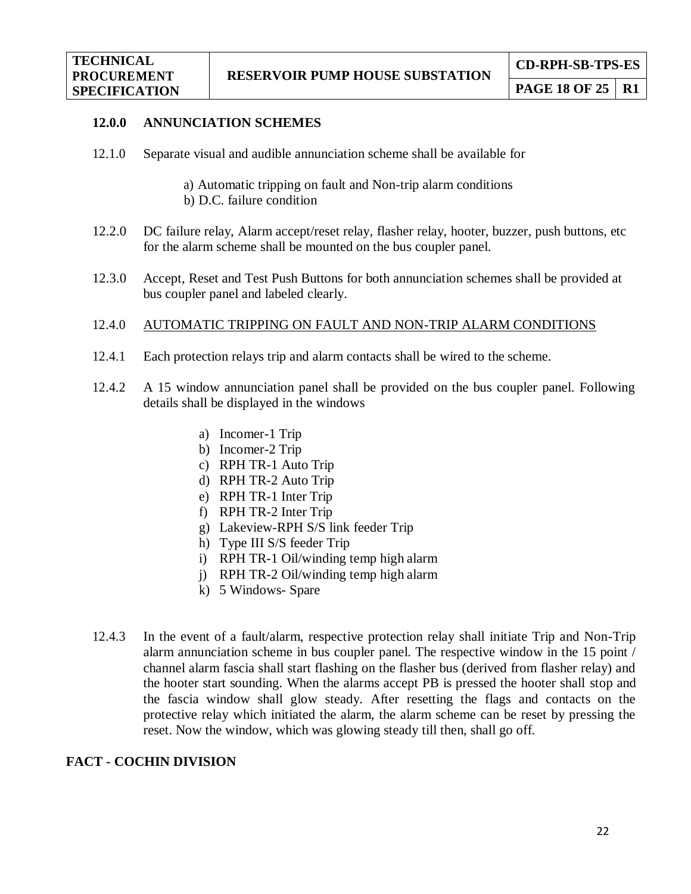## 12.0.0 ANNUNCIATION SCHEMES

12.1.0 Separate visual and audible annunciation scheme shall be available for

a) Automatic tripping on fault and Non-trip alarm conditions
b) D.C. failure condition

12.2.0 DC failure relay, Alarm accept/reset relay, flasher relay, hooter, buzzer, push buttons, etc for the alarm scheme shall be mounted on the bus coupler panel.

12.3.0 Accept, Reset and Test Push Buttons for both annunciation schemes shall be provided at bus coupler panel and labeled clearly.

12.4.0 <u>AUTOMATIC TRIPPING ON FAULT AND NON-TRIP ALARM CONDITIONS</u>

12.4.1 Each protection relays trip and alarm contacts shall be wired to the scheme.

12.4.2 A 15 window annunciation panel shall be provided on the bus coupler panel. Following details shall be displayed in the windows

a) Incomer-1 Trip
b) Incomer-2 Trip
c) RPH TR-1 Auto Trip
d) RPH TR-2 Auto Trip
e) RPH TR-1 Inter Trip
f) RPH TR-2 Inter Trip
g) Lakeview-RPH S/S link feeder Trip
h) Type III S/S feeder Trip
i) RPH TR-1 Oil/winding temp high alarm
j) RPH TR-2 Oil/winding temp high alarm
k) 5 Windows- Spare

12.4.3 In the event of a fault/alarm, respective protection relay shall initiate Trip and Non-Trip alarm annunciation scheme in bus coupler panel. The respective window in the 15 point / channel alarm fascia shall start flashing on the flasher bus (derived from flasher relay) and the hooter start sounding. When the alarms accept PB is pressed the hooter shall stop and the fascia window shall glow steady. After resetting the flags and contacts on the protective relay which initiated the alarm, the alarm scheme can be reset by pressing the reset. Now the window, which was glowing steady till then, shall go off.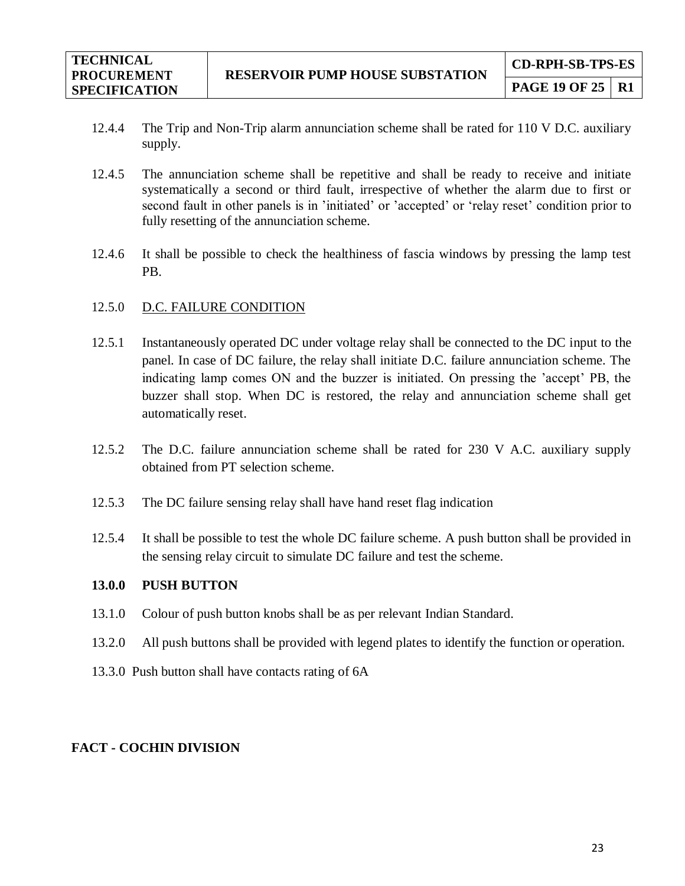12.4.4 The Trip and Non-Trip alarm annunciation scheme shall be rated for 110 V D.C. auxiliary supply.

12.4.5 The annunciation scheme shall be repetitive and shall be ready to receive and initiate systematically a second or third fault, irrespective of whether the alarm due to first or second fault in other panels is in 'initiated' or 'accepted' or 'relay reset' condition prior to fully resetting of the annunciation scheme.

12.4.6 It shall be possible to check the healthiness of fascia windows by pressing the lamp test PB.

12.5.0 <u>D.C. FAILURE CONDITION</u>

12.5.1 Instantaneously operated DC under voltage relay shall be connected to the DC input to the panel. In case of DC failure, the relay shall initiate D.C. failure annunciation scheme. The indicating lamp comes ON and the buzzer is initiated. On pressing the 'accept' PB, the buzzer shall stop. When DC is restored, the relay and annunciation scheme shall get automatically reset.

12.5.2 The D.C. failure annunciation scheme shall be rated for 230 V A.C. auxiliary supply obtained from PT selection scheme.

12.5.3 The DC failure sensing relay shall have hand reset flag indication

12.5.4 It shall be possible to test the whole DC failure scheme. A push button shall be provided in the sensing relay circuit to simulate DC failure and test the scheme.

**13.0.0 PUSH BUTTON**

13.1.0 Colour of push button knobs shall be as per relevant Indian Standard.

13.2.0 All push buttons shall be provided with legend plates to identify the function or operation.

13.3.0 Push button shall have contacts rating of 6A

**FACT - COCHIN DIVISION**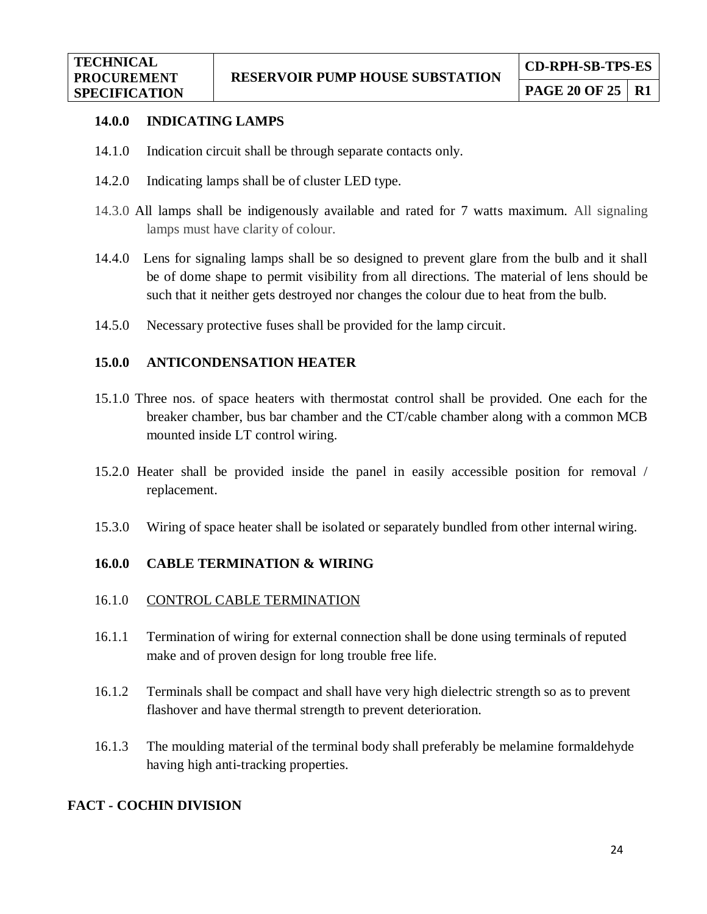## 14.0.0 INDICATING LAMPS

14.1.0 Indication circuit shall be through separate contacts only.

14.2.0 Indicating lamps shall be of cluster LED type.

14.3.0 All lamps shall be indigenously available and rated for 7 watts maximum. All signaling lamps must have clarity of colour.

14.4.0 Lens for signaling lamps shall be so designed to prevent glare from the bulb and it shall be of dome shape to permit visibility from all directions. The material of lens should be such that it neither gets destroyed nor changes the colour due to heat from the bulb.

14.5.0 Necessary protective fuses shall be provided for the lamp circuit.

## 15.0.0 ANTICONDENSATION HEATER

15.1.0 Three nos. of space heaters with thermostat control shall be provided. One each for the breaker chamber, bus bar chamber and the CT/cable chamber along with a common MCB mounted inside LT control wiring.

15.2.0 Heater shall be provided inside the panel in easily accessible position for removal / replacement.

15.3.0 Wiring of space heater shall be isolated or separately bundled from other internal wiring.

## 16.0.0 CABLE TERMINATION & WIRING

16.1.0 <u>CONTROL CABLE TERMINATION</u>

16.1.1 Termination of wiring for external connection shall be done using terminals of reputed make and of proven design for long trouble free life.

16.1.2 Terminals shall be compact and shall have very high dielectric strength so as to prevent flashover and have thermal strength to prevent deterioration.

16.1.3 The moulding material of the terminal body shall preferably be melamine formaldehyde having high anti-tracking properties.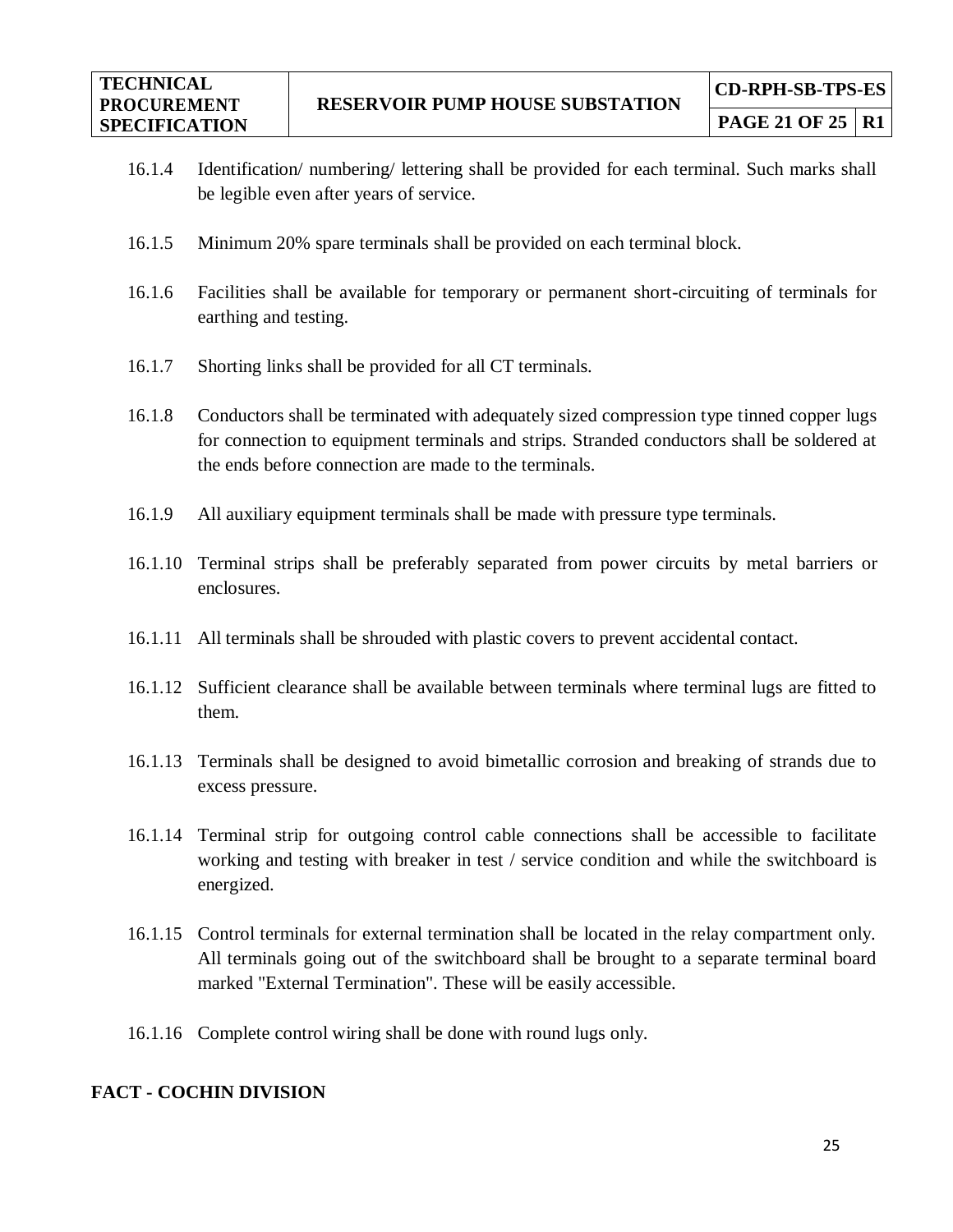16.1.4 Identification/ numbering/ lettering shall be provided for each terminal. Such marks shall be legible even after years of service.

16.1.5 Minimum 20% spare terminals shall be provided on each terminal block.

16.1.6 Facilities shall be available for temporary or permanent short-circuiting of terminals for earthing and testing.

16.1.7 Shorting links shall be provided for all CT terminals.

16.1.8 Conductors shall be terminated with adequately sized compression type tinned copper lugs for connection to equipment terminals and strips. Stranded conductors shall be soldered at the ends before connection are made to the terminals.

16.1.9 All auxiliary equipment terminals shall be made with pressure type terminals.

16.1.10 Terminal strips shall be preferably separated from power circuits by metal barriers or enclosures.

16.1.11 All terminals shall be shrouded with plastic covers to prevent accidental contact.

16.1.12 Sufficient clearance shall be available between terminals where terminal lugs are fitted to them.

16.1.13 Terminals shall be designed to avoid bimetallic corrosion and breaking of strands due to excess pressure.

16.1.14 Terminal strip for outgoing control cable connections shall be accessible to facilitate working and testing with breaker in test / service condition and while the switchboard is energized.

16.1.15 Control terminals for external termination shall be located in the relay compartment only. All terminals going out of the switchboard shall be brought to a separate terminal board marked "External Termination". These will be easily accessible.

16.1.16 Complete control wiring shall be done with round lugs only.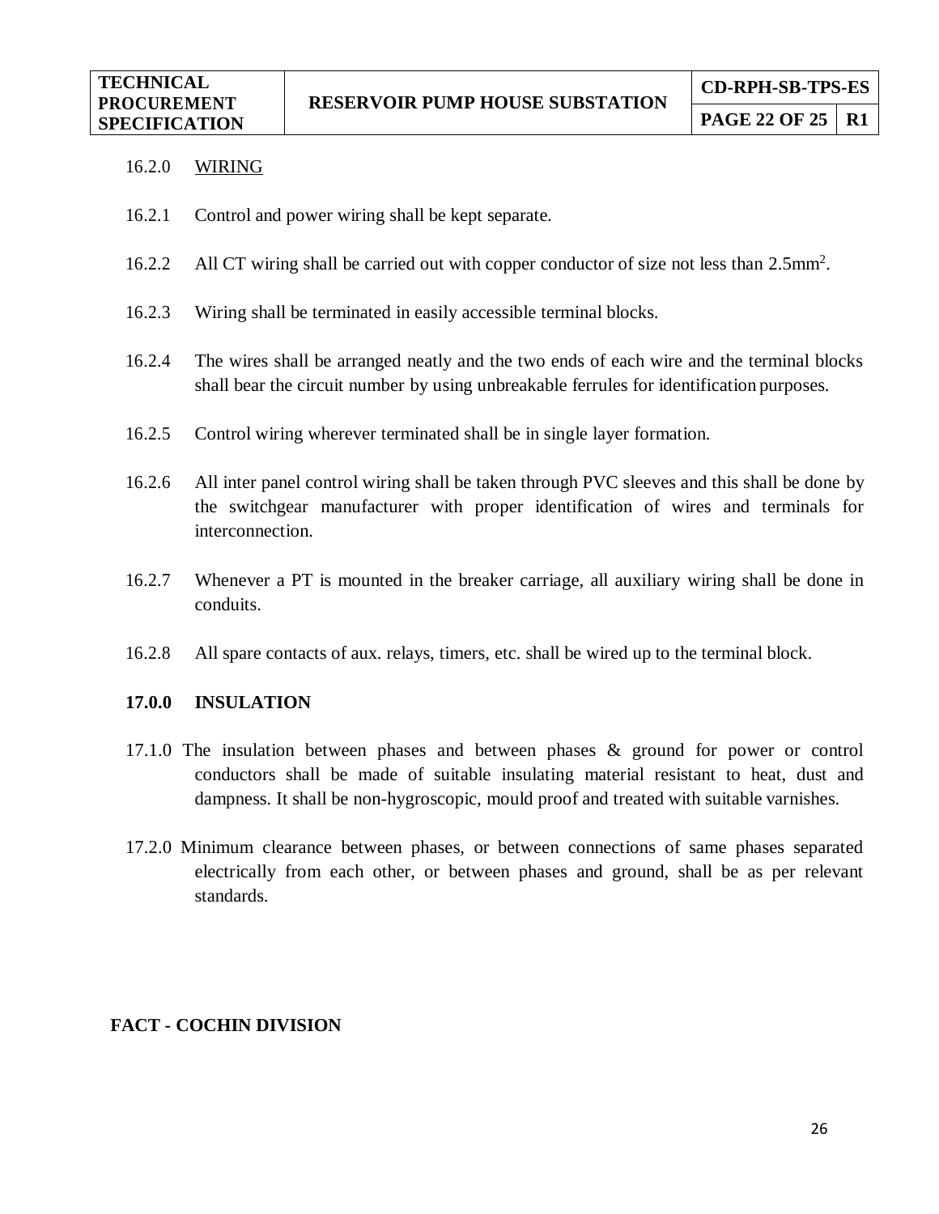16.2.0 WIRING

16.2.1 Control and power wiring shall be kept separate.

16.2.2 All CT wiring shall be carried out with copper conductor of size not less than $2.5mm^2$.

16.2.3 Wiring shall be terminated in easily accessible terminal blocks.

16.2.4 The wires shall be arranged neatly and the two ends of each wire and the terminal blocks shall bear the circuit number by using unbreakable ferrules for identification purposes.

16.2.5 Control wiring wherever terminated shall be in single layer formation.

16.2.6 All inter panel control wiring shall be taken through PVC sleeves and this shall be done by the switchgear manufacturer with proper identification of wires and terminals for interconnection.

16.2.7 Whenever a PT is mounted in the breaker carriage, all auxiliary wiring shall be done in conduits.

16.2.8 All spare contacts of aux. relays, timers, etc. shall be wired up to the terminal block.

## 17.0.0 INSULATION

17.1.0 The insulation between phases and between phases & ground for power or control conductors shall be made of suitable insulating material resistant to heat, dust and dampness. It shall be non-hygroscopic, mould proof and treated with suitable varnishes.

17.2.0 Minimum clearance between phases, or between connections of same phases separated electrically from each other, or between phases and ground, shall be as per relevant standards.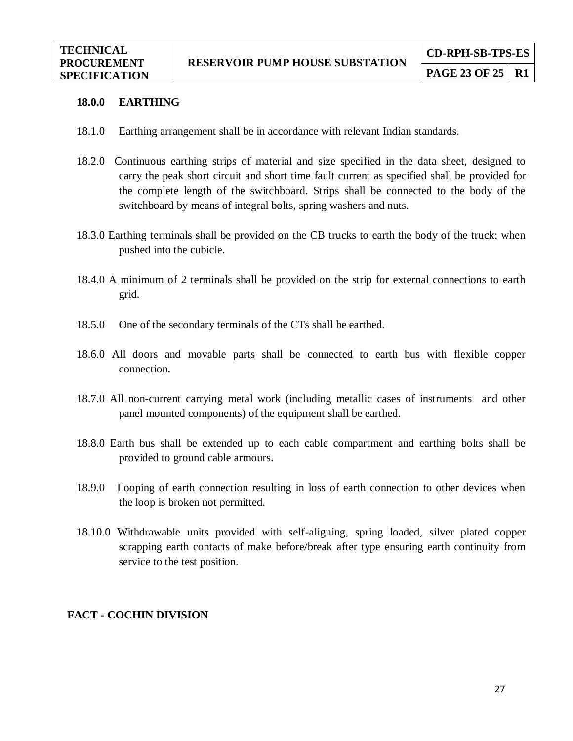## 18.0.0 EARTHING

18.1.0 Earthing arrangement shall be in accordance with relevant Indian standards.

18.2.0 Continuous earthing strips of material and size specified in the data sheet, designed to carry the peak short circuit and short time fault current as specified shall be provided for the complete length of the switchboard. Strips shall be connected to the body of the switchboard by means of integral bolts, spring washers and nuts.

18.3.0 Earthing terminals shall be provided on the CB trucks to earth the body of the truck; when pushed into the cubicle.

18.4.0 A minimum of 2 terminals shall be provided on the strip for external connections to earth grid.

18.5.0 One of the secondary terminals of the CTs shall be earthed.

18.6.0 All doors and movable parts shall be connected to earth bus with flexible copper connection.

18.7.0 All non-current carrying metal work (including metallic cases of instruments and other panel mounted components) of the equipment shall be earthed.

18.8.0 Earth bus shall be extended up to each cable compartment and earthing bolts shall be provided to ground cable armours.

18.9.0 Looping of earth connection resulting in loss of earth connection to other devices when the loop is broken not permitted.

18.10.0 Withdrawable units provided with self-aligning, spring loaded, silver plated copper scrapping earth contacts of make before/break after type ensuring earth continuity from service to the test position.

**FACT - COCHIN DIVISION**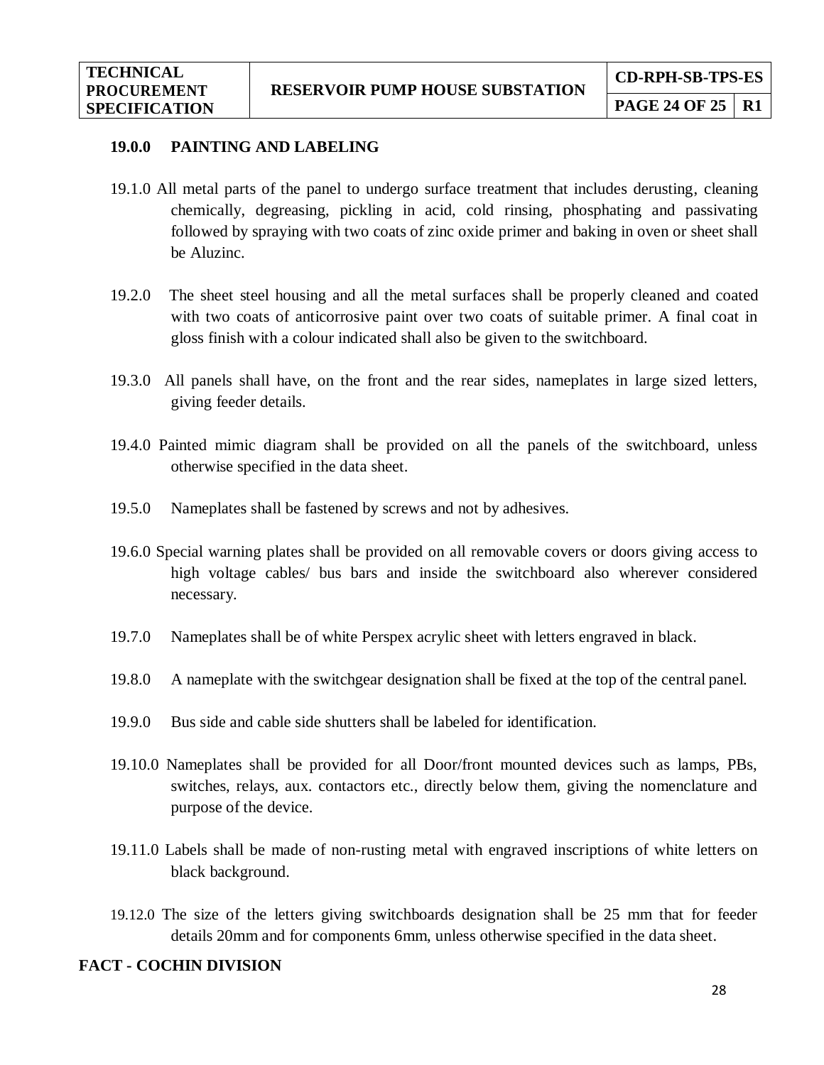## 19.0.0 PAINTING AND LABELING

19.1.0 All metal parts of the panel to undergo surface treatment that includes derusting, cleaning chemically, degreasing, pickling in acid, cold rinsing, phosphating and passivating followed by spraying with two coats of zinc oxide primer and baking in oven or sheet shall be Aluzinc.

19.2.0 The sheet steel housing and all the metal surfaces shall be properly cleaned and coated with two coats of anticorrosive paint over two coats of suitable primer. A final coat in gloss finish with a colour indicated shall also be given to the switchboard.

19.3.0 All panels shall have, on the front and the rear sides, nameplates in large sized letters, giving feeder details.

19.4.0 Painted mimic diagram shall be provided on all the panels of the switchboard, unless otherwise specified in the data sheet.

19.5.0 Nameplates shall be fastened by screws and not by adhesives.

19.6.0 Special warning plates shall be provided on all removable covers or doors giving access to high voltage cables/ bus bars and inside the switchboard also wherever considered necessary.

19.7.0 Nameplates shall be of white Perspex acrylic sheet with letters engraved in black.

19.8.0 A nameplate with the switchgear designation shall be fixed at the top of the central panel.

19.9.0 Bus side and cable side shutters shall be labeled for identification.

19.10.0 Nameplates shall be provided for all Door/front mounted devices such as lamps, PBs, switches, relays, aux. contactors etc., directly below them, giving the nomenclature and purpose of the device.

19.11.0 Labels shall be made of non-rusting metal with engraved inscriptions of white letters on black background.

19.12.0 The size of the letters giving switchboards designation shall be 25 mm that for feeder details 20mm and for components 6mm, unless otherwise specified in the data sheet.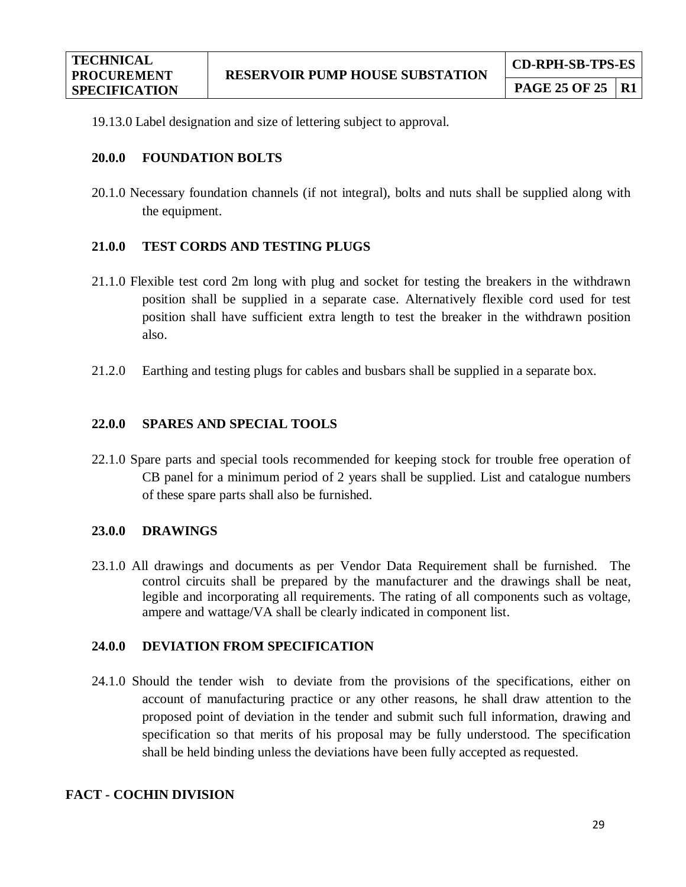19.13.0 Label designation and size of lettering subject to approval.

## 20.0.0 FOUNDATION BOLTS

20.1.0 Necessary foundation channels (if not integral), bolts and nuts shall be supplied along with the equipment.

## 21.0.0 TEST CORDS AND TESTING PLUGS

21.1.0 Flexible test cord 2m long with plug and socket for testing the breakers in the withdrawn position shall be supplied in a separate case. Alternatively flexible cord used for test position shall have sufficient extra length to test the breaker in the withdrawn position also.

21.2.0 Earthing and testing plugs for cables and busbars shall be supplied in a separate box.

## 22.0.0 SPARES AND SPECIAL TOOLS

22.1.0 Spare parts and special tools recommended for keeping stock for trouble free operation of CB panel for a minimum period of 2 years shall be supplied. List and catalogue numbers of these spare parts shall also be furnished.

## 23.0.0 DRAWINGS

23.1.0 All drawings and documents as per Vendor Data Requirement shall be furnished. The control circuits shall be prepared by the manufacturer and the drawings shall be neat, legible and incorporating all requirements. The rating of all components such as voltage, ampere and wattage/VA shall be clearly indicated in component list.

## 24.0.0 DEVIATION FROM SPECIFICATION

24.1.0 Should the tender wish to deviate from the provisions of the specifications, either on account of manufacturing practice or any other reasons, he shall draw attention to the proposed point of deviation in the tender and submit such full information, drawing and specification so that merits of his proposal may be fully understood. The specification shall be held binding unless the deviations have been fully accepted as requested.

**FACT - COCHIN DIVISION**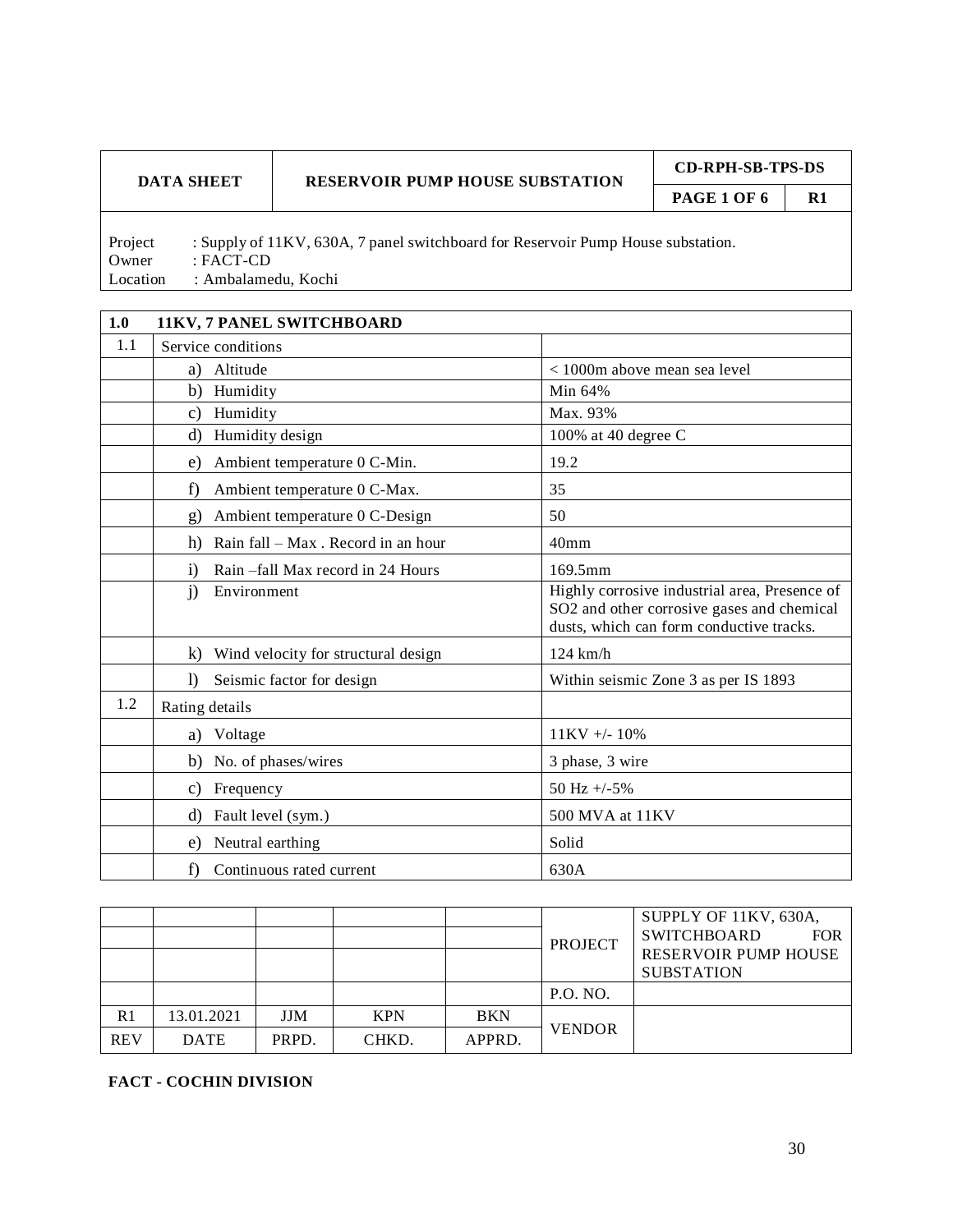| DATA SHEET | RESERVOIR PUMP HOUSE SUBSTATION | CD-RPH-SB-TPS-DS | |
|---|---|---|---|
| | | PAGE 1 OF 6 | R1 |

Project : Supply of 11KV, 630A, 7 panel switchboard for Reservoir Pump House substation.
Owner : FACT-CD
Location : Ambalamedu, Kochi

| 1.0 | 11KV, 7 PANEL SWITCHBOARD | |
|---|---|---|
| 1.1 | Service conditions | |
| | a) Altitude | < 1000m above mean sea level |
| | b) Humidity | Min 64% |
| | c) Humidity | Max. 93% |
| | d) Humidity design | 100% at 40 degree C |
| | e) Ambient temperature 0 C-Min. | 19.2 |
| | f) Ambient temperature 0 C-Max. | 35 |
| | g) Ambient temperature 0 C-Design | 50 |
| | h) Rain fall – Max . Record in an hour | 40mm |
| | i) Rain –fall Max record in 24 Hours | 169.5mm |
| | j) Environment | Highly corrosive industrial area, Presence of $SO_2$ and other corrosive gases and chemical dusts, which can form conductive tracks. |
| | k) Wind velocity for structural design | 124 km/h |
| | l) Seismic factor for design | Within seismic Zone 3 as per IS 1893 |
| 1.2 | Rating details | |
| | a) Voltage | 11KV +/- 10% |
| | b) No. of phases/wires | 3 phase, 3 wire |
| | c) Frequency | 50 Hz +/-5% |
| | d) Fault level (sym.) | 500 MVA at 11KV |
| | e) Neutral earthing | Solid |
| | f) Continuous rated current | 630A |

| | | | | | | |
|---|---|---|---|---|---|---|
| | | | | | PROJECT | SUPPLY OF 11KV, 630A, SWITCHBOARD FOR RESERVOIR PUMP HOUSE SUBSTATION |
| | | | | | | |
| | | | | | | |
| | | | | | P.O. NO. | |
| R1 | 13.01.2021 | JJM | KPN | BKN | VENDOR | |
| REV | DATE | PRPD. | CHKD. | APPRD. | | |

**FACT - COCHIN DIVISION**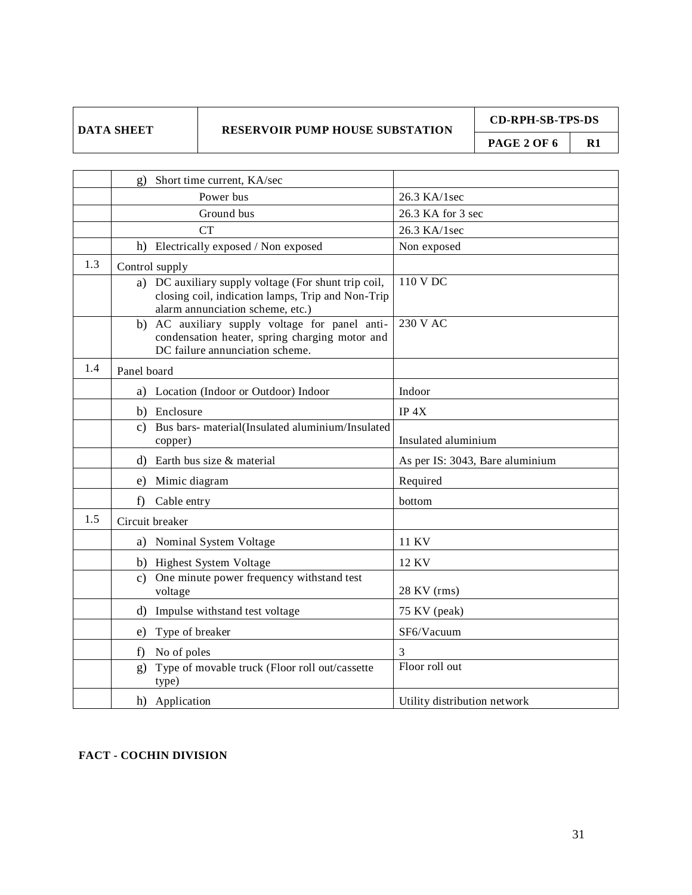| | | |
|---|---|---|
| | g) Short time current, KA/sec | |
| | Power bus | 26.3 KA/1sec |
| | Ground bus | 26.3 KA for 3 sec |
| | CT | 26.3 KA/1sec |
| | h) Electrically exposed / Non exposed | Non exposed |
| 1.3 | Control supply | |
| | a) DC auxiliary supply voltage (For shunt trip coil, closing coil, indication lamps, Trip and Non-Trip alarm annunciation scheme, etc.) | 110 V DC |
| | b) AC auxiliary supply voltage for panel anti-condensation heater, spring charging motor and DC failure annunciation scheme. | 230 V AC |
| 1.4 | Panel board | |
| | a) Location (Indoor or Outdoor) Indoor | Indoor |
| | b) Enclosure | IP 4X |
| | c) Bus bars- material(Insulated aluminium/Insulated copper) | Insulated aluminium |
| | d) Earth bus size & material | As per IS: 3043, Bare aluminium |
| | e) Mimic diagram | Required |
| | f) Cable entry | bottom |
| 1.5 | Circuit breaker | |
| | a) Nominal System Voltage | 11 KV |
| | b) Highest System Voltage | 12 KV |
| | c) One minute power frequency withstand test voltage | 28 KV (rms) |
| | d) Impulse withstand test voltage | 75 KV (peak) |
| | e) Type of breaker | SF6/Vacuum |
| | f) No of poles | 3 |
| | g) Type of movable truck (Floor roll out/cassette type) | Floor roll out |
| | h) Application | Utility distribution network |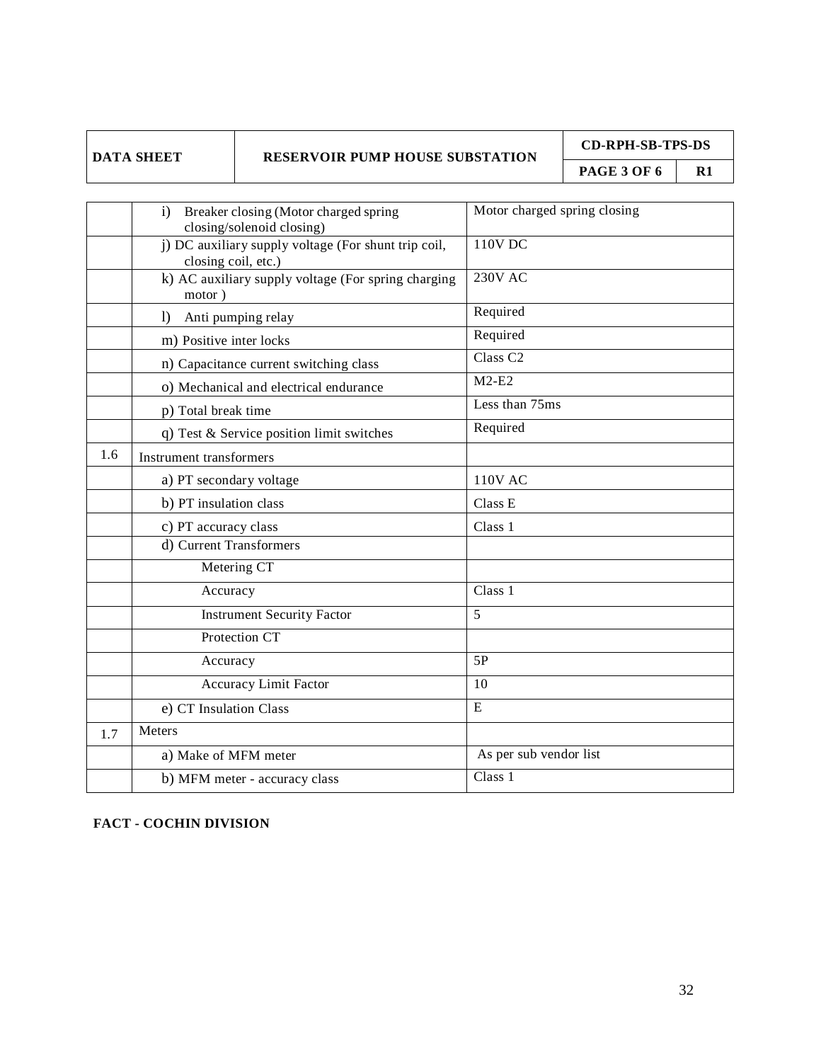| | | |
|---|---|---|
| | i) Breaker closing (Motor charged spring closing/solenoid closing) | Motor charged spring closing |
| | j) DC auxiliary supply voltage (For shunt trip coil, closing coil, etc.) | 110V DC |
| | k) AC auxiliary supply voltage (For spring charging motor ) | 230V AC |
| | l) Anti pumping relay | Required |
| | m) Positive inter locks | Required |
| | n) Capacitance current switching class | Class C2 |
| | o) Mechanical and electrical endurance | M2-E2 |
| | p) Total break time | Less than 75ms |
| | q) Test & Service position limit switches | Required |
| 1.6 | Instrument transformers | |
| | a) PT secondary voltage | 110V AC |
| | b) PT insulation class | Class E |
| | c) PT accuracy class | Class 1 |
| | d) Current Transformers | |
| | Metering CT | |
| | Accuracy | Class 1 |
| | Instrument Security Factor | 5 |
| | Protection CT | |
| | Accuracy | 5P |
| | Accuracy Limit Factor | 10 |
| | e) CT Insulation Class | E |
| 1.7 | Meters | |
| | a) Make of MFM meter | As per sub vendor list |
| | b) MFM meter - accuracy class | Class 1 |

**FACT - COCHIN DIVISION**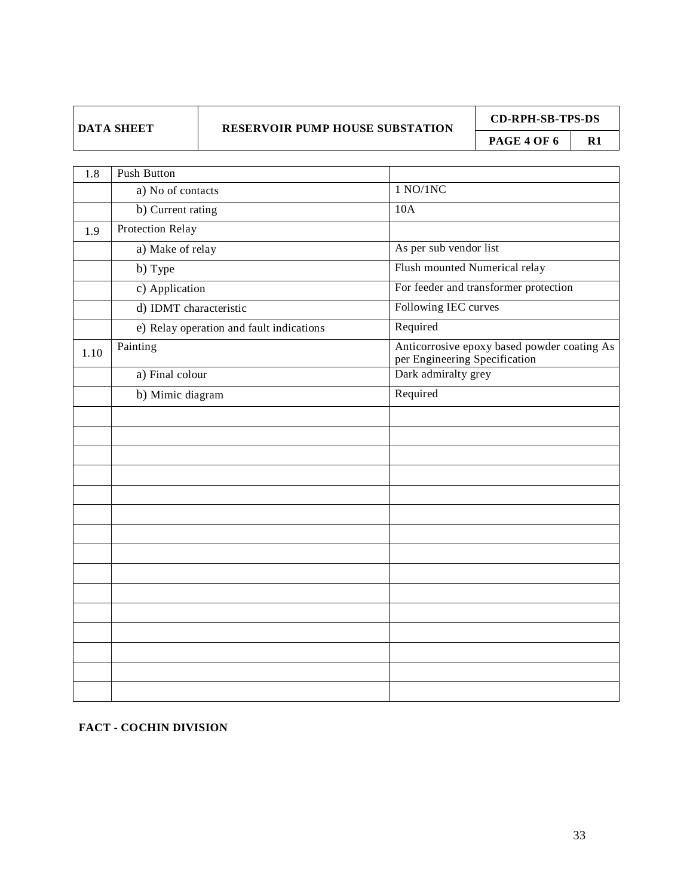| DATA SHEET | RESERVOIR PUMP HOUSE SUBSTATION | CD-RPH-SB-TPS-DS | |
|---|---|---|---|
| | | PAGE 4 OF 6 | R1 |

| | | |
|---|---|---|
| 1.8 | Push Button | |
| | a) No of contacts | 1 NO/1NC |
| | b) Current rating | 10A |
| 1.9 | Protection Relay | |
| | a) Make of relay | As per sub vendor list |
| | b) Type | Flush mounted Numerical relay |
| | c) Application | For feeder and transformer protection |
| | d) IDMT characteristic | Following IEC curves |
| | e) Relay operation and fault indications | Required |
| 1.10 | Painting | Anticorrosive epoxy based powder coating As per Engineering Specification |
| | a) Final colour | Dark admiralty grey |
| | b) Mimic diagram | Required |

**FACT - COCHIN DIVISION**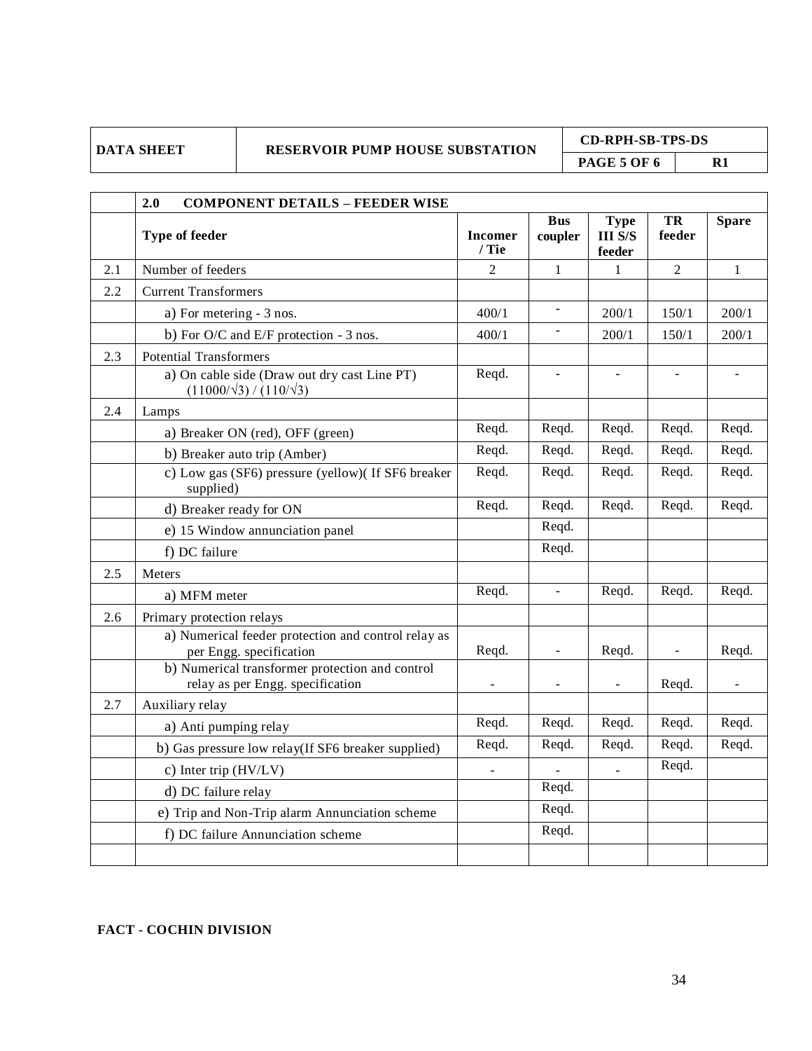| DATA SHEET | RESERVOIR PUMP HOUSE SUBSTATION | CD-RPH-SB-TPS-DS | |
|---|---|---|---|
| | | PAGE 5 OF 6 | R1 |

| | 2.0 COMPONENT DETAILS – FEEDER WISE | | | | | |
|---|---|---|---|---|---|---|
| | **Type of feeder** | **Incomer / Tie** | **Bus coupler** | **Type III S/S feeder** | **TR feeder** | **Spare** |
| 2.1 | Number of feeders | 2 | 1 | 1 | 2 | 1 |
| 2.2 | Current Transformers | | | | | |
| | a) For metering - 3 nos. | 400/1 | - | 200/1 | 150/1 | 200/1 |
| | b) For O/C and E/F protection - 3 nos. | 400/1 | - | 200/1 | 150/1 | 200/1 |
| 2.3 | Potential Transformers | | | | | |
| | a) On cable side (Draw out dry cast Line PT) $(11000/\sqrt{3}) / (110/\sqrt{3})$ | Reqd. | - | - | - | - |
| 2.4 | Lamps | | | | | |
| | a) Breaker ON (red), OFF (green) | Reqd. | Reqd. | Reqd. | Reqd. | Reqd. |
| | b) Breaker auto trip (Amber) | Reqd. | Reqd. | Reqd. | Reqd. | Reqd. |
| | c) Low gas (SF6) pressure (yellow)( If SF6 breaker supplied) | Reqd. | Reqd. | Reqd. | Reqd. | Reqd. |
| | d) Breaker ready for ON | Reqd. | Reqd. | Reqd. | Reqd. | Reqd. |
| | e) 15 Window annunciation panel | | Reqd. | | | |
| | f) DC failure | | Reqd. | | | |
| 2.5 | Meters | | | | | |
| | a) MFM meter | Reqd. | - | Reqd. | Reqd. | Reqd. |
| 2.6 | Primary protection relays | | | | | |
| | a) Numerical feeder protection and control relay as per Engg. specification | Reqd. | - | Reqd. | - | Reqd. |
| | b) Numerical transformer protection and control relay as per Engg. specification | - | - | - | Reqd. | - |
| 2.7 | Auxiliary relay | | | | | |
| | a) Anti pumping relay | Reqd. | Reqd. | Reqd. | Reqd. | Reqd. |
| | b) Gas pressure low relay(If SF6 breaker supplied) | Reqd. | Reqd. | Reqd. | Reqd. | Reqd. |
| | c) Inter trip (HV/LV) | - | - | - | Reqd. | |
| | d) DC failure relay | | Reqd. | | | |
| | e) Trip and Non-Trip alarm Annunciation scheme | | Reqd. | | | |
| | f) DC failure Annunciation scheme | | Reqd. | | | |
| | | | | | | |

**FACT - COCHIN DIVISION**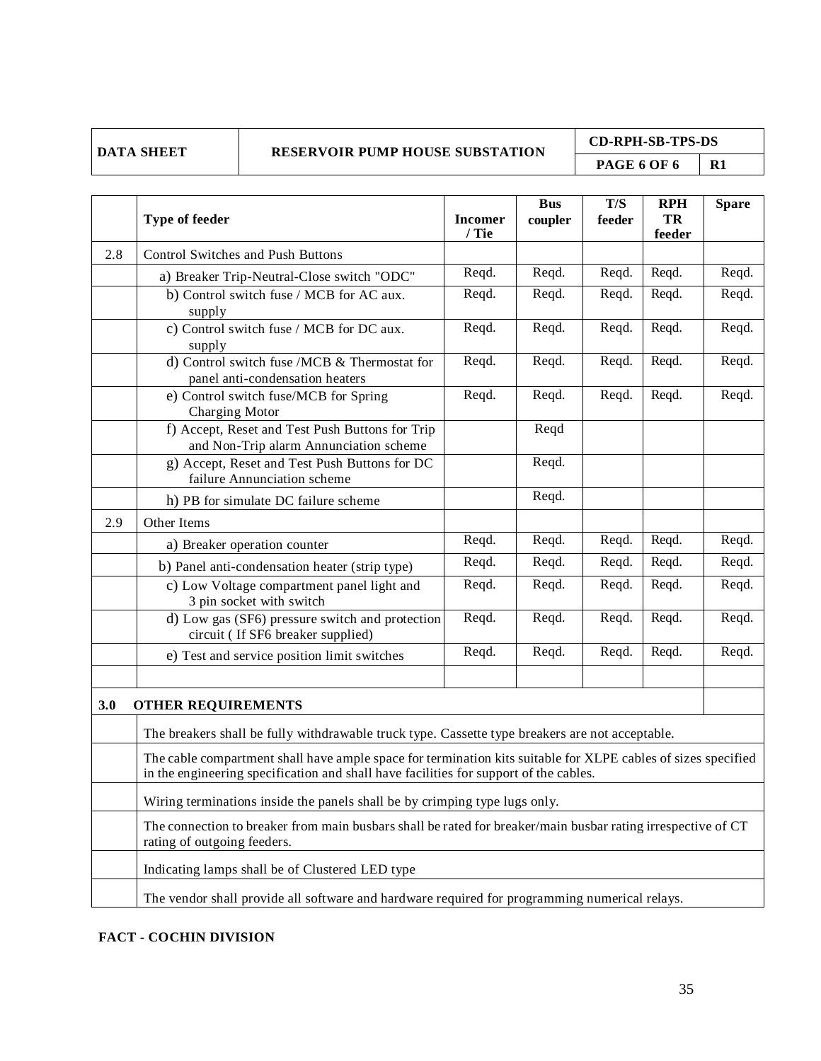| DATA SHEET | RESERVOIR PUMP HOUSE SUBSTATION | CD-RPH-SB-TPS-DS | |
|---|---|---|---|
| | | PAGE 6 OF 6 | R1 |

| | Type of feeder | Incomer / Tie | Bus coupler | T/S feeder | RPH TR feeder | Spare |
|---|---|---|---|---|---|---|
| 2.8 | Control Switches and Push Buttons | | | | | |
| | a) Breaker Trip-Neutral-Close switch "ODC" | Reqd. | Reqd. | Reqd. | Reqd. | Reqd. |
| | b) Control switch fuse / MCB for AC aux. supply | Reqd. | Reqd. | Reqd. | Reqd. | Reqd. |
| | c) Control switch fuse / MCB for DC aux. supply | Reqd. | Reqd. | Reqd. | Reqd. | Reqd. |
| | d) Control switch fuse /MCB & Thermostat for panel anti-condensation heaters | Reqd. | Reqd. | Reqd. | Reqd. | Reqd. |
| | e) Control switch fuse/MCB for Spring Charging Motor | Reqd. | Reqd. | Reqd. | Reqd. | Reqd. |
| | f) Accept, Reset and Test Push Buttons for Trip and Non-Trip alarm Annunciation scheme | | Reqd | | | |
| | g) Accept, Reset and Test Push Buttons for DC failure Annunciation scheme | | Reqd. | | | |
| | h) PB for simulate DC failure scheme | | Reqd. | | | |
| 2.9 | Other Items | | | | | |
| | a) Breaker operation counter | Reqd. | Reqd. | Reqd. | Reqd. | Reqd. |
| | b) Panel anti-condensation heater (strip type) | Reqd. | Reqd. | Reqd. | Reqd. | Reqd. |
| | c) Low Voltage compartment panel light and 3 pin socket with switch | Reqd. | Reqd. | Reqd. | Reqd. | Reqd. |
| | d) Low gas (SF6) pressure switch and protection circuit ( If SF6 breaker supplied) | Reqd. | Reqd. | Reqd. | Reqd. | Reqd. |
| | e) Test and service position limit switches | Reqd. | Reqd. | Reqd. | Reqd. | Reqd. |
| | | | | | | |
| **3.0** | **OTHER REQUIREMENTS** | | | | | |
| | The breakers shall be fully withdrawable truck type. Cassette type breakers are not acceptable. | | | | | |
| | The cable compartment shall have ample space for termination kits suitable for XLPE cables of sizes specified in the engineering specification and shall have facilities for support of the cables. | | | | | |
| | Wiring terminations inside the panels shall be by crimping type lugs only. | | | | | |
| | The connection to breaker from main busbars shall be rated for breaker/main busbar rating irrespective of CT rating of outgoing feeders. | | | | | |
| | Indicating lamps shall be of Clustered LED type | | | | | |
| | The vendor shall provide all software and hardware required for programming numerical relays. | | | | | |

**FACT - COCHIN DIVISION**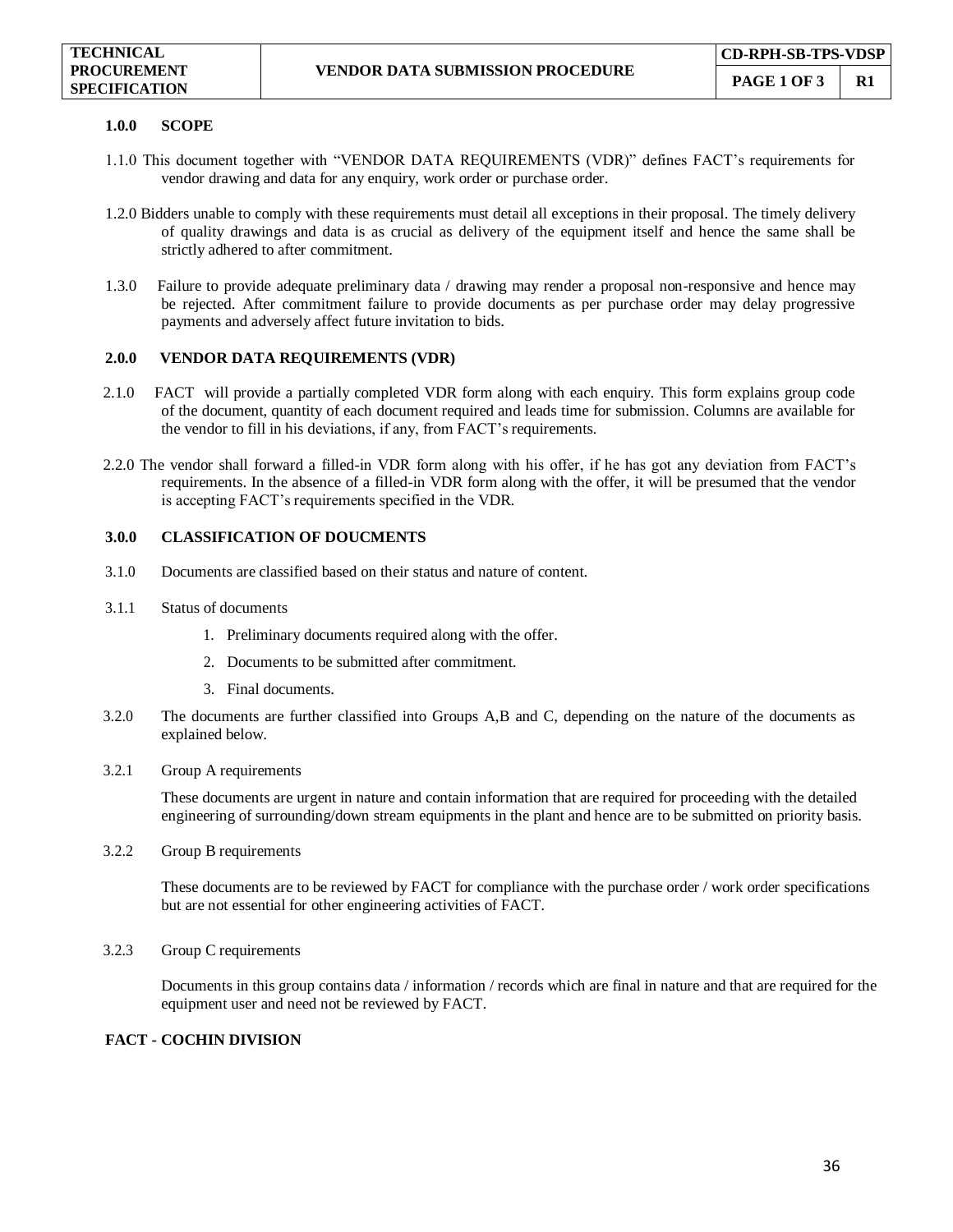| TECHNICAL PROCUREMENT SPECIFICATION | VENDOR DATA SUBMISSION PROCEDURE | CD-RPH-SB-TPS-VDSP | |
|---|---|---|---|
| | | PAGE 1 OF 3 | R1 |

**1.0.0 SCOPE**

1.1.0 This document together with "VENDOR DATA REQUIREMENTS (VDR)" defines FACT's requirements for vendor drawing and data for any enquiry, work order or purchase order.

1.2.0 Bidders unable to comply with these requirements must detail all exceptions in their proposal. The timely delivery of quality drawings and data is as crucial as delivery of the equipment itself and hence the same shall be strictly adhered to after commitment.

1.3.0 Failure to provide adequate preliminary data / drawing may render a proposal non-responsive and hence may be rejected. After commitment failure to provide documents as per purchase order may delay progressive payments and adversely affect future invitation to bids.

**2.0.0 VENDOR DATA REQUIREMENTS (VDR)**

2.1.0 FACT will provide a partially completed VDR form along with each enquiry. This form explains group code of the document, quantity of each document required and leads time for submission. Columns are available for the vendor to fill in his deviations, if any, from FACT's requirements.

2.2.0 The vendor shall forward a filled-in VDR form along with his offer, if he has got any deviation from FACT's requirements. In the absence of a filled-in VDR form along with the offer, it will be presumed that the vendor is accepting FACT's requirements specified in the VDR.

**3.0.0 CLASSIFICATION OF DOUCMENTS**

3.1.0 Documents are classified based on their status and nature of content.

3.1.1 Status of documents

1. Preliminary documents required along with the offer.
2. Documents to be submitted after commitment.
3. Final documents.

3.2.0 The documents are further classified into Groups A,B and C, depending on the nature of the documents as explained below.

3.2.1 Group A requirements

These documents are urgent in nature and contain information that are required for proceeding with the detailed engineering of surrounding/down stream equipments in the plant and hence are to be submitted on priority basis.

3.2.2 Group B requirements

These documents are to be reviewed by FACT for compliance with the purchase order / work order specifications but are not essential for other engineering activities of FACT.

3.2.3 Group C requirements

Documents in this group contains data / information / records which are final in nature and that are required for the equipment user and need not be reviewed by FACT.

**FACT - COCHIN DIVISION**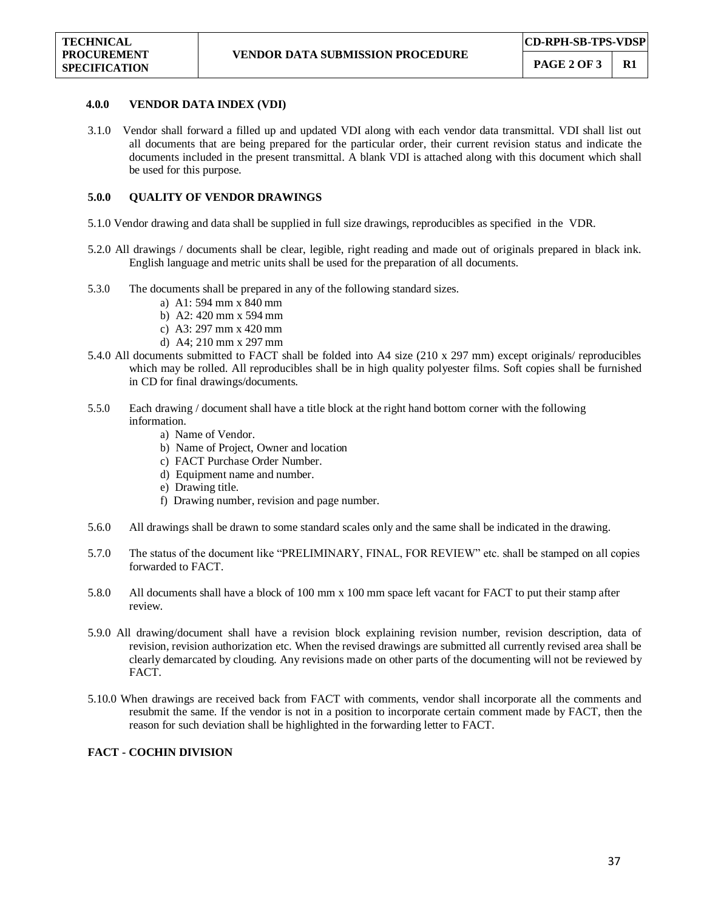### 4.0.0 VENDOR DATA INDEX (VDI)

3.1.0 Vendor shall forward a filled up and updated VDI along with each vendor data transmittal. VDI shall list out all documents that are being prepared for the particular order, their current revision status and indicate the documents included in the present transmittal. A blank VDI is attached along with this document which shall be used for this purpose.

### 5.0.0 QUALITY OF VENDOR DRAWINGS

5.1.0 Vendor drawing and data shall be supplied in full size drawings, reproducibles as specified in the VDR.

5.2.0 All drawings / documents shall be clear, legible, right reading and made out of originals prepared in black ink. English language and metric units shall be used for the preparation of all documents.

5.3.0 The documents shall be prepared in any of the following standard sizes.

- a) A1: 594 mm x 840 mm
- b) A2: 420 mm x 594 mm
- c) A3: 297 mm x 420 mm
- d) A4; 210 mm x 297 mm

5.4.0 All documents submitted to FACT shall be folded into A4 size (210 x 297 mm) except originals/ reproducibles which may be rolled. All reproducibles shall be in high quality polyester films. Soft copies shall be furnished in CD for final drawings/documents.

5.5.0 Each drawing / document shall have a title block at the right hand bottom corner with the following information.

- a) Name of Vendor.
- b) Name of Project, Owner and location
- c) FACT Purchase Order Number.
- d) Equipment name and number.
- e) Drawing title.
- f) Drawing number, revision and page number.

5.6.0 All drawings shall be drawn to some standard scales only and the same shall be indicated in the drawing.

5.7.0 The status of the document like "PRELIMINARY, FINAL, FOR REVIEW" etc. shall be stamped on all copies forwarded to FACT.

5.8.0 All documents shall have a block of 100 mm x 100 mm space left vacant for FACT to put their stamp after review.

5.9.0 All drawing/document shall have a revision block explaining revision number, revision description, data of revision, revision authorization etc. When the revised drawings are submitted all currently revised area shall be clearly demarcated by clouding. Any revisions made on other parts of the documenting will not be reviewed by FACT.

5.10.0 When drawings are received back from FACT with comments, vendor shall incorporate all the comments and resubmit the same. If the vendor is not in a position to incorporate certain comment made by FACT, then the reason for such deviation shall be highlighted in the forwarding letter to FACT.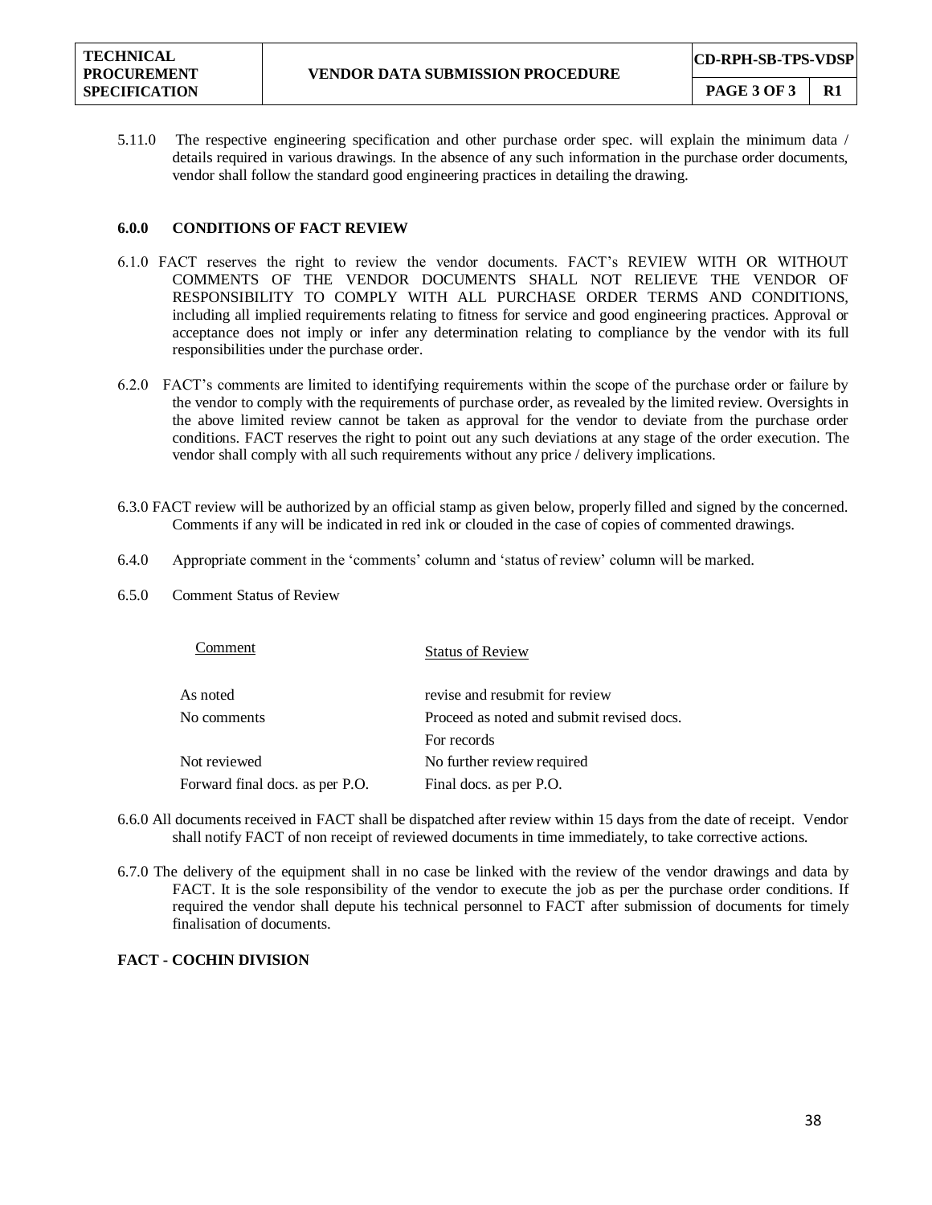5.11.0 The respective engineering specification and other purchase order spec. will explain the minimum data / details required in various drawings. In the absence of any such information in the purchase order documents, vendor shall follow the standard good engineering practices in detailing the drawing.

**6.0.0 CONDITIONS OF FACT REVIEW**

6.1.0 FACT reserves the right to review the vendor documents. FACT's REVIEW WITH OR WITHOUT COMMENTS OF THE VENDOR DOCUMENTS SHALL NOT RELIEVE THE VENDOR OF RESPONSIBILITY TO COMPLY WITH ALL PURCHASE ORDER TERMS AND CONDITIONS, including all implied requirements relating to fitness for service and good engineering practices. Approval or acceptance does not imply or infer any determination relating to compliance by the vendor with its full responsibilities under the purchase order.

6.2.0 FACT's comments are limited to identifying requirements within the scope of the purchase order or failure by the vendor to comply with the requirements of purchase order, as revealed by the limited review. Oversights in the above limited review cannot be taken as approval for the vendor to deviate from the purchase order conditions. FACT reserves the right to point out any such deviations at any stage of the order execution. The vendor shall comply with all such requirements without any price / delivery implications.

6.3.0 FACT review will be authorized by an official stamp as given below, properly filled and signed by the concerned. Comments if any will be indicated in red ink or clouded in the case of copies of commented drawings.

6.4.0 Appropriate comment in the 'comments' column and 'status of review' column will be marked.

6.5.0 Comment Status of Review

| Comment | Status of Review |
|---|---|
| As noted | revise and resubmit for review |
| No comments | Proceed as noted and submit revised docs. |
| | For records |
| Not reviewed | No further review required |
| Forward final docs. as per P.O. | Final docs. as per P.O. |

6.6.0 All documents received in FACT shall be dispatched after review within 15 days from the date of receipt. Vendor shall notify FACT of non receipt of reviewed documents in time immediately, to take corrective actions.

6.7.0 The delivery of the equipment shall in no case be linked with the review of the vendor drawings and data by FACT. It is the sole responsibility of the vendor to execute the job as per the purchase order conditions. If required the vendor shall depute his technical personnel to FACT after submission of documents for timely finalisation of documents.

**FACT - COCHIN DIVISION**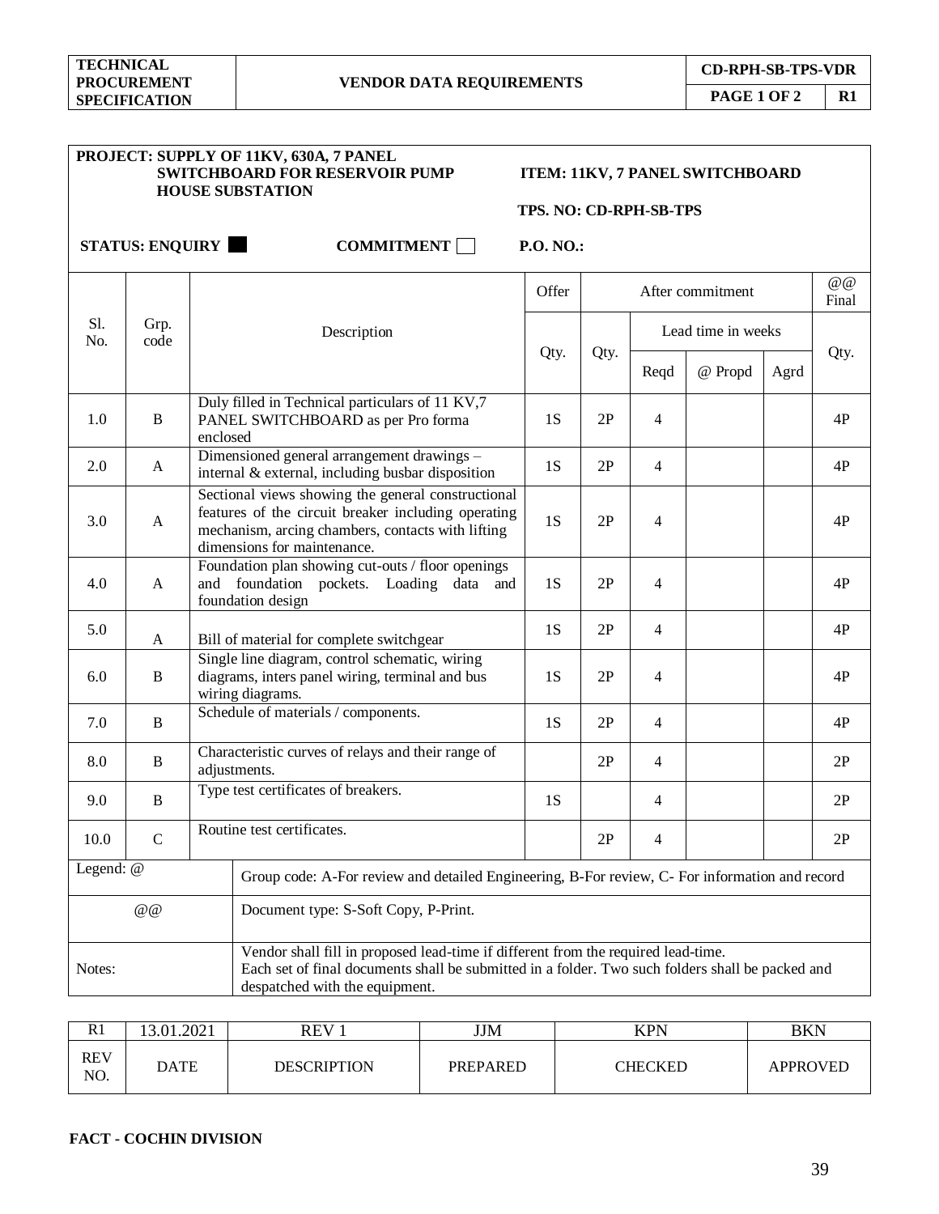| TECHNICAL PROCUREMENT SPECIFICATION | VENDOR DATA REQUIREMENTS | CD-RPH-SB-TPS-VDR | |
|---|---|---|---|
| | | PAGE 1 OF 2 | R1 |

**PROJECT: SUPPLY OF 11KV, 630A, 7 PANEL SWITCHBOARD FOR RESERVOIR PUMP HOUSE SUBSTATION**

**ITEM: 11KV, 7 PANEL SWITCHBOARD**

**TPS. NO: CD-RPH-SB-TPS**

**STATUS: ENQUIRY** ■ **COMMITMENT** ☐ **P.O. NO.:**

| Sl. No. | Grp. code | Description | Offer | After commitment | | | | @@ Final |
|---|---|---|---|---|---|---|---|---|
| | | | | | Lead time in weeks | | | |
| | | | Qty. | Qty. | Reqd | @ Propd | Agrd | Qty. |
| 1.0 | B | Duly filled in Technical particulars of 11 KV,7 PANEL SWITCHBOARD as per Pro forma enclosed | 1S | 2P | 4 | | | 4P |
| 2.0 | A | Dimensioned general arrangement drawings – internal & external, including busbar disposition | 1S | 2P | 4 | | | 4P |
| 3.0 | A | Sectional views showing the general constructional features of the circuit breaker including operating mechanism, arcing chambers, contacts with lifting dimensions for maintenance. | 1S | 2P | 4 | | | 4P |
| 4.0 | A | Foundation plan showing cut-outs / floor openings and foundation pockets. Loading data and foundation design | 1S | 2P | 4 | | | 4P |
| 5.0 | A | Bill of material for complete switchgear | 1S | 2P | 4 | | | 4P |
| 6.0 | B | Single line diagram, control schematic, wiring diagrams, inters panel wiring, terminal and bus wiring diagrams. | 1S | 2P | 4 | | | 4P |
| 7.0 | B | Schedule of materials / components. | 1S | 2P | 4 | | | 4P |
| 8.0 | B | Characteristic curves of relays and their range of adjustments. | | 2P | 4 | | | 2P |
| 9.0 | B | Type test certificates of breakers. | 1S | | 4 | | | 2P |
| 10.0 | C | Routine test certificates. | | 2P | 4 | | | 2P |

| | |
|---|---|
| Legend: @ | Group code: A-For review and detailed Engineering, B-For review, C- For information and record |
| @@ | Document type: S-Soft Copy, P-Print. |
| Notes: | Vendor shall fill in proposed lead-time if different from the required lead-time. Each set of final documents shall be submitted in a folder. Two such folders shall be packed and despatched with the equipment. |

| R1 | 13.01.2021 | REV 1 | JJM | KPN | BKN |
|---|---|---|---|---|---|
| REV NO. | DATE | DESCRIPTION | PREPARED | CHECKED | APPROVED |

**FACT - COCHIN DIVISION**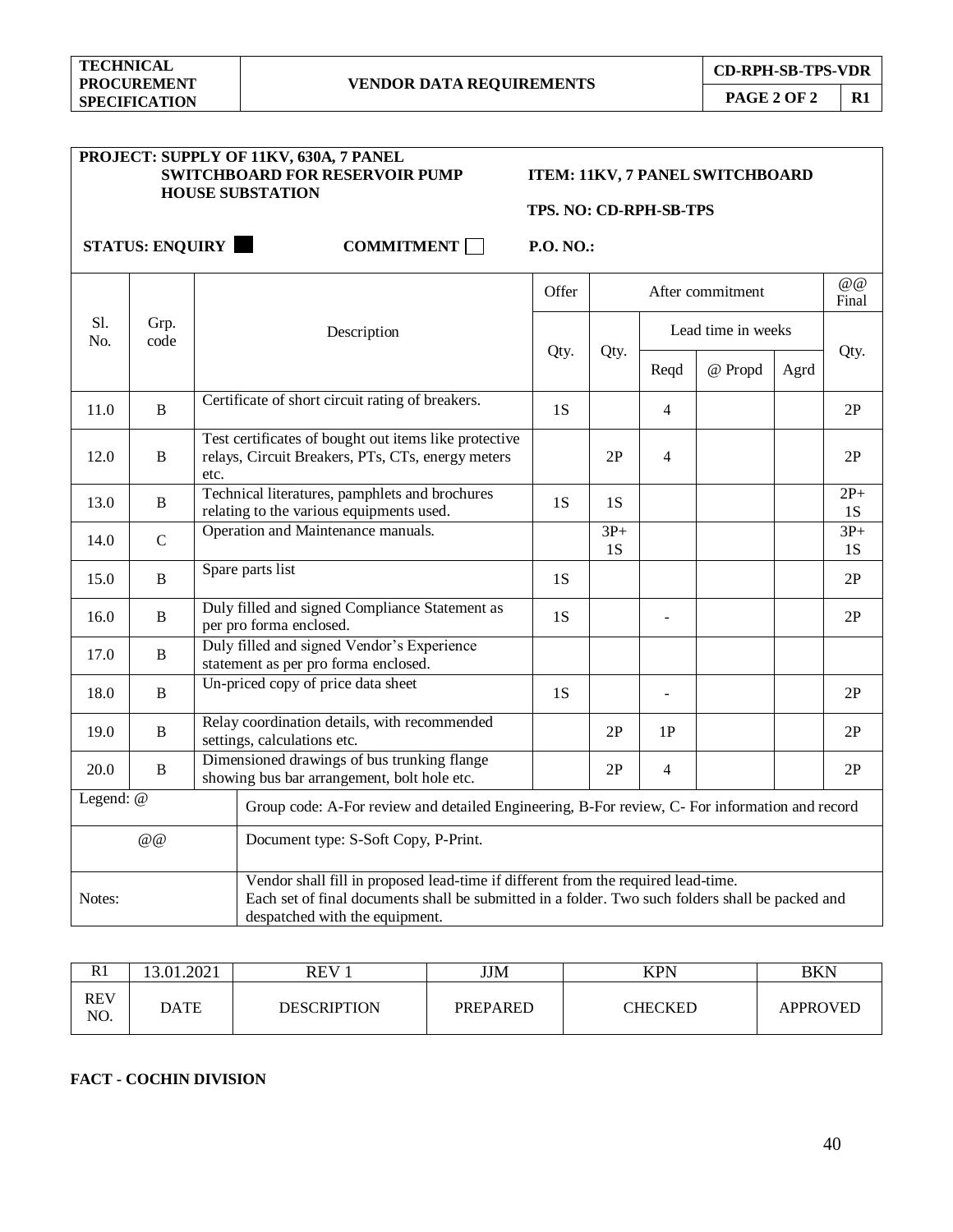| TECHNICAL PROCUREMENT SPECIFICATION | VENDOR DATA REQUIREMENTS | CD-RPH-SB-TPS-VDR |
|---|---|---|

**PROJECT: SUPPLY OF 11KV, 630A, 7 PANEL SWITCHBOARD FOR RESERVOIR PUMP HOUSE SUBSTATION**

**ITEM: 11KV, 7 PANEL SWITCHBOARD**

**TPS. NO: CD-RPH-SB-TPS**

**STATUS: ENQUIRY** ■ **COMMITMENT** ☐ **P.O. NO.:**

| Sl. No. | Grp. code | Description | Offer | After commitment | | | | @@ Final |
|---|---|---|---|---|---|---|---|---|
| | | | | | Lead time in weeks | | | |
| | | | Qty. | Qty. | Reqd | @ Propd | Agrd | Qty. |
| 11.0 | B | Certificate of short circuit rating of breakers. | 1S | | 4 | | | 2P |
| 12.0 | B | Test certificates of bought out items like protective relays, Circuit Breakers, PTs, CTs, energy meters etc. | | 2P | 4 | | | 2P |
| 13.0 | B | Technical literatures, pamphlets and brochures relating to the various equipments used. | 1S | 1S | | | | 2P+ 1S |
| 14.0 | C | Operation and Maintenance manuals. | | 3P+ 1S | | | | 3P+ 1S |
| 15.0 | B | Spare parts list | 1S | | | | | 2P |
| 16.0 | B | Duly filled and signed Compliance Statement as per pro forma enclosed. | 1S | | - | | | 2P |
| 17.0 | B | Duly filled and signed Vendor's Experience statement as per pro forma enclosed. | | | | | | |
| 18.0 | B | Un-priced copy of price data sheet | 1S | | - | | | 2P |
| 19.0 | B | Relay coordination details, with recommended settings, calculations etc. | | 2P | 1P | | | 2P |
| 20.0 | B | Dimensioned drawings of bus trunking flange showing bus bar arrangement, bolt hole etc. | | 2P | 4 | | | 2P |

| | |
|---|---|
| Legend: @ | Group code: A-For review and detailed Engineering, B-For review, C- For information and record |
| @@ | Document type: S-Soft Copy, P-Print. |
| Notes: | Vendor shall fill in proposed lead-time if different from the required lead-time. Each set of final documents shall be submitted in a folder. Two such folders shall be packed and despatched with the equipment. |

| R1 | 13.01.2021 | REV 1 | JJM | KPN | BKN |
|---|---|---|---|---|---|
| REV NO. | DATE | DESCRIPTION | PREPARED | CHECKED | APPROVED |

**FACT - COCHIN DIVISION**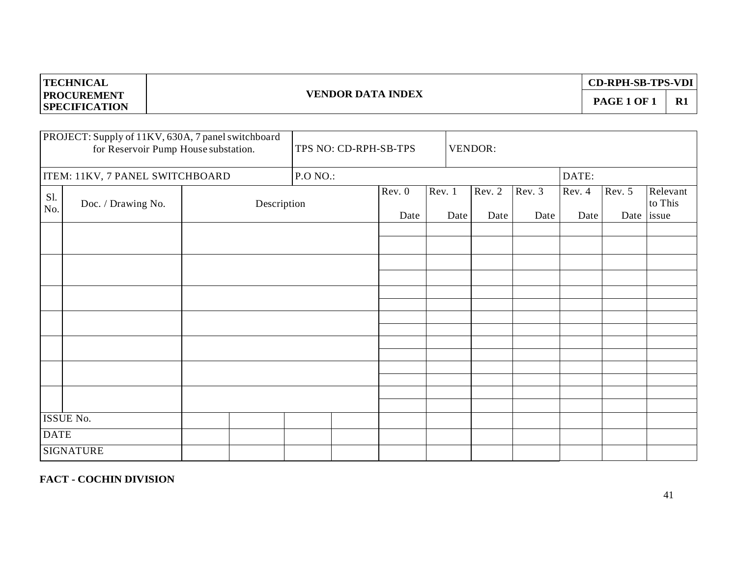| TECHNICAL PROCUREMENT SPECIFICATION | VENDOR DATA INDEX | CD-RPH-SB-TPS-VDI | |
|---|---|---|---|
| | | PAGE 1 OF 1 | R1 |

| PROJECT: Supply of 11KV, 630A, 7 panel switchboard for Reservoir Pump House substation. | | | | | TPS NO: CD-RPH-SB-TPS | | | VENDOR: | | | | | |
|---|---|---|---|---|---|---|---|---|---|---|---|---|---|
| ITEM: 11KV, 7 PANEL SWITCHBOARD | | | | | P.O NO.: | | | | | DATE: | | | |
| Sl. No. | Doc. / Drawing No. | Description | | | | Rev. 0 Date | Rev. 1 Date | Rev. 2 Date | Rev. 3 Date | Rev. 4 Date | Rev. 5 Date | Relevant to This issue | |
| | | | | | | | | | | | | | |
| | | | | | | | | | | | | | |
| | | | | | | | | | | | | | |
| | | | | | | | | | | | | | |
| | | | | | | | | | | | | | |
| | | | | | | | | | | | | | |
| | | | | | | | | | | | | | |
| ISSUE No. | | | | | | | | | | | | | |
| DATE | | | | | | | | | | | | | |
| SIGNATURE | | | | | | | | | | | | | |

**FACT - COCHIN DIVISION**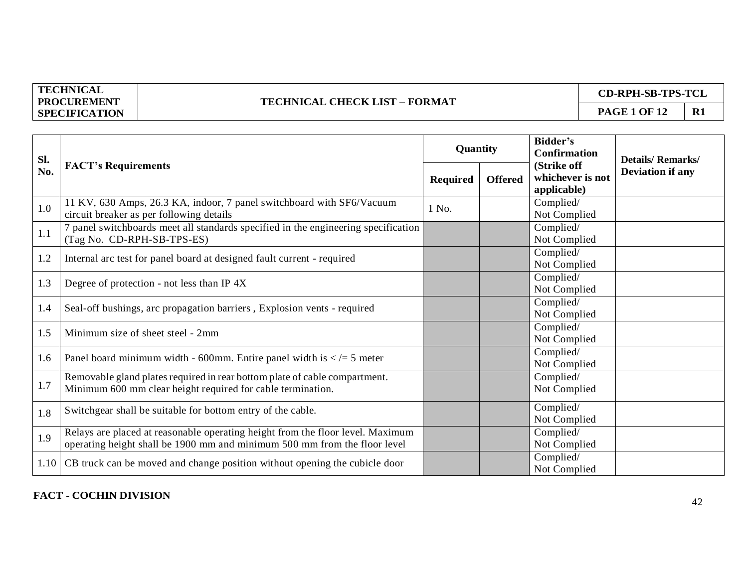| TECHNICAL PROCUREMENT SPECIFICATION | TECHNICAL CHECK LIST – FORMAT | CD-RPH-SB-TPS-TCL | |
|---|---|---|---|
| | | PAGE 1 OF 12 | R1 |

| Sl. No. | FACT's Requirements | Quantity | | Bidder's Confirmation (Strike off whichever is not applicable) | Details/ Remarks/ Deviation if any |
|---|---|---|---|---|---|
| | | Required | Offered | | |
| 1.0 | 11 KV, 630 Amps, 26.3 KA, indoor, 7 panel switchboard with SF6/Vacuum circuit breaker as per following details | 1 No. | | Complied/ Not Complied | |
| 1.1 | 7 panel switchboards meet all standards specified in the engineering specification (Tag No. CD-RPH-SB-TPS-ES) | | | Complied/ Not Complied | |
| 1.2 | Internal arc test for panel board at designed fault current - required | | | Complied/ Not Complied | |
| 1.3 | Degree of protection - not less than IP 4X | | | Complied/ Not Complied | |
| 1.4 | Seal-off bushings, arc propagation barriers , Explosion vents - required | | | Complied/ Not Complied | |
| 1.5 | Minimum size of sheet steel - 2mm | | | Complied/ Not Complied | |
| 1.6 | Panel board minimum width - 600mm. Entire panel width is < /= 5 meter | | | Complied/ Not Complied | |
| 1.7 | Removable gland plates required in rear bottom plate of cable compartment. Minimum 600 mm clear height required for cable termination. | | | Complied/ Not Complied | |
| 1.8 | Switchgear shall be suitable for bottom entry of the cable. | | | Complied/ Not Complied | |
| 1.9 | Relays are placed at reasonable operating height from the floor level. Maximum operating height shall be 1900 mm and minimum 500 mm from the floor level | | | Complied/ Not Complied | |
| 1.10 | CB truck can be moved and change position without opening the cubicle door | | | Complied/ Not Complied | |

**FACT - COCHIN DIVISION**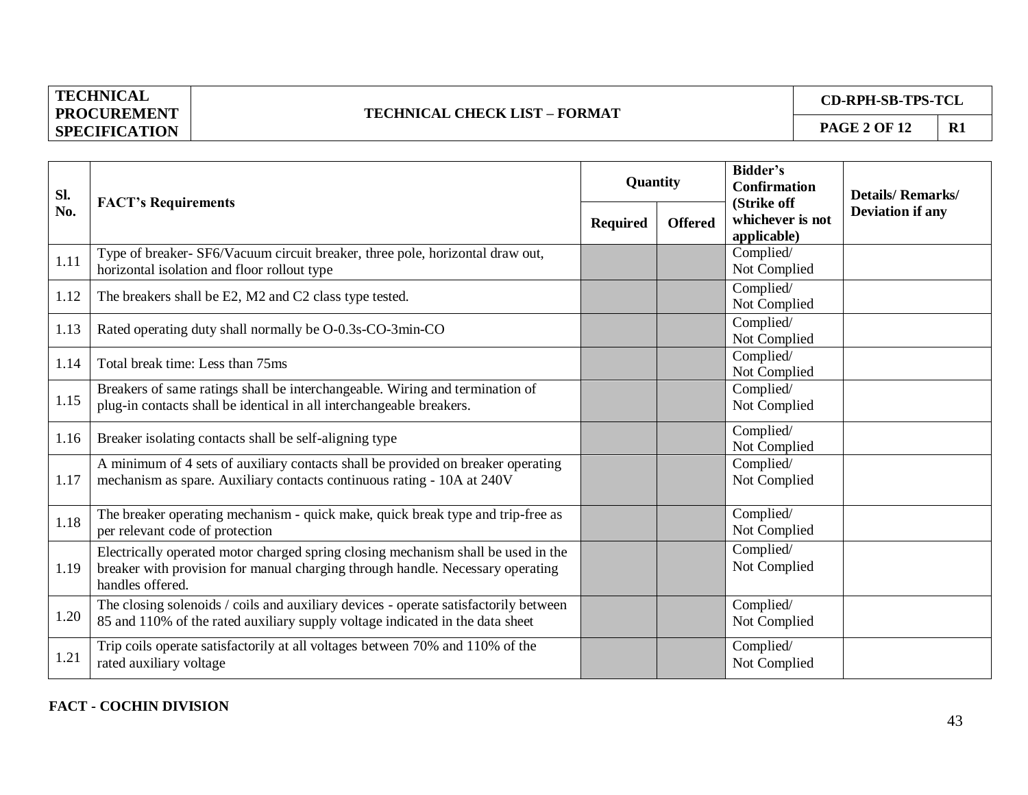| TECHNICAL PROCUREMENT SPECIFICATION | TECHNICAL CHECK LIST – FORMAT | CD-RPH-SB-TPS-TCL | |
|---|---|---|---|
| | | PAGE 2 OF 12 | R1 |

| Sl. No. | FACT's Requirements | Quantity | | Bidder's Confirmation (Strike off whichever is not applicable) | Details/ Remarks/ Deviation if any |
|---|---|---|---|---|---|
| | | Required | Offered | | |
| 1.11 | Type of breaker- SF6/Vacuum circuit breaker, three pole, horizontal draw out, horizontal isolation and floor rollout type | | | Complied/ Not Complied | |
| 1.12 | The breakers shall be E2, M2 and C2 class type tested. | | | Complied/ Not Complied | |
| 1.13 | Rated operating duty shall normally be O-0.3s-CO-3min-CO | | | Complied/ Not Complied | |
| 1.14 | Total break time: Less than 75ms | | | Complied/ Not Complied | |
| 1.15 | Breakers of same ratings shall be interchangeable. Wiring and termination of plug-in contacts shall be identical in all interchangeable breakers. | | | Complied/ Not Complied | |
| 1.16 | Breaker isolating contacts shall be self-aligning type | | | Complied/ Not Complied | |
| 1.17 | A minimum of 4 sets of auxiliary contacts shall be provided on breaker operating mechanism as spare. Auxiliary contacts continuous rating - 10A at 240V | | | Complied/ Not Complied | |
| 1.18 | The breaker operating mechanism - quick make, quick break type and trip-free as per relevant code of protection | | | Complied/ Not Complied | |
| 1.19 | Electrically operated motor charged spring closing mechanism shall be used in the breaker with provision for manual charging through handle. Necessary operating handles offered. | | | Complied/ Not Complied | |
| 1.20 | The closing solenoids / coils and auxiliary devices - operate satisfactorily between 85 and 110% of the rated auxiliary supply voltage indicated in the data sheet | | | Complied/ Not Complied | |
| 1.21 | Trip coils operate satisfactorily at all voltages between 70% and 110% of the rated auxiliary voltage | | | Complied/ Not Complied | |

**FACT - COCHIN DIVISION**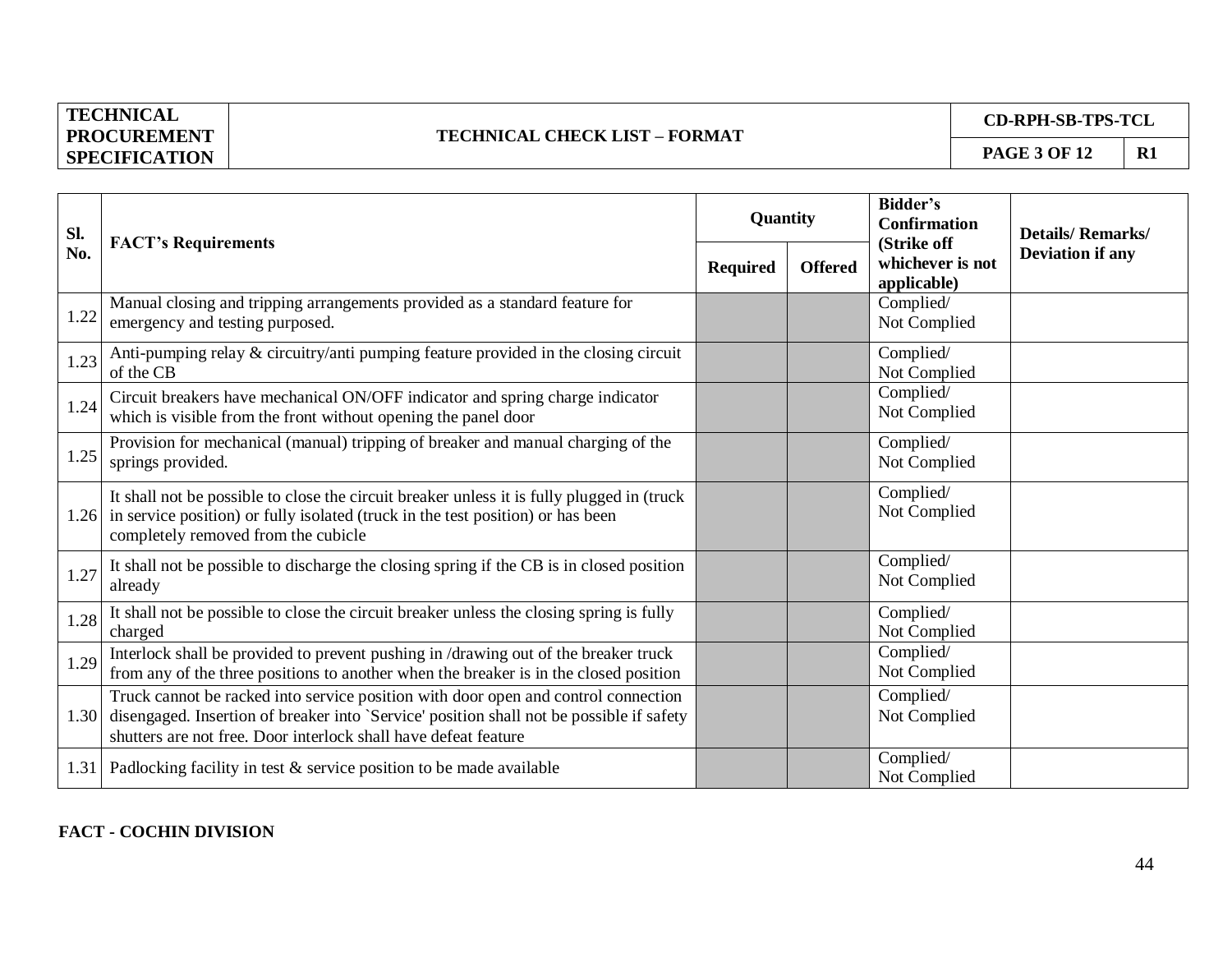| TECHNICAL PROCUREMENT SPECIFICATION | TECHNICAL CHECK LIST – FORMAT | CD-RPH-SB-TPS-TCL | |
|---|---|---|---|
| | | PAGE 3 OF 12 | R1 |

| Sl. No. | FACT's Requirements | Quantity | | Bidder's Confirmation (Strike off whichever is not applicable) | Details/ Remarks/ Deviation if any |
|---|---|---|---|---|---|
| | | Required | Offered | | |
| 1.22 | Manual closing and tripping arrangements provided as a standard feature for emergency and testing purposed. | | | Complied/ Not Complied | |
| 1.23 | Anti-pumping relay & circuitry/anti pumping feature provided in the closing circuit of the CB | | | Complied/ Not Complied | |
| 1.24 | Circuit breakers have mechanical ON/OFF indicator and spring charge indicator which is visible from the front without opening the panel door | | | Complied/ Not Complied | |
| 1.25 | Provision for mechanical (manual) tripping of breaker and manual charging of the springs provided. | | | Complied/ Not Complied | |
| 1.26 | It shall not be possible to close the circuit breaker unless it is fully plugged in (truck in service position) or fully isolated (truck in the test position) or has been completely removed from the cubicle | | | Complied/ Not Complied | |
| 1.27 | It shall not be possible to discharge the closing spring if the CB is in closed position already | | | Complied/ Not Complied | |
| 1.28 | It shall not be possible to close the circuit breaker unless the closing spring is fully charged | | | Complied/ Not Complied | |
| 1.29 | Interlock shall be provided to prevent pushing in /drawing out of the breaker truck from any of the three positions to another when the breaker is in the closed position | | | Complied/ Not Complied | |
| 1.30 | Truck cannot be racked into service position with door open and control connection disengaged. Insertion of breaker into `Service' position shall not be possible if safety shutters are not free. Door interlock shall have defeat feature | | | Complied/ Not Complied | |
| 1.31 | Padlocking facility in test & service position to be made available | | | Complied/ Not Complied | |

**FACT - COCHIN DIVISION**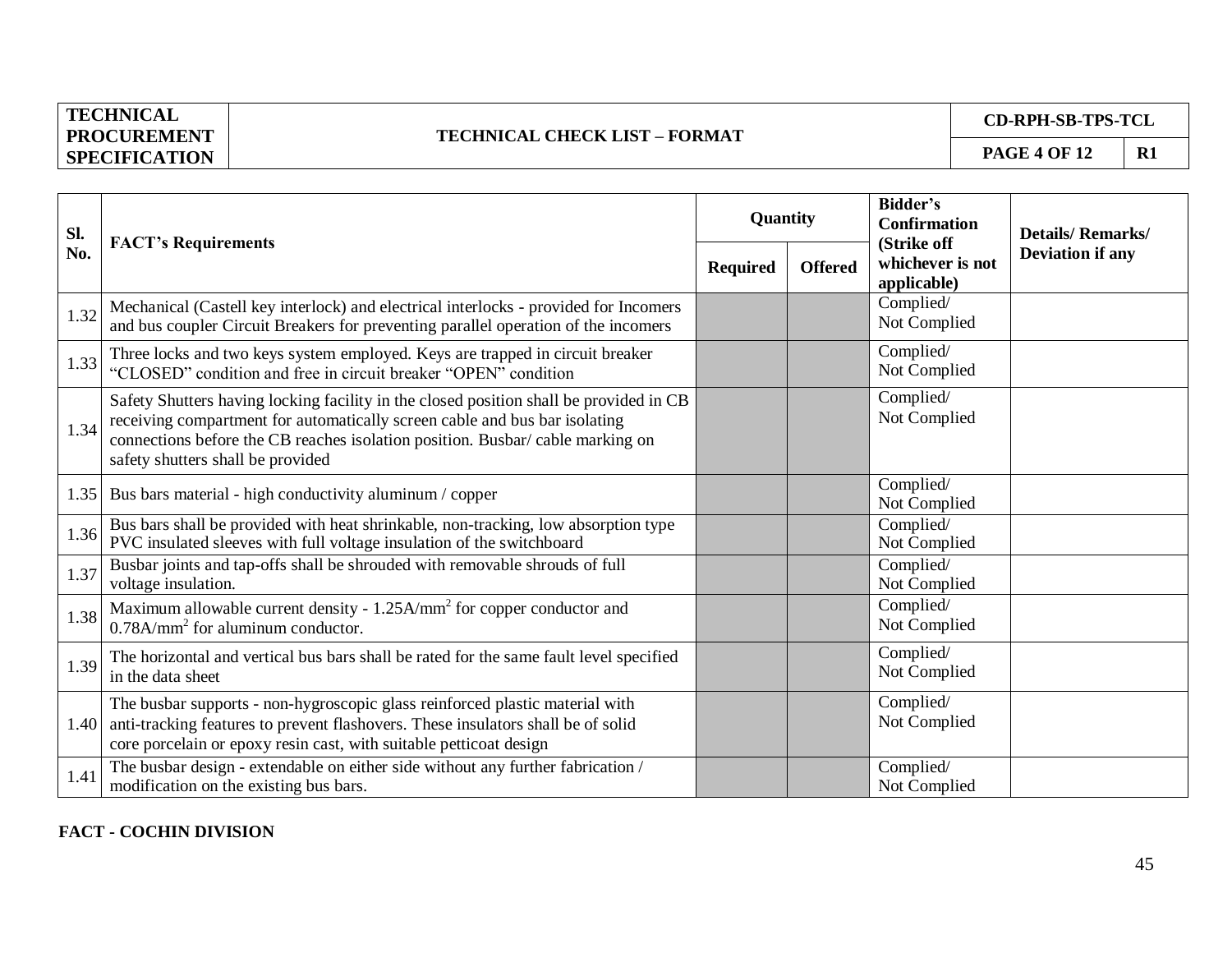| TECHNICAL PROCUREMENT SPECIFICATION | TECHNICAL CHECK LIST – FORMAT | CD-RPH-SB-TPS-TCL | |
|---|---|---|---|
| | | PAGE 4 OF 12 | R1 |

| Sl. No. | FACT's Requirements | Quantity | | Bidder's Confirmation (Strike off whichever is not applicable) | Details/ Remarks/ Deviation if any |
|---|---|---|---|---|---|
| | | Required | Offered | | |
| 1.32 | Mechanical (Castell key interlock) and electrical interlocks - provided for Incomers and bus coupler Circuit Breakers for preventing parallel operation of the incomers | | | Complied/ Not Complied | |
| 1.33 | Three locks and two keys system employed. Keys are trapped in circuit breaker "CLOSED" condition and free in circuit breaker "OPEN" condition | | | Complied/ Not Complied | |
| 1.34 | Safety Shutters having locking facility in the closed position shall be provided in CB receiving compartment for automatically screen cable and bus bar isolating connections before the CB reaches isolation position. Busbar/ cable marking on safety shutters shall be provided | | | Complied/ Not Complied | |
| 1.35 | Bus bars material - high conductivity aluminum / copper | | | Complied/ Not Complied | |
| 1.36 | Bus bars shall be provided with heat shrinkable, non-tracking, low absorption type PVC insulated sleeves with full voltage insulation of the switchboard | | | Complied/ Not Complied | |
| 1.37 | Busbar joints and tap-offs shall be shrouded with removable shrouds of full voltage insulation. | | | Complied/ Not Complied | |
| 1.38 | Maximum allowable current density - $1.25A/mm^2$ for copper conductor and $0.78A/mm^2$ for aluminum conductor. | | | Complied/ Not Complied | |
| 1.39 | The horizontal and vertical bus bars shall be rated for the same fault level specified in the data sheet | | | Complied/ Not Complied | |
| 1.40 | The busbar supports - non-hygroscopic glass reinforced plastic material with anti-tracking features to prevent flashovers. These insulators shall be of solid core porcelain or epoxy resin cast, with suitable petticoat design | | | Complied/ Not Complied | |
| 1.41 | The busbar design - extendable on either side without any further fabrication / modification on the existing bus bars. | | | Complied/ Not Complied | |

**FACT - COCHIN DIVISION**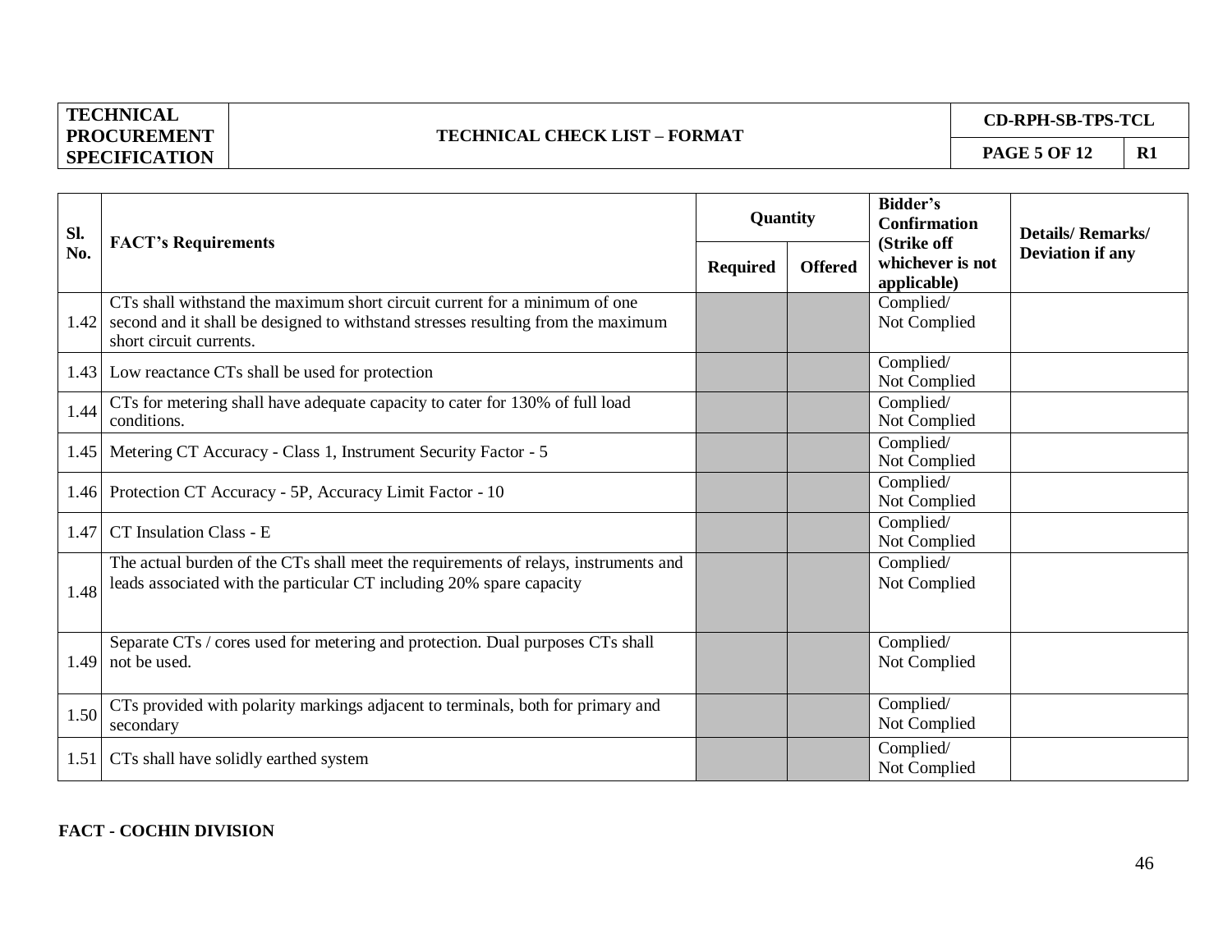| TECHNICAL PROCUREMENT SPECIFICATION | TECHNICAL CHECK LIST – FORMAT | CD-RPH-SB-TPS-TCL | |
|---|---|---|---|
| | | PAGE 5 OF 12 | R1 |

| Sl. No. | FACT's Requirements | Quantity | | Bidder's Confirmation (Strike off whichever is not applicable) | Details/ Remarks/ Deviation if any |
|---|---|---|---|---|---|
| | | Required | Offered | | |
| 1.42 | CTs shall withstand the maximum short circuit current for a minimum of one second and it shall be designed to withstand stresses resulting from the maximum short circuit currents. | | | Complied/ Not Complied | |
| 1.43 | Low reactance CTs shall be used for protection | | | Complied/ Not Complied | |
| 1.44 | CTs for metering shall have adequate capacity to cater for 130% of full load conditions. | | | Complied/ Not Complied | |
| 1.45 | Metering CT Accuracy - Class 1, Instrument Security Factor - 5 | | | Complied/ Not Complied | |
| 1.46 | Protection CT Accuracy - 5P, Accuracy Limit Factor - 10 | | | Complied/ Not Complied | |
| 1.47 | CT Insulation Class - E | | | Complied/ Not Complied | |
| 1.48 | The actual burden of the CTs shall meet the requirements of relays, instruments and leads associated with the particular CT including 20% spare capacity | | | Complied/ Not Complied | |
| 1.49 | Separate CTs / cores used for metering and protection. Dual purposes CTs shall not be used. | | | Complied/ Not Complied | |
| 1.50 | CTs provided with polarity markings adjacent to terminals, both for primary and secondary | | | Complied/ Not Complied | |
| 1.51 | CTs shall have solidly earthed system | | | Complied/ Not Complied | |

**FACT - COCHIN DIVISION**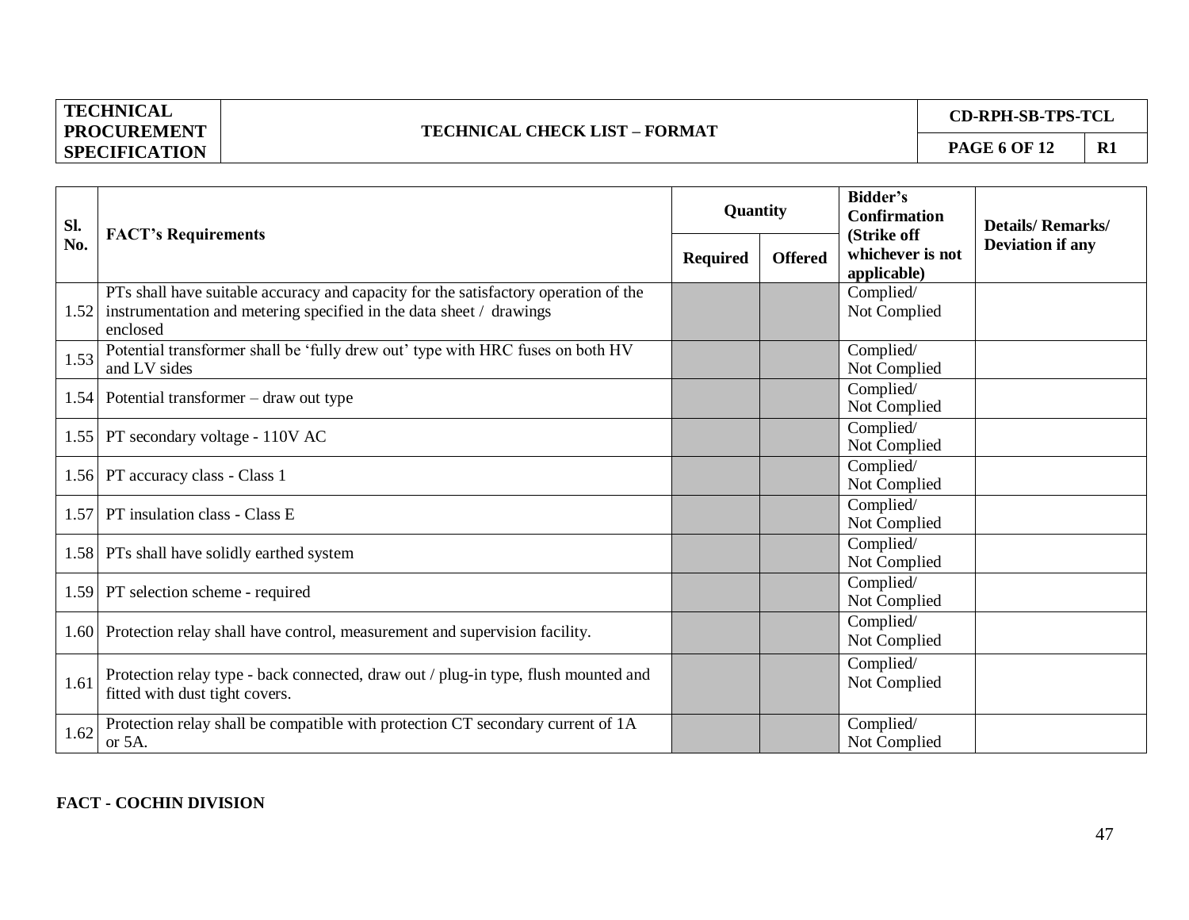| TECHNICAL PROCUREMENT SPECIFICATION | TECHNICAL CHECK LIST – FORMAT | CD-RPH-SB-TPS-TCL | |
|---|---|---|---|
| | | PAGE 6 OF 12 | R1 |

| Sl. No. | FACT's Requirements | Quantity | | Bidder's Confirmation (Strike off whichever is not applicable) | Details/ Remarks/ Deviation if any |
|---|---|---|---|---|---|
| | | Required | Offered | | |
| 1.52 | PTs shall have suitable accuracy and capacity for the satisfactory operation of the instrumentation and metering specified in the data sheet / drawings enclosed | | | Complied/ Not Complied | |
| 1.53 | Potential transformer shall be 'fully drew out' type with HRC fuses on both HV and LV sides | | | Complied/ Not Complied | |
| 1.54 | Potential transformer – draw out type | | | Complied/ Not Complied | |
| 1.55 | PT secondary voltage - 110V AC | | | Complied/ Not Complied | |
| 1.56 | PT accuracy class - Class 1 | | | Complied/ Not Complied | |
| 1.57 | PT insulation class - Class E | | | Complied/ Not Complied | |
| 1.58 | PTs shall have solidly earthed system | | | Complied/ Not Complied | |
| 1.59 | PT selection scheme - required | | | Complied/ Not Complied | |
| 1.60 | Protection relay shall have control, measurement and supervision facility. | | | Complied/ Not Complied | |
| 1.61 | Protection relay type - back connected, draw out / plug-in type, flush mounted and fitted with dust tight covers. | | | Complied/ Not Complied | |
| 1.62 | Protection relay shall be compatible with protection CT secondary current of 1A or 5A. | | | Complied/ Not Complied | |

**FACT - COCHIN DIVISION**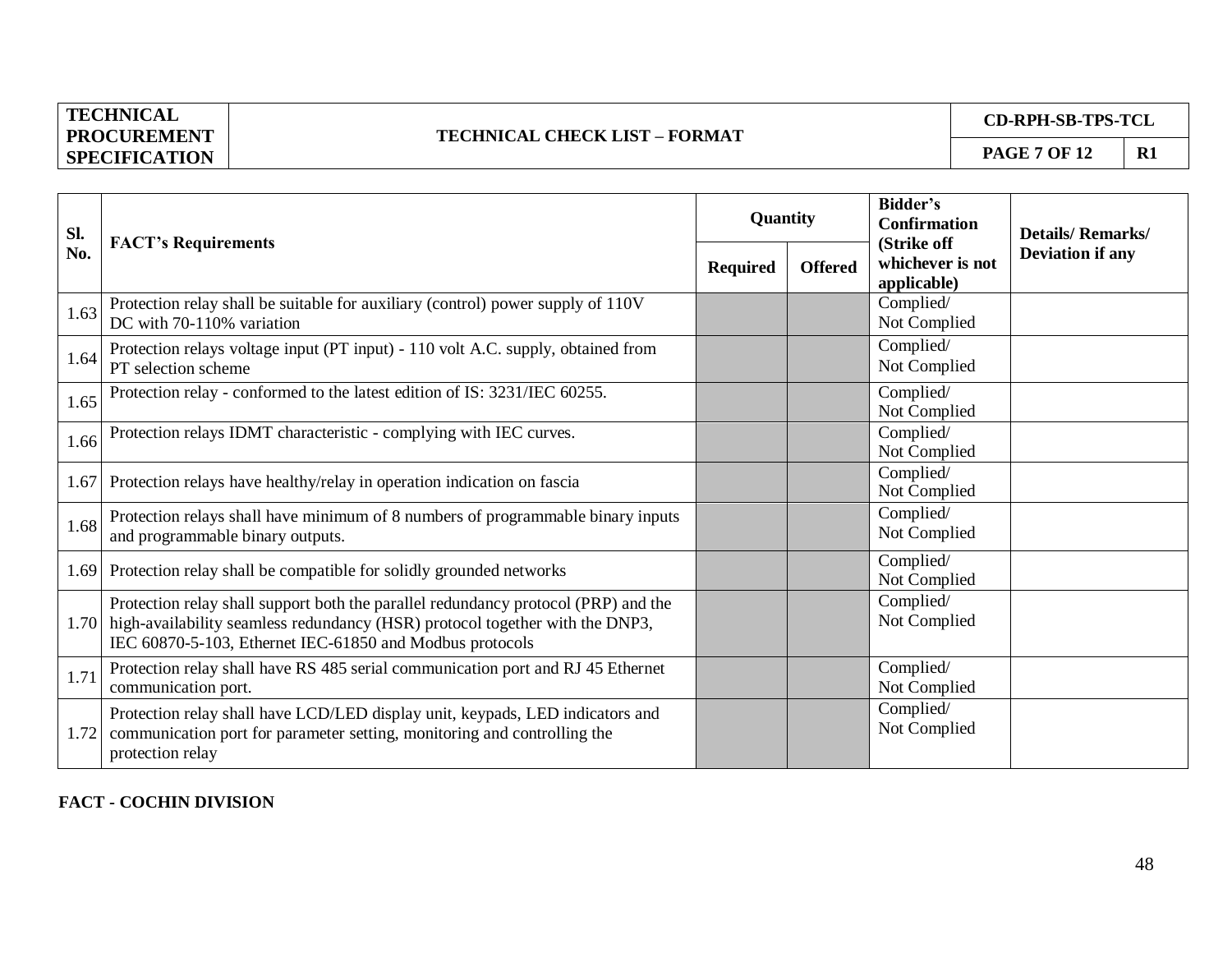| TECHNICAL PROCUREMENT SPECIFICATION | TECHNICAL CHECK LIST – FORMAT | CD-RPH-SB-TPS-TCL | |
|---|---|---|---|
| | | PAGE 7 OF 12 | R1 |

| Sl. No. | FACT's Requirements | Quantity | | Bidder's Confirmation (Strike off whichever is not applicable) | Details/ Remarks/ Deviation if any |
|---|---|---|---|---|---|
| | | Required | Offered | | |
| 1.63 | Protection relay shall be suitable for auxiliary (control) power supply of 110V DC with 70-110% variation | | | Complied/ Not Complied | |
| 1.64 | Protection relays voltage input (PT input) - 110 volt A.C. supply, obtained from PT selection scheme | | | Complied/ Not Complied | |
| 1.65 | Protection relay - conformed to the latest edition of IS: 3231/IEC 60255. | | | Complied/ Not Complied | |
| 1.66 | Protection relays IDMT characteristic - complying with IEC curves. | | | Complied/ Not Complied | |
| 1.67 | Protection relays have healthy/relay in operation indication on fascia | | | Complied/ Not Complied | |
| 1.68 | Protection relays shall have minimum of 8 numbers of programmable binary inputs and programmable binary outputs. | | | Complied/ Not Complied | |
| 1.69 | Protection relay shall be compatible for solidly grounded networks | | | Complied/ Not Complied | |
| 1.70 | Protection relay shall support both the parallel redundancy protocol (PRP) and the high-availability seamless redundancy (HSR) protocol together with the DNP3, IEC 60870-5-103, Ethernet IEC-61850 and Modbus protocols | | | Complied/ Not Complied | |
| 1.71 | Protection relay shall have RS 485 serial communication port and RJ 45 Ethernet communication port. | | | Complied/ Not Complied | |
| 1.72 | Protection relay shall have LCD/LED display unit, keypads, LED indicators and communication port for parameter setting, monitoring and controlling the protection relay | | | Complied/ Not Complied | |

**FACT - COCHIN DIVISION**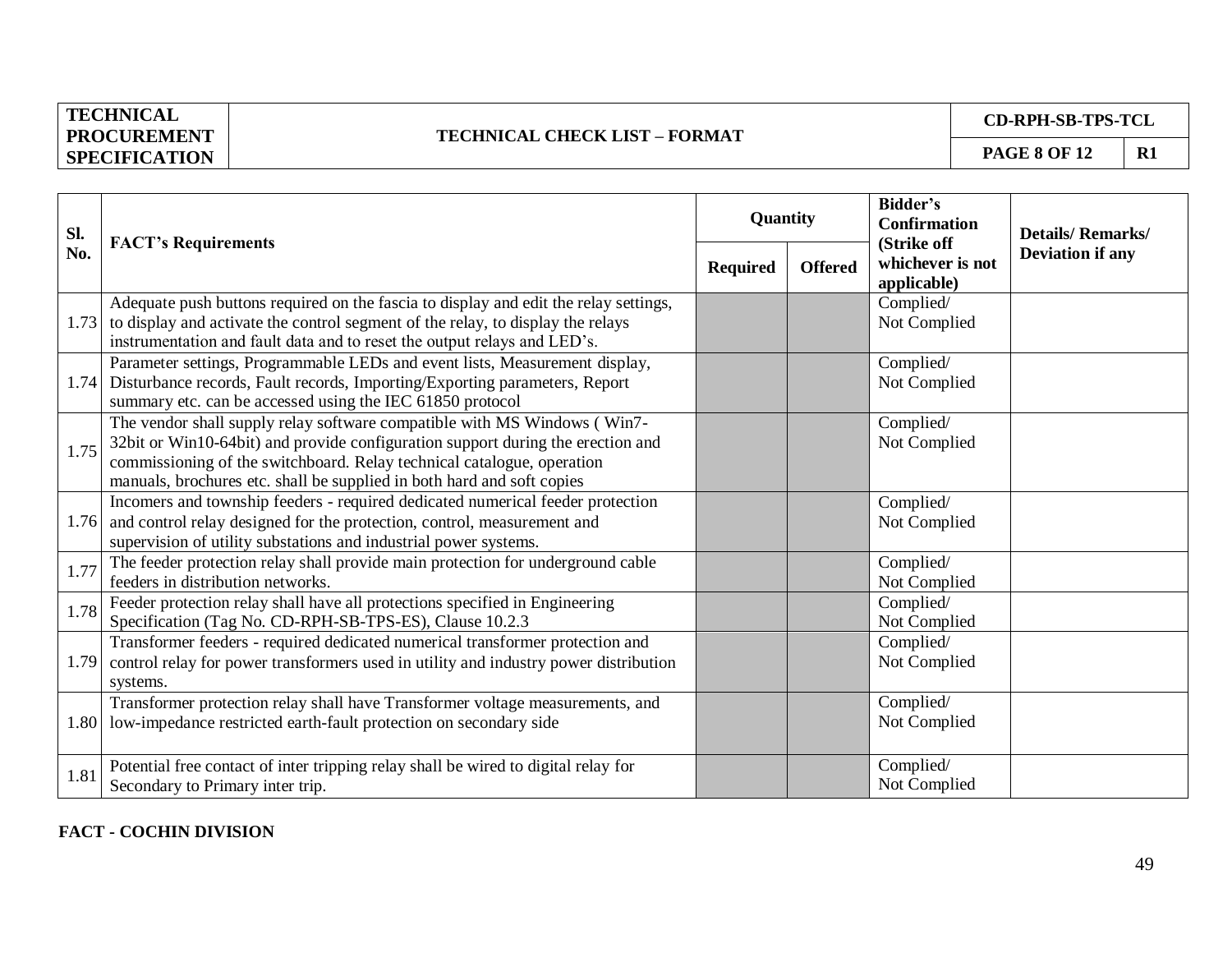| TECHNICAL PROCUREMENT SPECIFICATION | TECHNICAL CHECK LIST – FORMAT | CD-RPH-SB-TPS-TCL | |
|---|---|---|---|
| | | PAGE 8 OF 12 | R1 |

| Sl. No. | FACT's Requirements | Quantity | | Bidder's Confirmation (Strike off whichever is not applicable) | Details/ Remarks/ Deviation if any |
|---|---|---|---|---|---|
| | | Required | Offered | | |
| 1.73 | Adequate push buttons required on the fascia to display and edit the relay settings, to display and activate the control segment of the relay, to display the relays instrumentation and fault data and to reset the output relays and LED's. | | | Complied/ Not Complied | |
| 1.74 | Parameter settings, Programmable LEDs and event lists, Measurement display, Disturbance records, Fault records, Importing/Exporting parameters, Report summary etc. can be accessed using the IEC 61850 protocol | | | Complied/ Not Complied | |
| 1.75 | The vendor shall supply relay software compatible with MS Windows ( Win7-32bit or Win10-64bit) and provide configuration support during the erection and commissioning of the switchboard. Relay technical catalogue, operation manuals, brochures etc. shall be supplied in both hard and soft copies | | | Complied/ Not Complied | |
| 1.76 | Incomers and township feeders - required dedicated numerical feeder protection and control relay designed for the protection, control, measurement and supervision of utility substations and industrial power systems. | | | Complied/ Not Complied | |
| 1.77 | The feeder protection relay shall provide main protection for underground cable feeders in distribution networks. | | | Complied/ Not Complied | |
| 1.78 | Feeder protection relay shall have all protections specified in Engineering Specification (Tag No. CD-RPH-SB-TPS-ES), Clause 10.2.3 | | | Complied/ Not Complied | |
| 1.79 | Transformer feeders - required dedicated numerical transformer protection and control relay for power transformers used in utility and industry power distribution systems. | | | Complied/ Not Complied | |
| 1.80 | Transformer protection relay shall have Transformer voltage measurements, and low-impedance restricted earth-fault protection on secondary side | | | Complied/ Not Complied | |
| 1.81 | Potential free contact of inter tripping relay shall be wired to digital relay for Secondary to Primary inter trip. | | | Complied/ Not Complied | |

**FACT - COCHIN DIVISION**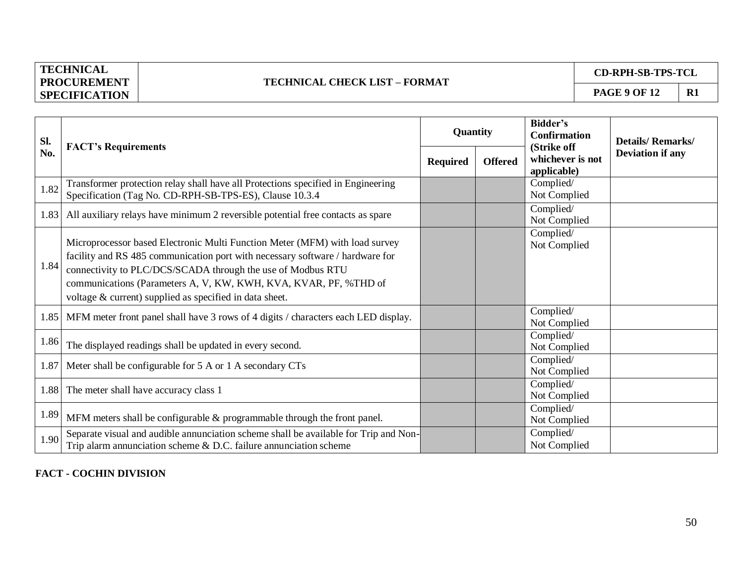| Sl. No. | FACT's Requirements | Quantity | | Bidder's Confirmation (Strike off whichever is not applicable) | Details/ Remarks/ Deviation if any |
|---|---|---|---|---|---|
| | | Required | Offered | | |
| 1.82 | Transformer protection relay shall have all Protections specified in Engineering Specification (Tag No. CD-RPH-SB-TPS-ES), Clause 10.3.4 | | | Complied/ Not Complied | |
| 1.83 | All auxiliary relays have minimum 2 reversible potential free contacts as spare | | | Complied/ Not Complied | |
| 1.84 | Microprocessor based Electronic Multi Function Meter (MFM) with load survey facility and RS 485 communication port with necessary software / hardware for connectivity to PLC/DCS/SCADA through the use of Modbus RTU communications (Parameters A, V, KW, KWH, KVA, KVAR, PF, %THD of voltage & current) supplied as specified in data sheet. | | | Complied/ Not Complied | |
| 1.85 | MFM meter front panel shall have 3 rows of 4 digits / characters each LED display. | | | Complied/ Not Complied | |
| 1.86 | The displayed readings shall be updated in every second. | | | Complied/ Not Complied | |
| 1.87 | Meter shall be configurable for 5 A or 1 A secondary CTs | | | Complied/ Not Complied | |
| 1.88 | The meter shall have accuracy class 1 | | | Complied/ Not Complied | |
| 1.89 | MFM meters shall be configurable & programmable through the front panel. | | | Complied/ Not Complied | |
| 1.90 | Separate visual and audible annunciation scheme shall be available for Trip and Non-Trip alarm annunciation scheme & D.C. failure annunciation scheme | | | Complied/ Not Complied | |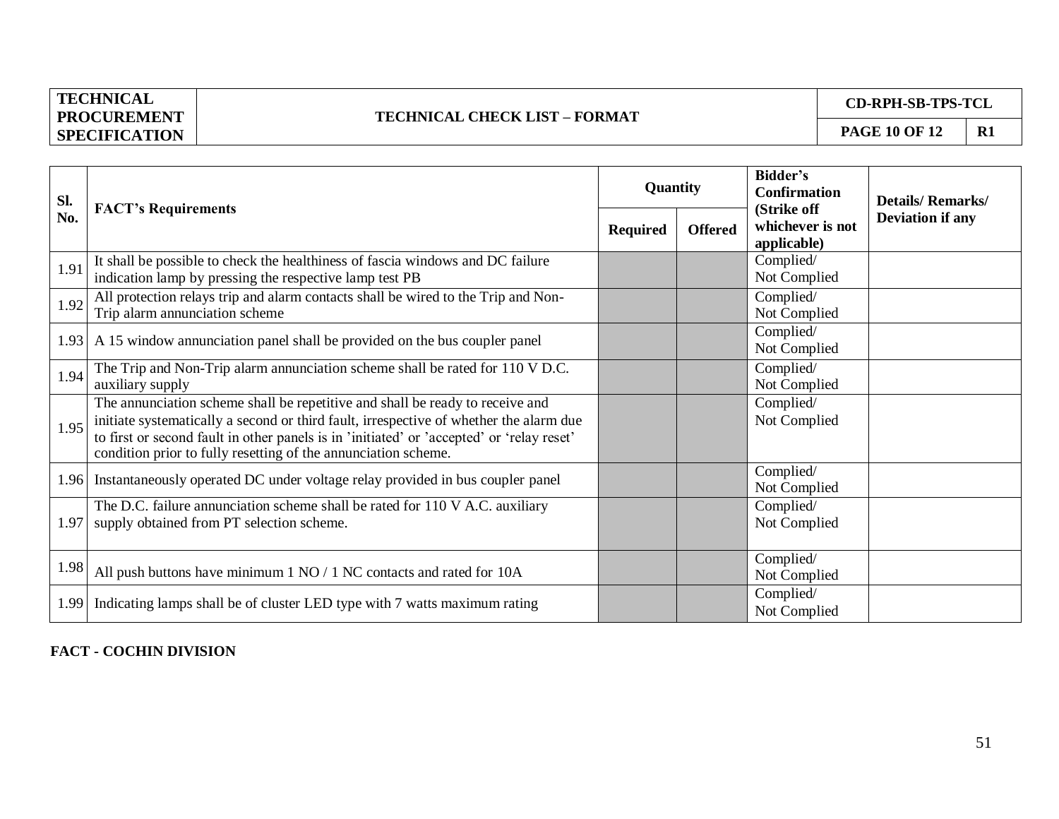| TECHNICAL PROCUREMENT SPECIFICATION | TECHNICAL CHECK LIST – FORMAT | CD-RPH-SB-TPS-TCL | |
|---|---|---|---|
| | | PAGE 10 OF 12 | R1 |

| Sl. No. | FACT's Requirements | Quantity | | Bidder's Confirmation (Strike off whichever is not applicable) | Details/ Remarks/ Deviation if any |
|---|---|---|---|---|---|
| | | Required | Offered | | |
| 1.91 | It shall be possible to check the healthiness of fascia windows and DC failure indication lamp by pressing the respective lamp test PB | | | Complied/ Not Complied | |
| 1.92 | All protection relays trip and alarm contacts shall be wired to the Trip and Non-Trip alarm annunciation scheme | | | Complied/ Not Complied | |
| 1.93 | A 15 window annunciation panel shall be provided on the bus coupler panel | | | Complied/ Not Complied | |
| 1.94 | The Trip and Non-Trip alarm annunciation scheme shall be rated for 110 V D.C. auxiliary supply | | | Complied/ Not Complied | |
| 1.95 | The annunciation scheme shall be repetitive and shall be ready to receive and initiate systematically a second or third fault, irrespective of whether the alarm due to first or second fault in other panels is in 'initiated' or 'accepted' or 'relay reset' condition prior to fully resetting of the annunciation scheme. | | | Complied/ Not Complied | |
| 1.96 | Instantaneously operated DC under voltage relay provided in bus coupler panel | | | Complied/ Not Complied | |
| 1.97 | The D.C. failure annunciation scheme shall be rated for 110 V A.C. auxiliary supply obtained from PT selection scheme. | | | Complied/ Not Complied | |
| 1.98 | All push buttons have minimum 1 NO / 1 NC contacts and rated for 10A | | | Complied/ Not Complied | |
| 1.99 | Indicating lamps shall be of cluster LED type with 7 watts maximum rating | | | Complied/ Not Complied | |

**FACT - COCHIN DIVISION**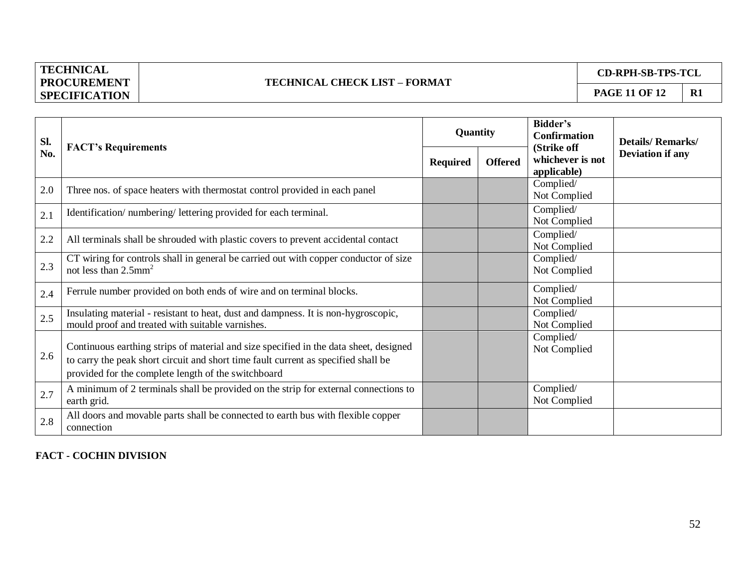| Sl. No. | FACT's Requirements | Quantity | | Bidder's Confirmation (Strike off whichever is not applicable) | Details/ Remarks/ Deviation if any |
|---|---|---|---|---|---|
| | | Required | Offered | | |
| 2.0 | Three nos. of space heaters with thermostat control provided in each panel | | | Complied/ Not Complied | |
| 2.1 | Identification/ numbering/ lettering provided for each terminal. | | | Complied/ Not Complied | |
| 2.2 | All terminals shall be shrouded with plastic covers to prevent accidental contact | | | Complied/ Not Complied | |
| 2.3 | CT wiring for controls shall in general be carried out with copper conductor of size not less than $2.5mm^2$ | | | Complied/ Not Complied | |
| 2.4 | Ferrule number provided on both ends of wire and on terminal blocks. | | | Complied/ Not Complied | |
| 2.5 | Insulating material - resistant to heat, dust and dampness. It is non-hygroscopic, mould proof and treated with suitable varnishes. | | | Complied/ Not Complied | |
| 2.6 | Continuous earthing strips of material and size specified in the data sheet, designed to carry the peak short circuit and short time fault current as specified shall be provided for the complete length of the switchboard | | | Complied/ Not Complied | |
| 2.7 | A minimum of 2 terminals shall be provided on the strip for external connections to earth grid. | | | Complied/ Not Complied | |
| 2.8 | All doors and movable parts shall be connected to earth bus with flexible copper connection | | | | |

**FACT - COCHIN DIVISION**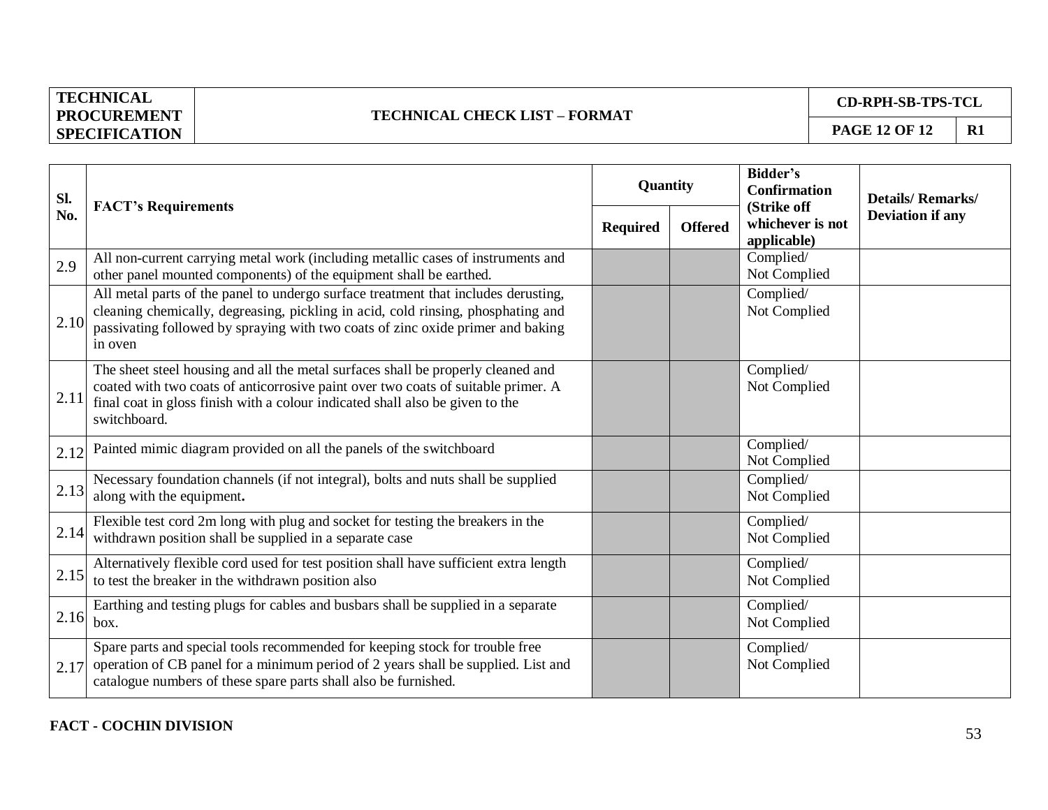| Sl. No. | FACT's Requirements | Quantity | | Bidder's Confirmation (Strike off whichever is not applicable) | Details/ Remarks/ Deviation if any |
|---|---|---|---|---|---|
| | | Required | Offered | | |
| 2.9 | All non-current carrying metal work (including metallic cases of instruments and other panel mounted components) of the equipment shall be earthed. | | | Complied/ Not Complied | |
| 2.10 | All metal parts of the panel to undergo surface treatment that includes derusting, cleaning chemically, degreasing, pickling in acid, cold rinsing, phosphating and passivating followed by spraying with two coats of zinc oxide primer and baking in oven | | | Complied/ Not Complied | |
| 2.11 | The sheet steel housing and all the metal surfaces shall be properly cleaned and coated with two coats of anticorrosive paint over two coats of suitable primer. A final coat in gloss finish with a colour indicated shall also be given to the switchboard. | | | Complied/ Not Complied | |
| 2.12 | Painted mimic diagram provided on all the panels of the switchboard | | | Complied/ Not Complied | |
| 2.13 | Necessary foundation channels (if not integral), bolts and nuts shall be supplied along with the equipment**.** | | | Complied/ Not Complied | |
| 2.14 | Flexible test cord 2m long with plug and socket for testing the breakers in the withdrawn position shall be supplied in a separate case | | | Complied/ Not Complied | |
| 2.15 | Alternatively flexible cord used for test position shall have sufficient extra length to test the breaker in the withdrawn position also | | | Complied/ Not Complied | |
| 2.16 | Earthing and testing plugs for cables and busbars shall be supplied in a separate box. | | | Complied/ Not Complied | |
| 2.17 | Spare parts and special tools recommended for keeping stock for trouble free operation of CB panel for a minimum period of 2 years shall be supplied. List and catalogue numbers of these spare parts shall also be furnished. | | | Complied/ Not Complied | |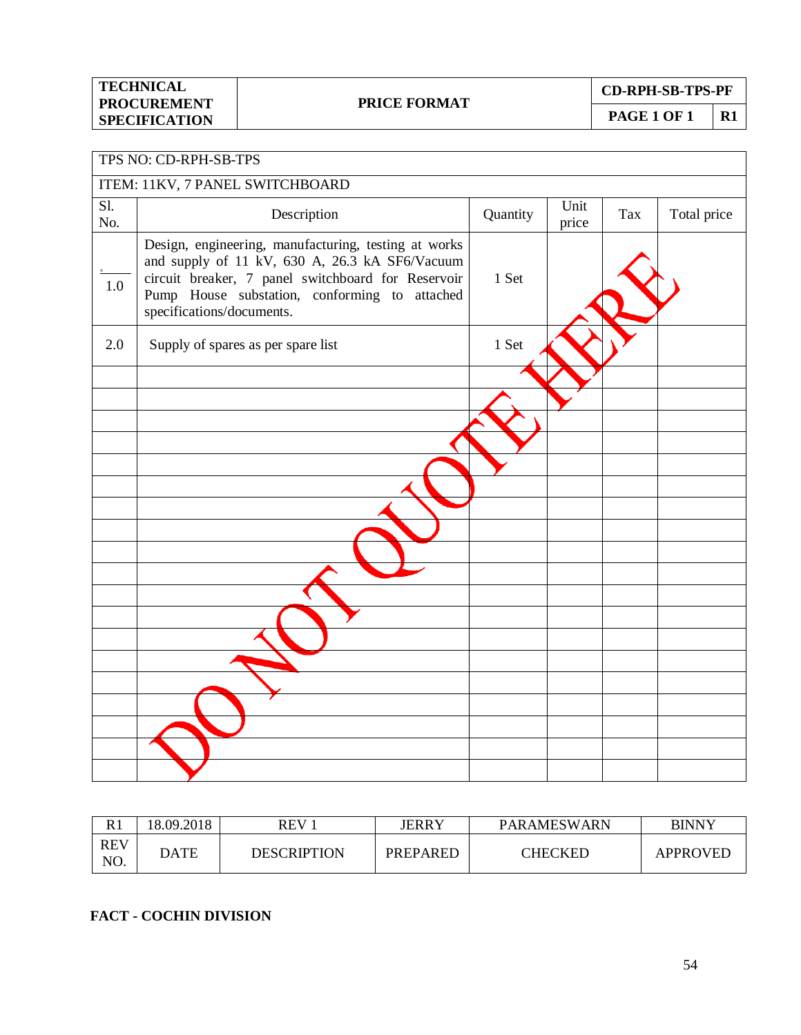| TECHNICAL PROCUREMENT SPECIFICATION | PRICE FORMAT | CD-RPH-SB-TPS-PF | |
|---|---|---|---|
| | | PAGE 1 OF 1 | R1 |

| TPS NO: CD-RPH-SB-TPS | | | | | |
|---|---|---|---|---|---|
| ITEM: 11KV, 7 PANEL SWITCHBOARD | | | | | |
| Sl. No. | Description | Quantity | Unit price | Tax | Total price |
| 1.0 | Design, engineering, manufacturing, testing at works and supply of 11 kV, 630 A, 26.3 kA SF6/Vacuum circuit breaker, 7 panel switchboard for Reservoir Pump House substation, conforming to attached specifications/documents. | 1 Set | | | |
| 2.0 | Supply of spares as per spare list | 1 Set | | | |
| | | | | | |
| | | | | | |
| | | | | | |
| | | | | | |
| | | | | | |
| | | | | | |
| | | | | | |
| | | | | | |
| | | | | | |
| | | | | | |
| | | | | | |
| | | | | | |
| | | | | | |
| | | | | | |
| | | | | | |
| | | | | | |
| | | | | | |
| | | | | | |
| | | | | | |

DO NOT QUOTE HERE

| R1 | 18.09.2018 | REV 1 | JERRY | PARAMESWARN | BINNY |
|---|---|---|---|---|---|
| REV NO. | DATE | DESCRIPTION | PREPARED | CHECKED | APPROVED |

**FACT - COCHIN DIVISION**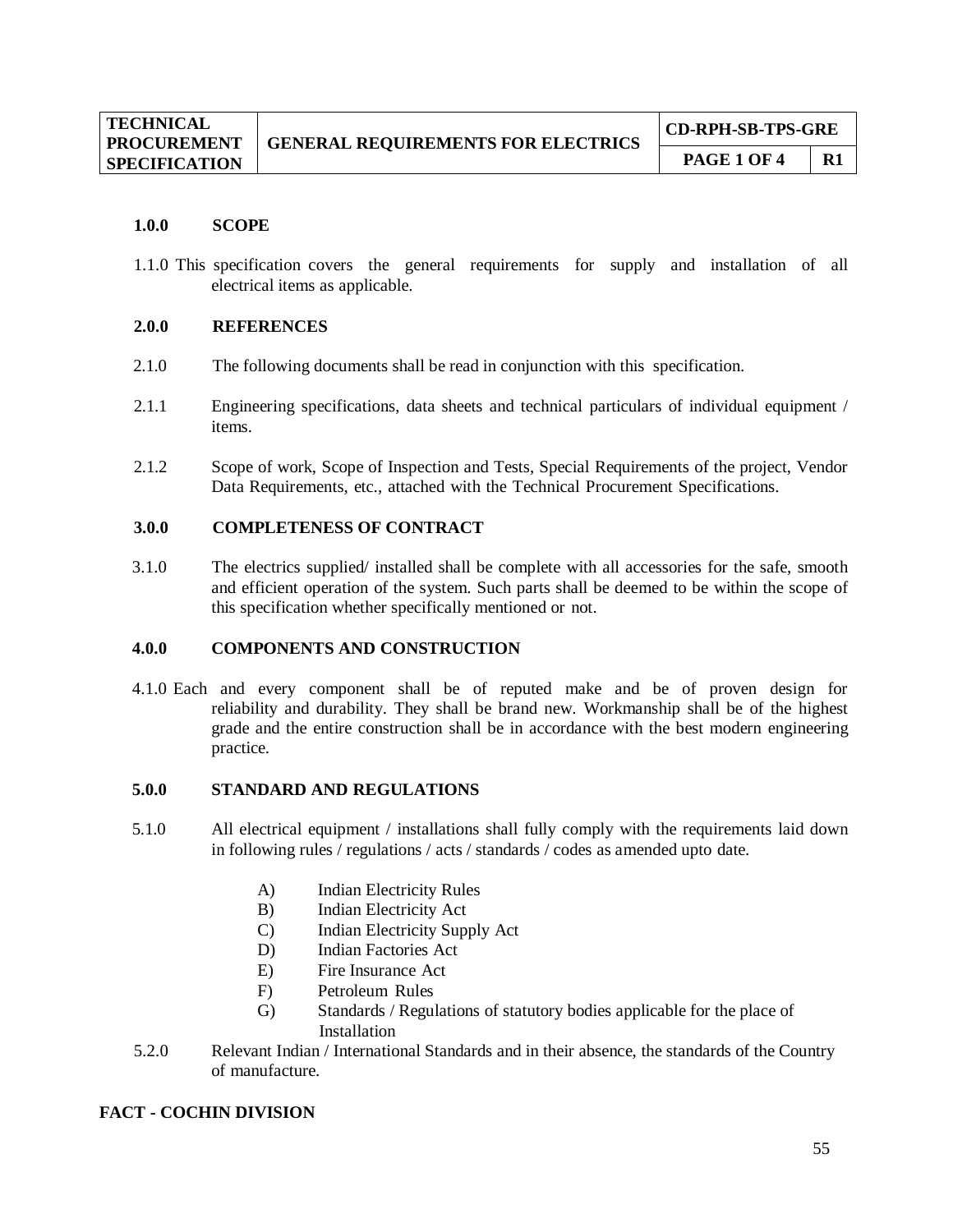| TECHNICAL PROCUREMENT SPECIFICATION | GENERAL REQUIREMENTS FOR ELECTRICS | CD-RPH-SB-TPS-GRE | |
|---|---|---|---|
| | | PAGE 1 OF 4 | R1 |

**1.0.0 SCOPE**

1.1.0 This specification covers the general requirements for supply and installation of all electrical items as applicable.

**2.0.0 REFERENCES**

2.1.0 The following documents shall be read in conjunction with this specification.

2.1.1 Engineering specifications, data sheets and technical particulars of individual equipment / items.

2.1.2 Scope of work, Scope of Inspection and Tests, Special Requirements of the project, Vendor Data Requirements, etc., attached with the Technical Procurement Specifications.

**3.0.0 COMPLETENESS OF CONTRACT**

3.1.0 The electrics supplied/ installed shall be complete with all accessories for the safe, smooth and efficient operation of the system. Such parts shall be deemed to be within the scope of this specification whether specifically mentioned or not.

**4.0.0 COMPONENTS AND CONSTRUCTION**

4.1.0 Each and every component shall be of reputed make and be of proven design for reliability and durability. They shall be brand new. Workmanship shall be of the highest grade and the entire construction shall be in accordance with the best modern engineering practice.

**5.0.0 STANDARD AND REGULATIONS**

5.1.0 All electrical equipment / installations shall fully comply with the requirements laid down in following rules / regulations / acts / standards / codes as amended upto date.

- A) Indian Electricity Rules
- B) Indian Electricity Act
- C) Indian Electricity Supply Act
- D) Indian Factories Act
- E) Fire Insurance Act
- F) Petroleum Rules
- G) Standards / Regulations of statutory bodies applicable for the place of Installation

5.2.0 Relevant Indian / International Standards and in their absence, the standards of the Country of manufacture.

**FACT - COCHIN DIVISION**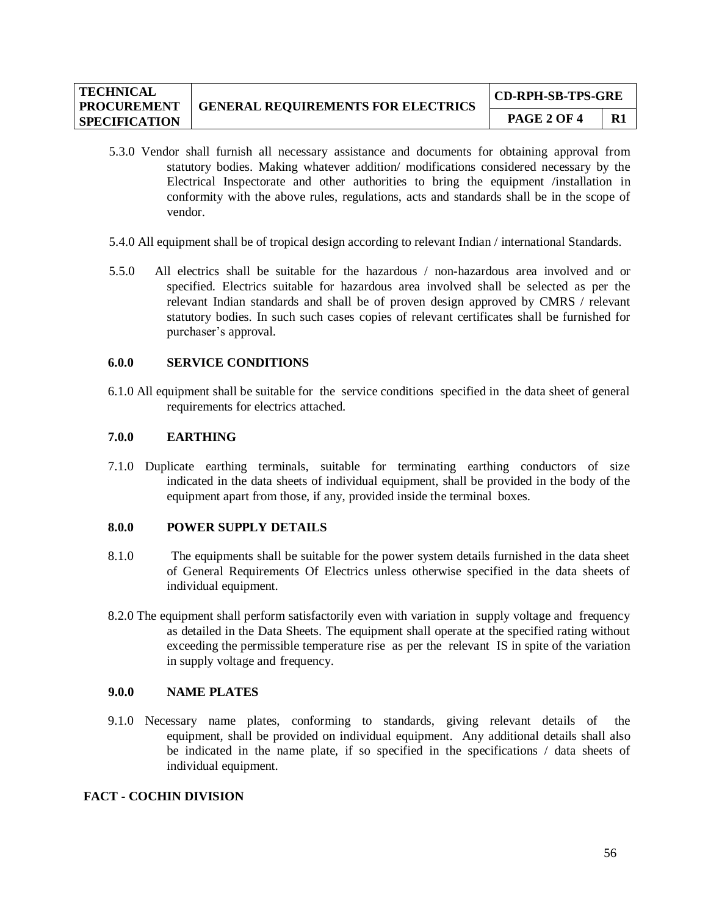5.3.0 Vendor shall furnish all necessary assistance and documents for obtaining approval from statutory bodies. Making whatever addition/ modifications considered necessary by the Electrical Inspectorate and other authorities to bring the equipment /installation in conformity with the above rules, regulations, acts and standards shall be in the scope of vendor.

5.4.0 All equipment shall be of tropical design according to relevant Indian / international Standards.

5.5.0 All electrics shall be suitable for the hazardous / non-hazardous area involved and or specified. Electrics suitable for hazardous area involved shall be selected as per the relevant Indian standards and shall be of proven design approved by CMRS / relevant statutory bodies. In such such cases copies of relevant certificates shall be furnished for purchaser's approval.

## 6.0.0 SERVICE CONDITIONS

6.1.0 All equipment shall be suitable for the service conditions specified in the data sheet of general requirements for electrics attached.

## 7.0.0 EARTHING

7.1.0 Duplicate earthing terminals, suitable for terminating earthing conductors of size indicated in the data sheets of individual equipment, shall be provided in the body of the equipment apart from those, if any, provided inside the terminal boxes.

## 8.0.0 POWER SUPPLY DETAILS

8.1.0 The equipments shall be suitable for the power system details furnished in the data sheet of General Requirements Of Electrics unless otherwise specified in the data sheets of individual equipment.

8.2.0 The equipment shall perform satisfactorily even with variation in supply voltage and frequency as detailed in the Data Sheets. The equipment shall operate at the specified rating without exceeding the permissible temperature rise as per the relevant IS in spite of the variation in supply voltage and frequency.

## 9.0.0 NAME PLATES

9.1.0 Necessary name plates, conforming to standards, giving relevant details of the equipment, shall be provided on individual equipment. Any additional details shall also be indicated in the name plate, if so specified in the specifications / data sheets of individual equipment.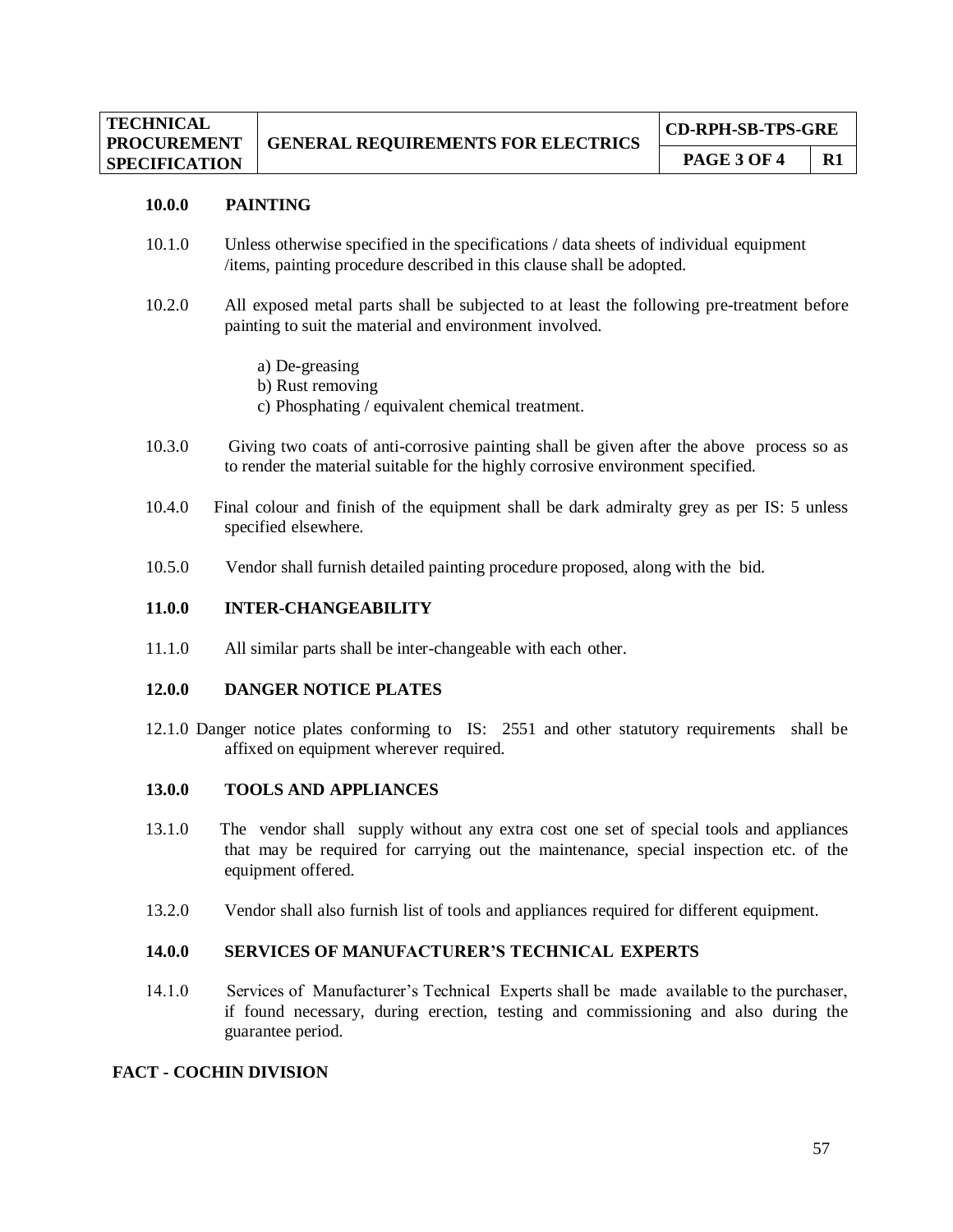## 10.0.0 PAINTING

10.1.0 Unless otherwise specified in the specifications / data sheets of individual equipment /items, painting procedure described in this clause shall be adopted.

10.2.0 All exposed metal parts shall be subjected to at least the following pre-treatment before painting to suit the material and environment involved.

a) De-greasing
b) Rust removing
c) Phosphating / equivalent chemical treatment.

10.3.0 Giving two coats of anti-corrosive painting shall be given after the above process so as to render the material suitable for the highly corrosive environment specified.

10.4.0 Final colour and finish of the equipment shall be dark admiralty grey as per IS: 5 unless specified elsewhere.

10.5.0 Vendor shall furnish detailed painting procedure proposed, along with the bid.

## 11.0.0 INTER-CHANGEABILITY

11.1.0 All similar parts shall be inter-changeable with each other.

## 12.0.0 DANGER NOTICE PLATES

12.1.0 Danger notice plates conforming to IS: 2551 and other statutory requirements shall be affixed on equipment wherever required.

## 13.0.0 TOOLS AND APPLIANCES

13.1.0 The vendor shall supply without any extra cost one set of special tools and appliances that may be required for carrying out the maintenance, special inspection etc. of the equipment offered.

13.2.0 Vendor shall also furnish list of tools and appliances required for different equipment.

## 14.0.0 SERVICES OF MANUFACTURER'S TECHNICAL EXPERTS

14.1.0 Services of Manufacturer's Technical Experts shall be made available to the purchaser, if found necessary, during erection, testing and commissioning and also during the guarantee period.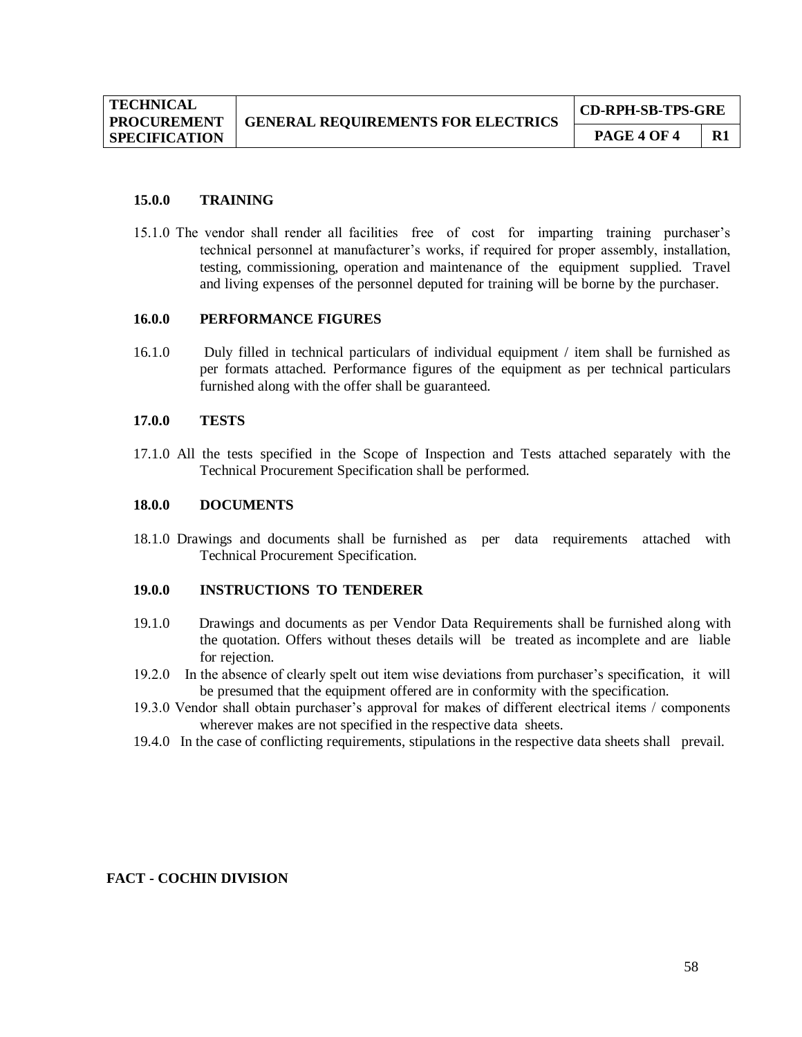## 15.0.0 TRAINING

15.1.0 The vendor shall render all facilities free of cost for imparting training purchaser's technical personnel at manufacturer's works, if required for proper assembly, installation, testing, commissioning, operation and maintenance of the equipment supplied. Travel and living expenses of the personnel deputed for training will be borne by the purchaser.

## 16.0.0 PERFORMANCE FIGURES

16.1.0 Duly filled in technical particulars of individual equipment / item shall be furnished as per formats attached. Performance figures of the equipment as per technical particulars furnished along with the offer shall be guaranteed.

## 17.0.0 TESTS

17.1.0 All the tests specified in the Scope of Inspection and Tests attached separately with the Technical Procurement Specification shall be performed.

## 18.0.0 DOCUMENTS

18.1.0 Drawings and documents shall be furnished as per data requirements attached with Technical Procurement Specification.

## 19.0.0 INSTRUCTIONS TO TENDERER

19.1.0 Drawings and documents as per Vendor Data Requirements shall be furnished along with the quotation. Offers without theses details will be treated as incomplete and are liable for rejection.

19.2.0 In the absence of clearly spelt out item wise deviations from purchaser's specification, it will be presumed that the equipment offered are in conformity with the specification.

19.3.0 Vendor shall obtain purchaser's approval for makes of different electrical items / components wherever makes are not specified in the respective data sheets.

19.4.0 In the case of conflicting requirements, stipulations in the respective data sheets shall prevail.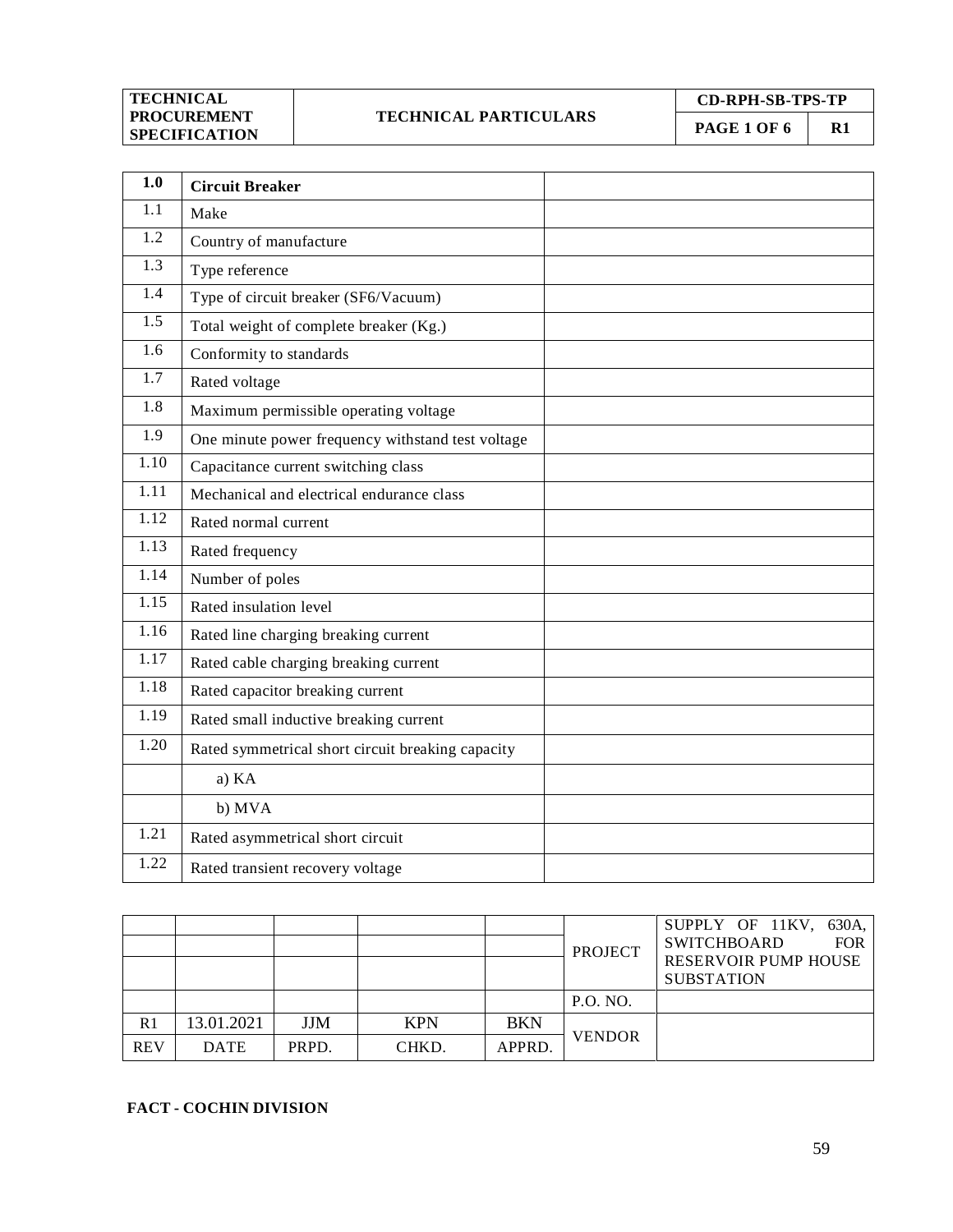| TECHNICAL PROCUREMENT SPECIFICATION | TECHNICAL PARTICULARS | CD-RPH-SB-TPS-TP | |
|---|---|---|---|
| | | PAGE 1 OF 6 | R1 |

| 1.0 | **Circuit Breaker** | |
|---|---|---|
| 1.1 | Make | |
| 1.2 | Country of manufacture | |
| 1.3 | Type reference | |
| 1.4 | Type of circuit breaker (SF6/Vacuum) | |
| 1.5 | Total weight of complete breaker (Kg.) | |
| 1.6 | Conformity to standards | |
| 1.7 | Rated voltage | |
| 1.8 | Maximum permissible operating voltage | |
| 1.9 | One minute power frequency withstand test voltage | |
| 1.10 | Capacitance current switching class | |
| 1.11 | Mechanical and electrical endurance class | |
| 1.12 | Rated normal current | |
| 1.13 | Rated frequency | |
| 1.14 | Number of poles | |
| 1.15 | Rated insulation level | |
| 1.16 | Rated line charging breaking current | |
| 1.17 | Rated cable charging breaking current | |
| 1.18 | Rated capacitor breaking current | |
| 1.19 | Rated small inductive breaking current | |
| 1.20 | Rated symmetrical short circuit breaking capacity | |
| | a) KA | |
| | b) MVA | |
| 1.21 | Rated asymmetrical short circuit | |
| 1.22 | Rated transient recovery voltage | |

| | | | | | PROJECT | SUPPLY OF 11KV, 630A, SWITCHBOARD FOR RESERVOIR PUMP HOUSE SUBSTATION |
|---|---|---|---|---|---|---|
| | | | | | | |
| | | | | | | |
| | | | | | P.O. NO. | |
| R1 | 13.01.2021 | JJM | KPN | BKN | VENDOR | |
| REV | DATE | PRPD. | CHKD. | APPRD. | | |

**FACT - COCHIN DIVISION**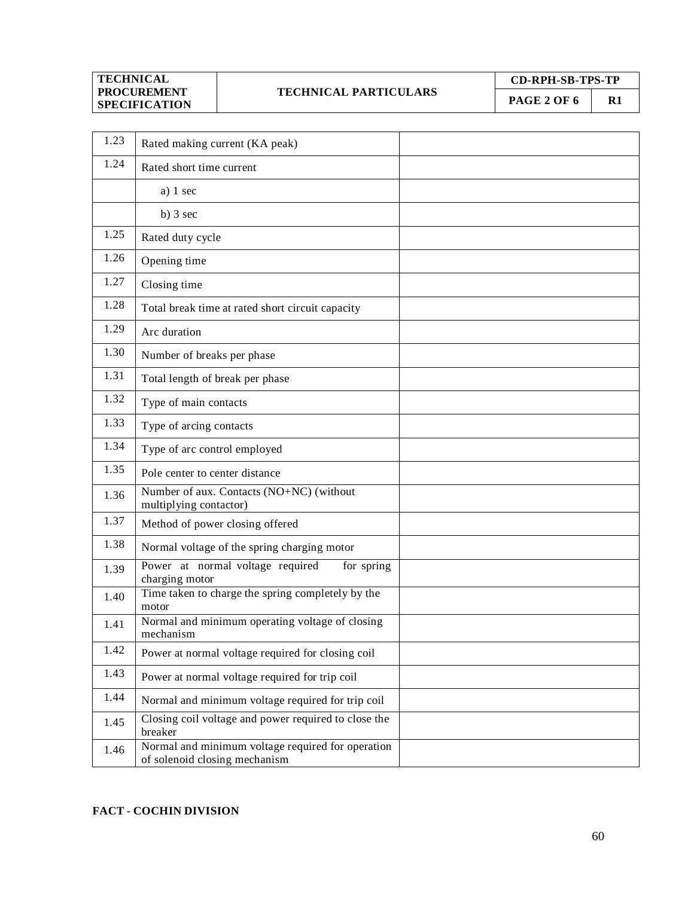| | | |
|---|---|---|
| 1.23 | Rated making current (KA peak) | |
| 1.24 | Rated short time current | |
| | a) 1 sec | |
| | b) 3 sec | |
| 1.25 | Rated duty cycle | |
| 1.26 | Opening time | |
| 1.27 | Closing time | |
| 1.28 | Total break time at rated short circuit capacity | |
| 1.29 | Arc duration | |
| 1.30 | Number of breaks per phase | |
| 1.31 | Total length of break per phase | |
| 1.32 | Type of main contacts | |
| 1.33 | Type of arcing contacts | |
| 1.34 | Type of arc control employed | |
| 1.35 | Pole center to center distance | |
| 1.36 | Number of aux. Contacts (NO+NC) (without multiplying contactor) | |
| 1.37 | Method of power closing offered | |
| 1.38 | Normal voltage of the spring charging motor | |
| 1.39 | Power at normal voltage required for spring charging motor | |
| 1.40 | Time taken to charge the spring completely by the motor | |
| 1.41 | Normal and minimum operating voltage of closing mechanism | |
| 1.42 | Power at normal voltage required for closing coil | |
| 1.43 | Power at normal voltage required for trip coil | |
| 1.44 | Normal and minimum voltage required for trip coil | |
| 1.45 | Closing coil voltage and power required to close the breaker | |
| 1.46 | Normal and minimum voltage required for operation of solenoid closing mechanism | |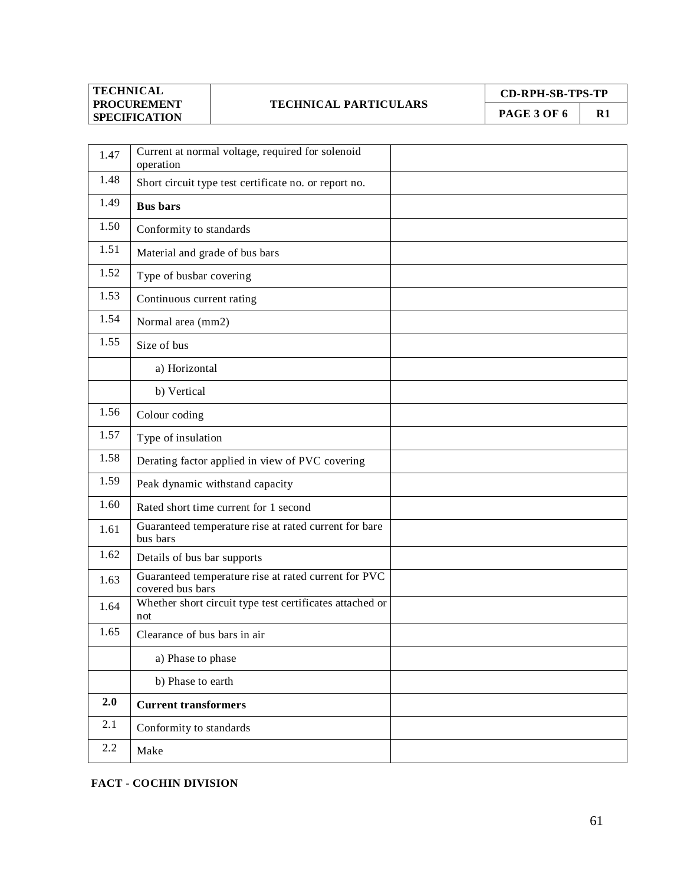| TECHNICAL PROCUREMENT SPECIFICATION | TECHNICAL PARTICULARS | CD-RPH-SB-TPS-TP | |
|---|---|---|---|
| | | PAGE 3 OF 6 | R1 |

| | | |
|---|---|---|
| 1.47 | Current at normal voltage, required for solenoid operation | |
| 1.48 | Short circuit type test certificate no. or report no. | |
| 1.49 | **Bus bars** | |
| 1.50 | Conformity to standards | |
| 1.51 | Material and grade of bus bars | |
| 1.52 | Type of busbar covering | |
| 1.53 | Continuous current rating | |
| 1.54 | Normal area (mm2) | |
| 1.55 | Size of bus | |
| | a) Horizontal | |
| | b) Vertical | |
| 1.56 | Colour coding | |
| 1.57 | Type of insulation | |
| 1.58 | Derating factor applied in view of PVC covering | |
| 1.59 | Peak dynamic withstand capacity | |
| 1.60 | Rated short time current for 1 second | |
| 1.61 | Guaranteed temperature rise at rated current for bare bus bars | |
| 1.62 | Details of bus bar supports | |
| 1.63 | Guaranteed temperature rise at rated current for PVC covered bus bars | |
| 1.64 | Whether short circuit type test certificates attached or not | |
| 1.65 | Clearance of bus bars in air | |
| | a) Phase to phase | |
| | b) Phase to earth | |
| **2.0** | **Current transformers** | |
| 2.1 | Conformity to standards | |
| 2.2 | Make | |

**FACT - COCHIN DIVISION**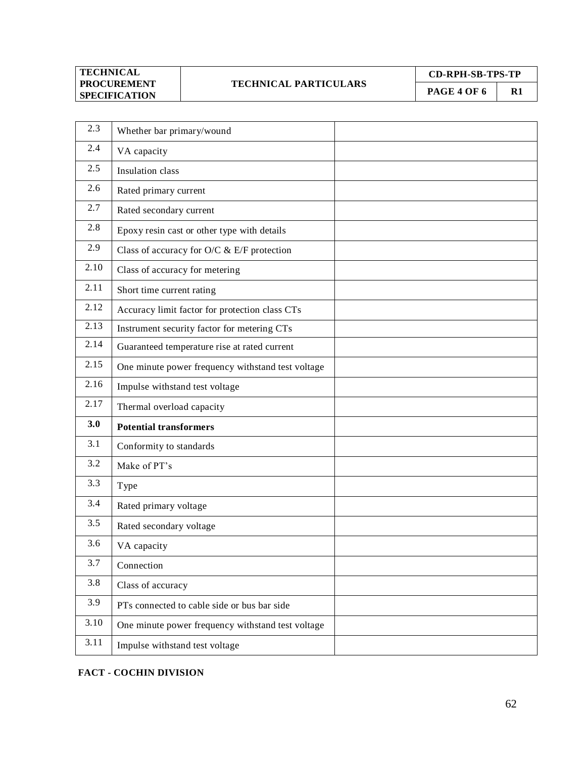| 2.3 | Whether bar primary/wound | |
|---|---|---|
| 2.4 | VA capacity | |
| 2.5 | Insulation class | |
| 2.6 | Rated primary current | |
| 2.7 | Rated secondary current | |
| 2.8 | Epoxy resin cast or other type with details | |
| 2.9 | Class of accuracy for O/C & E/F protection | |
| 2.10 | Class of accuracy for metering | |
| 2.11 | Short time current rating | |
| 2.12 | Accuracy limit factor for protection class CTs | |
| 2.13 | Instrument security factor for metering CTs | |
| 2.14 | Guaranteed temperature rise at rated current | |
| 2.15 | One minute power frequency withstand test voltage | |
| 2.16 | Impulse withstand test voltage | |
| 2.17 | Thermal overload capacity | |
| **3.0** | **Potential transformers** | |
| 3.1 | Conformity to standards | |
| 3.2 | Make of PT's | |
| 3.3 | Type | |
| 3.4 | Rated primary voltage | |
| 3.5 | Rated secondary voltage | |
| 3.6 | VA capacity | |
| 3.7 | Connection | |
| 3.8 | Class of accuracy | |
| 3.9 | PTs connected to cable side or bus bar side | |
| 3.10 | One minute power frequency withstand test voltage | |
| 3.11 | Impulse withstand test voltage | |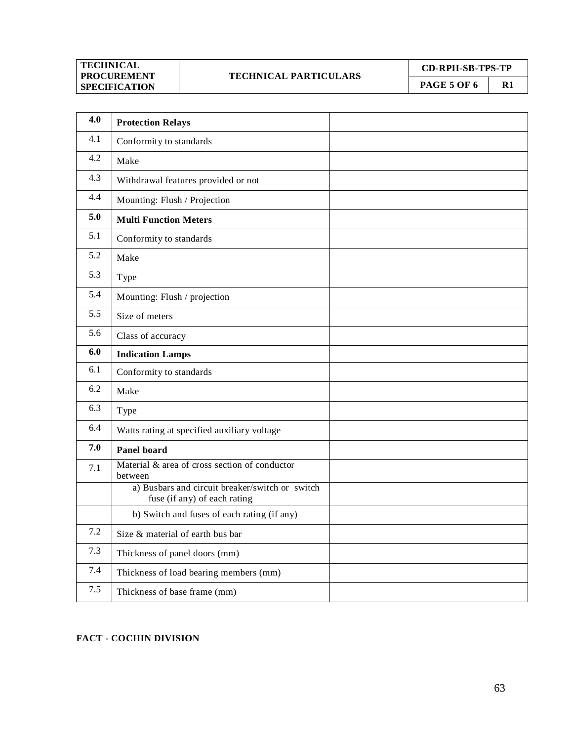| 4.0 | **Protection Relays** | |
|---|---|---|
| 4.1 | Conformity to standards | |
| 4.2 | Make | |
| 4.3 | Withdrawal features provided or not | |
| 4.4 | Mounting: Flush / Projection | |
| **5.0** | **Multi Function Meters** | |
| 5.1 | Conformity to standards | |
| 5.2 | Make | |
| 5.3 | Type | |
| 5.4 | Mounting: Flush / projection | |
| 5.5 | Size of meters | |
| 5.6 | Class of accuracy | |
| **6.0** | **Indication Lamps** | |
| 6.1 | Conformity to standards | |
| 6.2 | Make | |
| 6.3 | Type | |
| 6.4 | Watts rating at specified auxiliary voltage | |
| **7.0** | **Panel board** | |
| 7.1 | Material & area of cross section of conductor between | |
| | a) Busbars and circuit breaker/switch or switch fuse (if any) of each rating | |
| | b) Switch and fuses of each rating (if any) | |
| 7.2 | Size & material of earth bus bar | |
| 7.3 | Thickness of panel doors (mm) | |
| 7.4 | Thickness of load bearing members (mm) | |
| 7.5 | Thickness of base frame (mm) | |

**FACT - COCHIN DIVISION**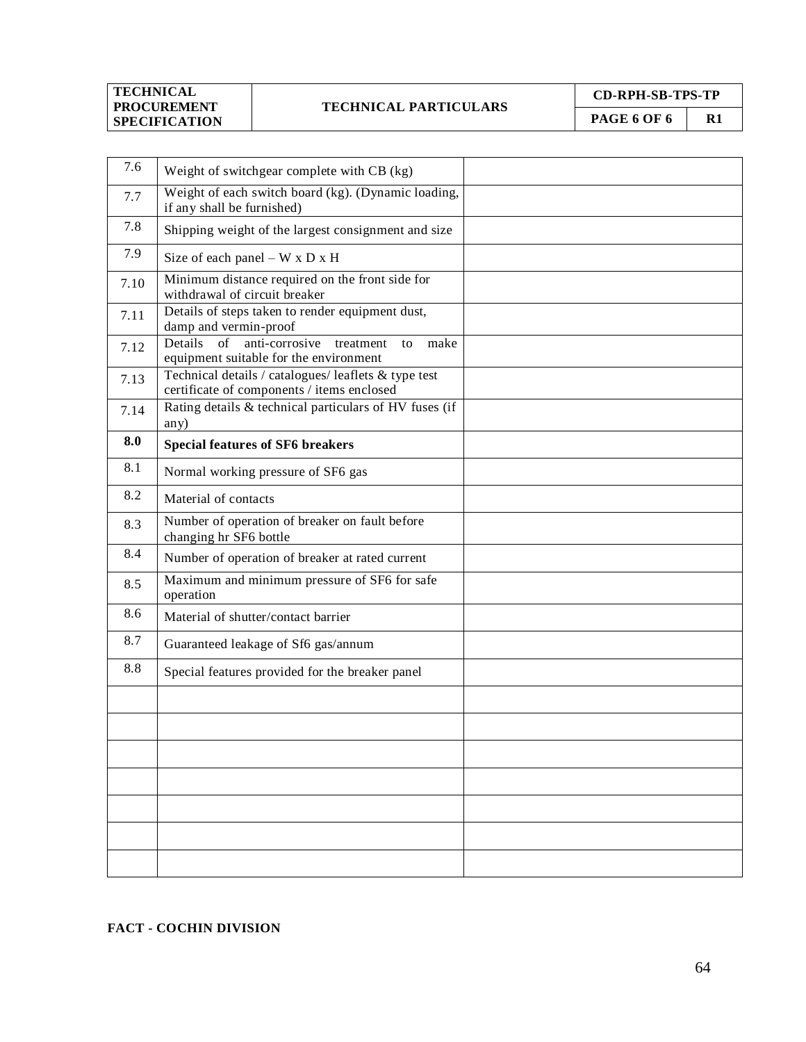| | | |
|---|---|---|
| 7.6 | Weight of switchgear complete with CB (kg) | |
| 7.7 | Weight of each switch board (kg). (Dynamic loading, if any shall be furnished) | |
| 7.8 | Shipping weight of the largest consignment and size | |
| 7.9 | Size of each panel – W x D x H | |
| 7.10 | Minimum distance required on the front side for withdrawal of circuit breaker | |
| 7.11 | Details of steps taken to render equipment dust, damp and vermin-proof | |
| 7.12 | Details of anti-corrosive treatment to make equipment suitable for the environment | |
| 7.13 | Technical details / catalogues/ leaflets & type test certificate of components / items enclosed | |
| 7.14 | Rating details & technical particulars of HV fuses (if any) | |
| **8.0** | **Special features of SF6 breakers** | |
| 8.1 | Normal working pressure of SF6 gas | |
| 8.2 | Material of contacts | |
| 8.3 | Number of operation of breaker on fault before changing hr SF6 bottle | |
| 8.4 | Number of operation of breaker at rated current | |
| 8.5 | Maximum and minimum pressure of SF6 for safe operation | |
| 8.6 | Material of shutter/contact barrier | |
| 8.7 | Guaranteed leakage of Sf6 gas/annum | |
| 8.8 | Special features provided for the breaker panel | |
| | | |
| | | |
| | | |
| | | |
| | | |
| | | |
| | | |

**FACT - COCHIN DIVISION**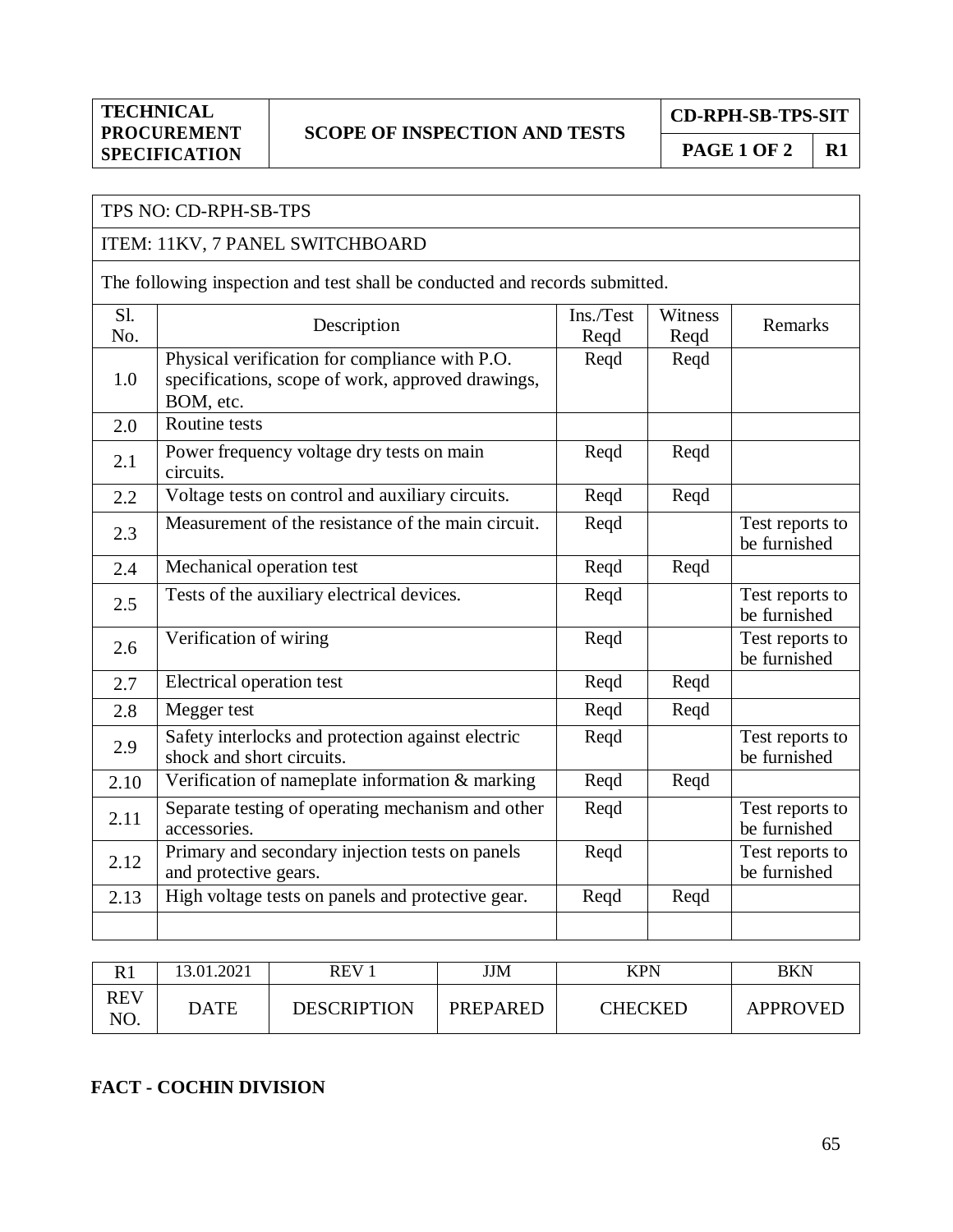| TECHNICAL PROCUREMENT SPECIFICATION | SCOPE OF INSPECTION AND TESTS | CD-RPH-SB-TPS-SIT | |
|---|---|---|---|
| | | PAGE 1 OF 2 | R1 |

TPS NO: CD-RPH-SB-TPS

ITEM: 11KV, 7 PANEL SWITCHBOARD

The following inspection and test shall be conducted and records submitted.

| Sl. No. | Description | Ins./Test Reqd | Witness Reqd | Remarks |
|---|---|---|---|---|
| 1.0 | Physical verification for compliance with P.O. specifications, scope of work, approved drawings, BOM, etc. | Reqd | Reqd | |
| 2.0 | Routine tests | | | |
| 2.1 | Power frequency voltage dry tests on main circuits. | Reqd | Reqd | |
| 2.2 | Voltage tests on control and auxiliary circuits. | Reqd | Reqd | |
| 2.3 | Measurement of the resistance of the main circuit. | Reqd | | Test reports to be furnished |
| 2.4 | Mechanical operation test | Reqd | Reqd | |
| 2.5 | Tests of the auxiliary electrical devices. | Reqd | | Test reports to be furnished |
| 2.6 | Verification of wiring | Reqd | | Test reports to be furnished |
| 2.7 | Electrical operation test | Reqd | Reqd | |
| 2.8 | Megger test | Reqd | Reqd | |
| 2.9 | Safety interlocks and protection against electric shock and short circuits. | Reqd | | Test reports to be furnished |
| 2.10 | Verification of nameplate information & marking | Reqd | Reqd | |
| 2.11 | Separate testing of operating mechanism and other accessories. | Reqd | | Test reports to be furnished |
| 2.12 | Primary and secondary injection tests on panels and protective gears. | Reqd | | Test reports to be furnished |
| 2.13 | High voltage tests on panels and protective gear. | Reqd | Reqd | |
| | | | | |

| R1 | 13.01.2021 | REV 1 | JJM | KPN | BKN |
|---|---|---|---|---|---|
| REV NO. | DATE | DESCRIPTION | PREPARED | CHECKED | APPROVED |

**FACT - COCHIN DIVISION**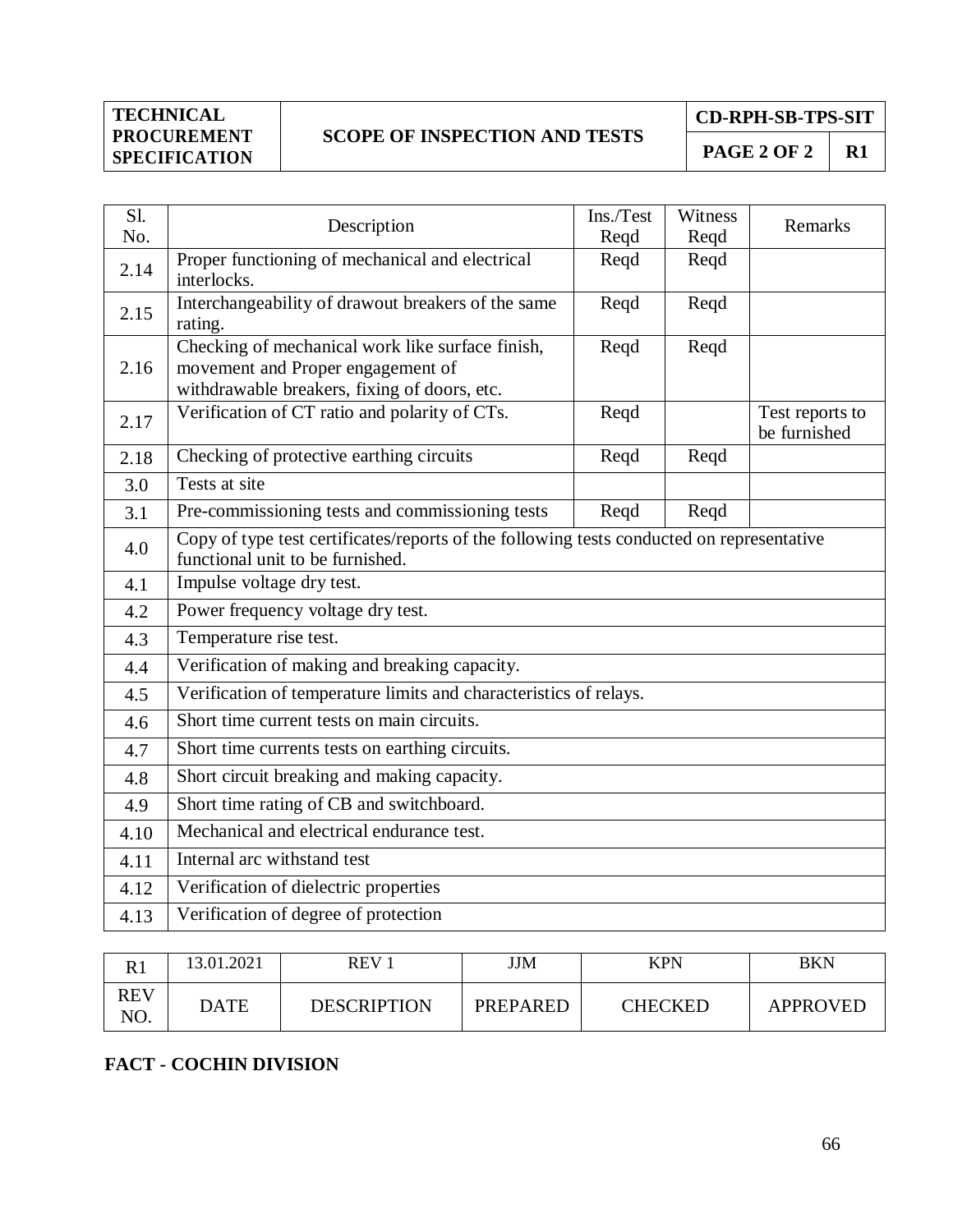| TECHNICAL PROCUREMENT SPECIFICATION | SCOPE OF INSPECTION AND TESTS | CD-RPH-SB-TPS-SIT | |
|---|---|---|---|
| | | PAGE 2 OF 2 | R1 |

| Sl. No. | Description | Ins./Test Reqd | Witness Reqd | Remarks |
|---|---|---|---|---|
| 2.14 | Proper functioning of mechanical and electrical interlocks. | Reqd | Reqd | |
| 2.15 | Interchangeability of drawout breakers of the same rating. | Reqd | Reqd | |
| 2.16 | Checking of mechanical work like surface finish, movement and Proper engagement of withdrawable breakers, fixing of doors, etc. | Reqd | Reqd | |
| 2.17 | Verification of CT ratio and polarity of CTs. | Reqd | | Test reports to be furnished |
| 2.18 | Checking of protective earthing circuits | Reqd | Reqd | |
| 3.0 | Tests at site | | | |
| 3.1 | Pre-commissioning tests and commissioning tests | Reqd | Reqd | |
| 4.0 | Copy of type test certificates/reports of the following tests conducted on representative functional unit to be furnished. | | | |
| 4.1 | Impulse voltage dry test. | | | |
| 4.2 | Power frequency voltage dry test. | | | |
| 4.3 | Temperature rise test. | | | |
| 4.4 | Verification of making and breaking capacity. | | | |
| 4.5 | Verification of temperature limits and characteristics of relays. | | | |
| 4.6 | Short time current tests on main circuits. | | | |
| 4.7 | Short time currents tests on earthing circuits. | | | |
| 4.8 | Short circuit breaking and making capacity. | | | |
| 4.9 | Short time rating of CB and switchboard. | | | |
| 4.10 | Mechanical and electrical endurance test. | | | |
| 4.11 | Internal arc withstand test | | | |
| 4.12 | Verification of dielectric properties | | | |
| 4.13 | Verification of degree of protection | | | |

| R1 | 13.01.2021 | REV 1 | JJM | KPN | BKN |
|---|---|---|---|---|---|
| REV NO. | DATE | DESCRIPTION | PREPARED | CHECKED | APPROVED |

**FACT - COCHIN DIVISION**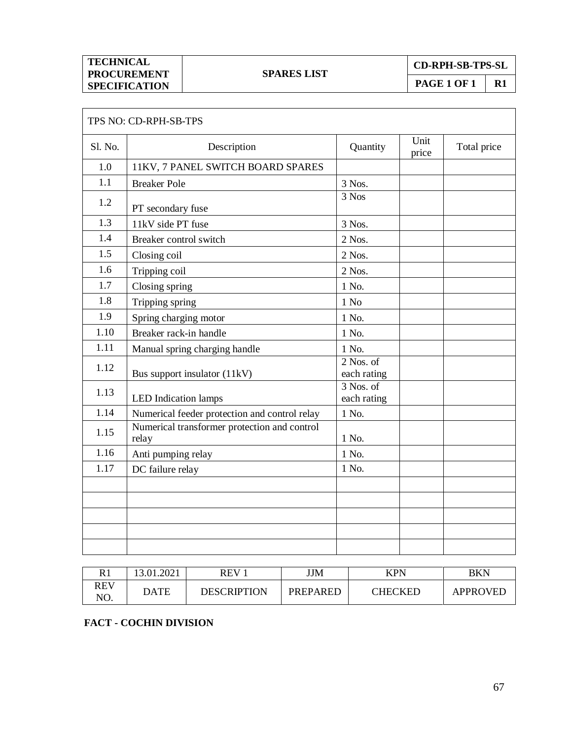| TECHNICAL PROCUREMENT SPECIFICATION | SPARES LIST | CD-RPH-SB-TPS-SL | |
|---|---|---|---|
| | | PAGE 1 OF 1 | R1 |

| TPS NO: CD-RPH-SB-TPS | | | | |
|---|---|---|---|---|
| Sl. No. | Description | Quantity | Unit price | Total price |
| 1.0 | 11KV, 7 PANEL SWITCH BOARD SPARES | | | |
| 1.1 | Breaker Pole | 3 Nos. | | |
| 1.2 | PT secondary fuse | 3 Nos | | |
| 1.3 | 11kV side PT fuse | 3 Nos. | | |
| 1.4 | Breaker control switch | 2 Nos. | | |
| 1.5 | Closing coil | 2 Nos. | | |
| 1.6 | Tripping coil | 2 Nos. | | |
| 1.7 | Closing spring | 1 No. | | |
| 1.8 | Tripping spring | 1 No | | |
| 1.9 | Spring charging motor | 1 No. | | |
| 1.10 | Breaker rack-in handle | 1 No. | | |
| 1.11 | Manual spring charging handle | 1 No. | | |
| 1.12 | Bus support insulator (11kV) | 2 Nos. of each rating | | |
| 1.13 | LED Indication lamps | 3 Nos. of each rating | | |
| 1.14 | Numerical feeder protection and control relay | 1 No. | | |
| 1.15 | Numerical transformer protection and control relay | 1 No. | | |
| 1.16 | Anti pumping relay | 1 No. | | |
| 1.17 | DC failure relay | 1 No. | | |
| | | | | |
| | | | | |
| | | | | |
| | | | | |
| | | | | |

| R1 | 13.01.2021 | REV 1 | JJM | KPN | BKN |
|---|---|---|---|---|---|
| REV NO. | DATE | DESCRIPTION | PREPARED | CHECKED | APPROVED |

**FACT - COCHIN DIVISION**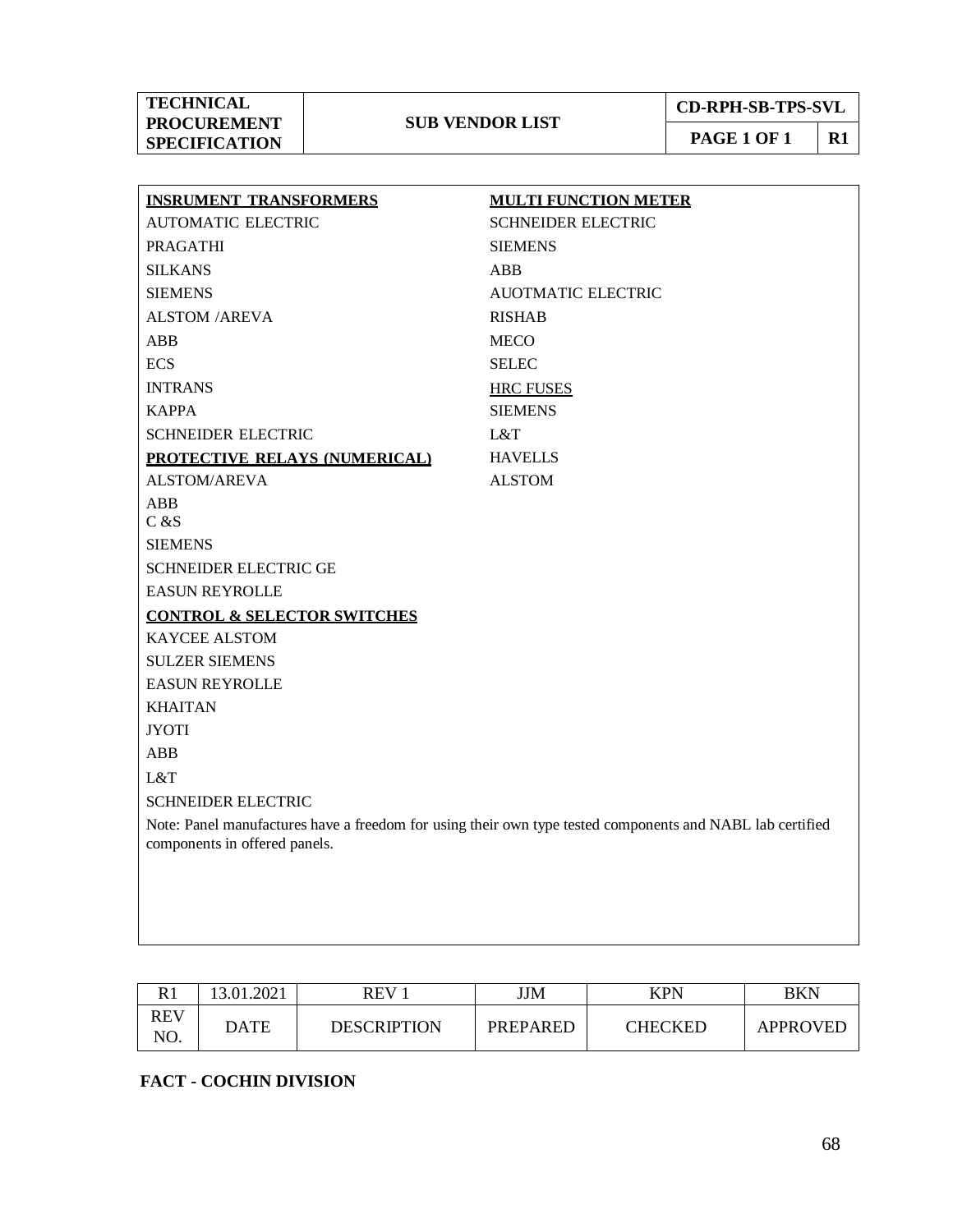| TECHNICAL PROCUREMENT SPECIFICATION | SUB VENDOR LIST | CD-RPH-SB-TPS-SVL | |
|---|---|---|---|
| | | PAGE 1 OF 1 | R1 |

**INSRUMENT TRANSFORMERS**

AUTOMATIC ELECTRIC
PRAGATHI
SILKANS
SIEMENS
ALSTOM /AREVA
ABB
ECS
INTRANS
KAPPA
SCHNEIDER ELECTRIC

**PROTECTIVE RELAYS (NUMERICAL)**

ALSTOM/AREVA
ABB
C &S
SIEMENS
SCHNEIDER ELECTRIC GE
EASUN REYROLLE

**CONTROL & SELECTOR SWITCHES**

KAYCEE ALSTOM
SULZER SIEMENS
EASUN REYROLLE
KHAITAN
JYOTI
ABB
L&T
SCHNEIDER ELECTRIC

**MULTI FUNCTION METER**

SCHNEIDER ELECTRIC
SIEMENS
ABB
AUOTMATIC ELECTRIC
RISHAB
MECO
SELEC

**HRC FUSES**

SIEMENS
L&T
HAVELLS
ALSTOM

Note: Panel manufactures have a freedom for using their own type tested components and NABL lab certified components in offered panels.

| R1 | 13.01.2021 | REV 1 | JJM | KPN | BKN |
|---|---|---|---|---|---|
| REV NO. | DATE | DESCRIPTION | PREPARED | CHECKED | APPROVED |

**FACT - COCHIN DIVISION**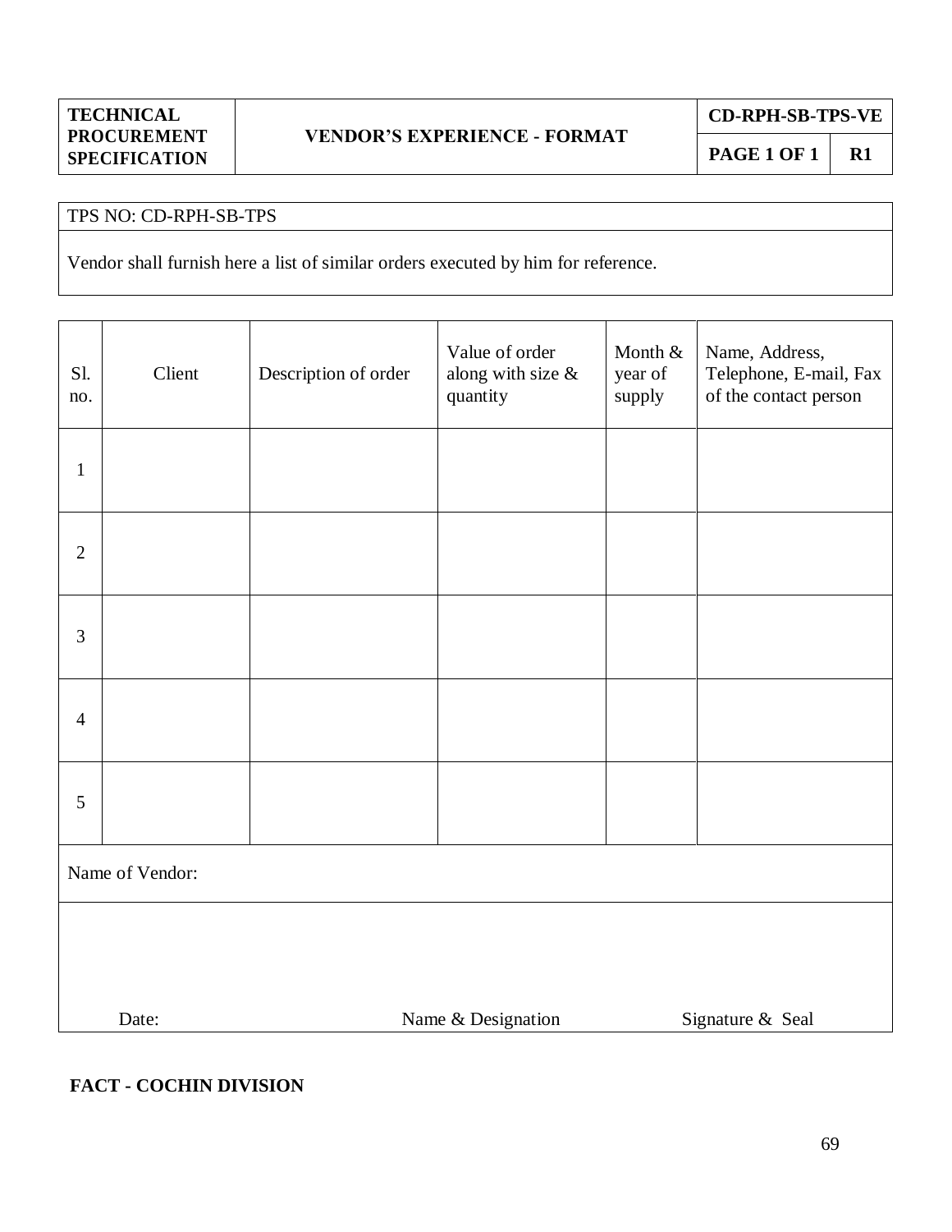| TECHNICAL PROCUREMENT SPECIFICATION | VENDOR'S EXPERIENCE - FORMAT | CD-RPH-SB-TPS-VE | |
|---|---|---|---|
| | | PAGE 1 OF 1 | R1 |

TPS NO: CD-RPH-SB-TPS

Vendor shall furnish here a list of similar orders executed by him for reference.

| Sl. no. | Client | Description of order | Value of order along with size & quantity | Month & year of supply | Name, Address, Telephone, E-mail, Fax of the contact person |
|---|---|---|---|---|---|
| 1 | | | | | |
| 2 | | | | | |
| 3 | | | | | |
| 4 | | | | | |
| 5 | | | | | |

Name of Vendor:

Date: Name & Designation Signature & Seal

**FACT - COCHIN DIVISION**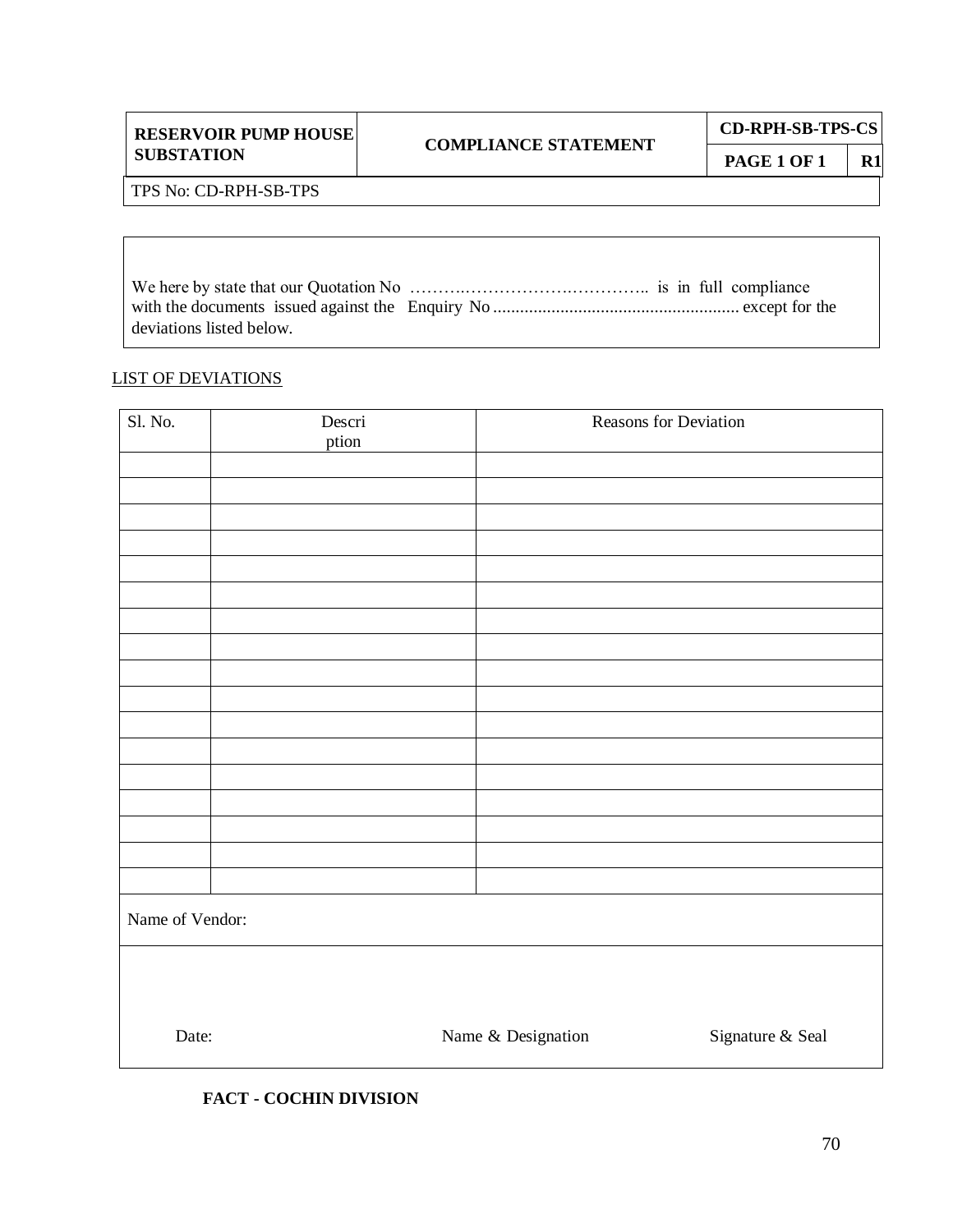| RESERVOIR PUMP HOUSE SUBSTATION | COMPLIANCE STATEMENT | CD-RPH-SB-TPS-CS | |
|---|---|---|---|
| | | PAGE 1 OF 1 | R1 |

TPS No: CD-RPH-SB-TPS

We here by state that our Quotation No ……….……………….………….. is in full compliance with the documents issued against the Enquiry No ...................................................... except for the deviations listed below.

LIST OF DEVIATIONS

| Sl. No. | Description | Reasons for Deviation |
|---|---|---|
| | | |
| | | |
| | | |
| | | |
| | | |
| | | |
| | | |
| | | |
| | | |
| | | |
| | | |
| | | |
| | | |
| | | |
| | | |
| | | |
| | | |

Name of Vendor:

Date: Name & Designation Signature & Seal

**FACT - COCHIN DIVISION**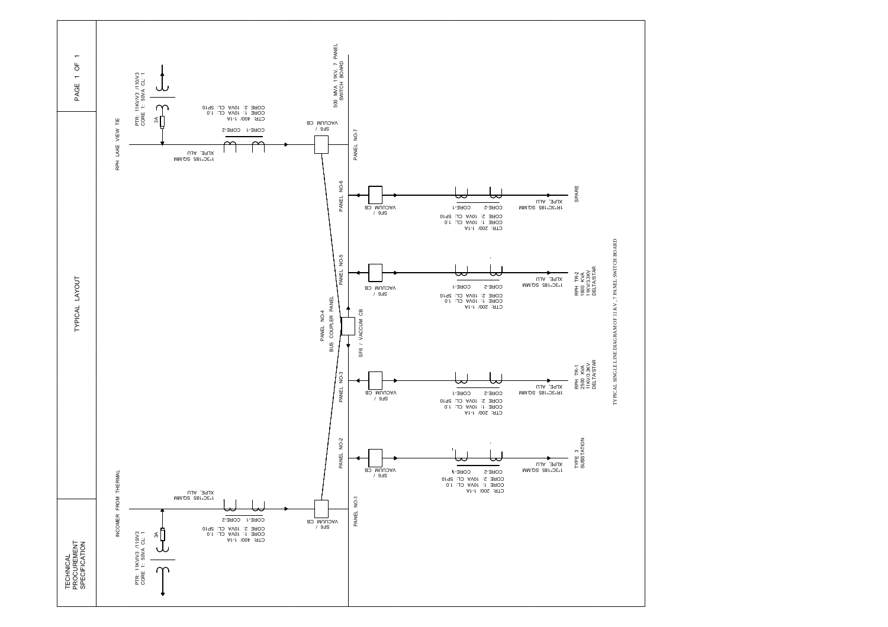TECHNICAL PROCUREMENT SPECIFICATION

TYPICAL LAYOUT

TYPICAL SINGLE LINE DIAGRAM OF 11 KV, 7 PANEL SWITCH BOARD

500 MVA 11KV, 7 PANEL SWITCH BOARD

INCOMER FROM THERMAL

PTR: 11KV/√3 /110/√3
CORE 1: 50VA CL: 1

3A

1*3C*185 SQ.MM
XLPE, ALU

CORE-1 CORE-2

CTR: 400/ 1-1A
CORE 1: 10VA CL: 1.0
CORE 2: 10VA CL: SP10

SF6 / VACUUM CB

PANEL NO-1

TYPE 3 SUBSTATION

1*3C*185 SQ.MM
XLPE, ALU

CORE-2 CORE-1

CTR: 200/ 1-1A
CORE 1: 10VA CL: 1.0
CORE 2: 10VA CL: SP10

SF6 / VACUUM CB

PANEL NO-2

RPH TR-1
2500 KVA
11KV/3.3KV
DELTA/STAR

1R*3C*185 SQ.MM
XLPE, ALU

CORE-2 CORE-1

CTR: 200/ 1-1A
CORE 1: 10VA CL: 1.0
CORE 2: 10VA CL: SP10

SF6 / VACUUM CB

PANEL NO-3

PANEL NO-4
BUS COUPLER PANEL

SF6 / VACCUM CB

RPH TR-2
1600 KVA
11KV/3.3KV
DELTA/STAR

1*3C*185 SQ.MM
XLPE, ALU

CORE-2 CORE-1

CTR: 200/ 1-1A
CORE 1: 10VA CL: 1.0
CORE 2: 10VA CL: SP10

SF6 / VACUUM CB

PANEL NO-5

SPARE

1R*3C*185 SQ.MM
XLPE, ALU

CORE-2 CORE-1

CTR: 200/ 1-1A
CORE 1: 10VA CL: 1.0
CORE 2: 10VA CL: SP10

SF6 / VACUUM CB

PANEL NO-6

RPH LAKE VIEW TIE

PTR: 11KV/√3 /110/√3
CORE 1: 50VA CL: 1

3A

1*3C*185 SQ.MM
XLPE, ALU

CORE-1 CORE-2

CTR: 400/ 1-1A
CORE 1: 10VA CL: 1.0
CORE 2: 10VA CL: SP10

SF6 / VACUUM CB

PANEL NO-7